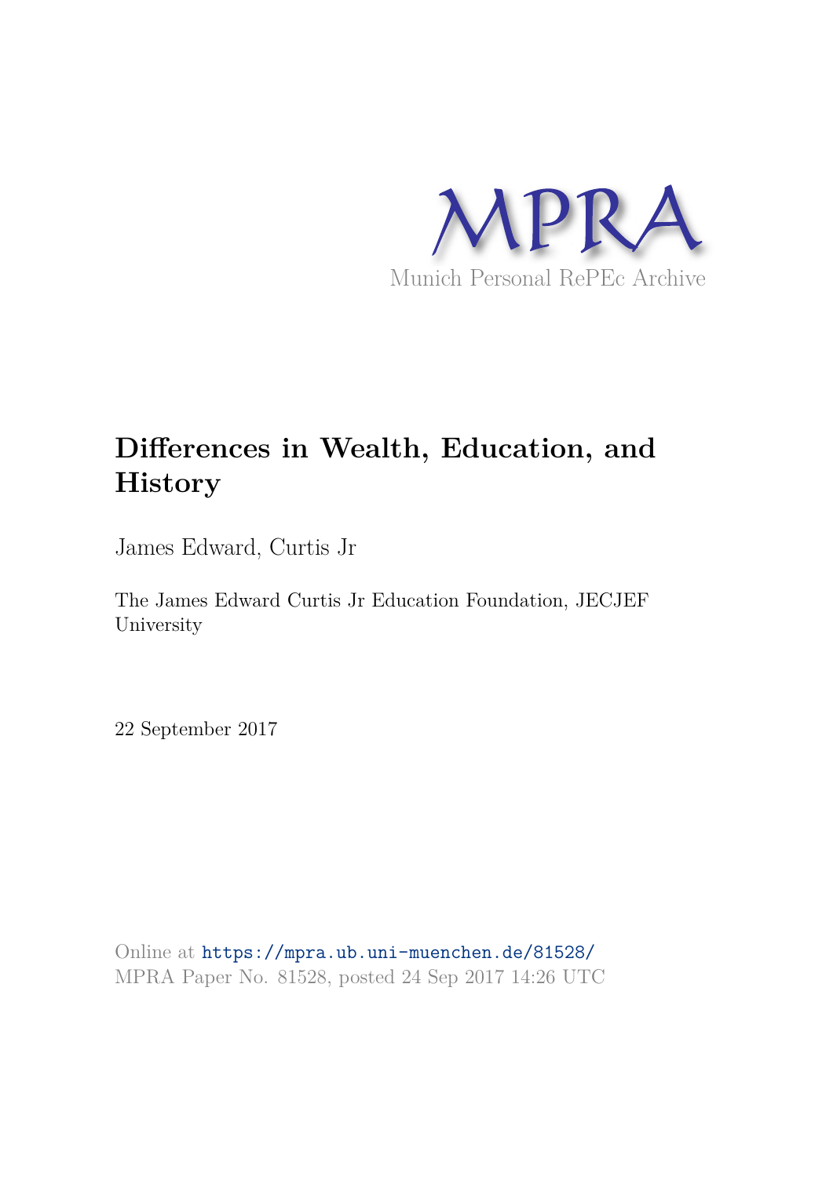MPRA

Munich Personal RePEc Archive

# Differences in Wealth, Education, and History

James Edward, Curtis Jr

The James Edward Curtis Jr Education Foundation, JECJEF University

22 September 2017

Online at https://mpra.ub.uni-muenchen.de/81528/
MPRA Paper No. 81528, posted 24 Sep 2017 14:26 UTC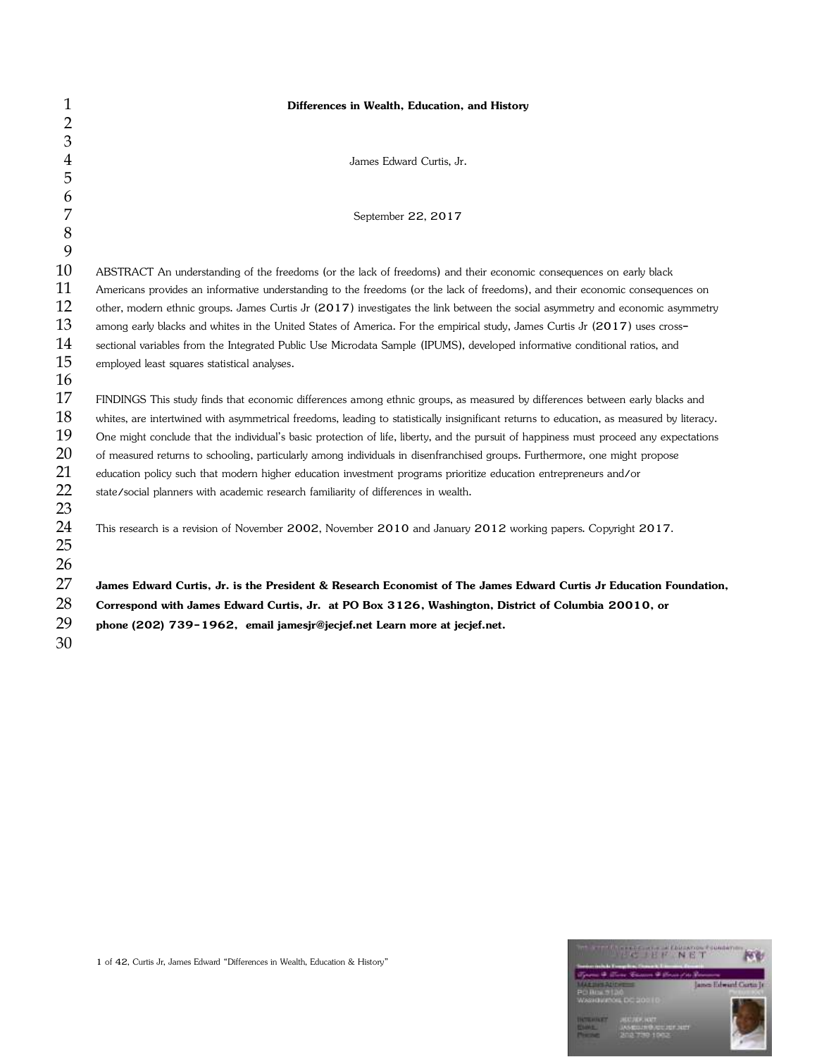**Differences in Wealth, Education, and History**

James Edward Curtis, Jr.

September 22, 2017

ABSTRACT An understanding of the freedoms (or the lack of freedoms) and their economic consequences on early black Americans provides an informative understanding to the freedoms (or the lack of freedoms), and their economic consequences on other, modern ethnic groups. James Curtis Jr (2017) investigates the link between the social asymmetry and economic asymmetry among early blacks and whites in the United States of America. For the empirical study, James Curtis Jr (2017) uses cross-sectional variables from the Integrated Public Use Microdata Sample (IPUMS), developed informative conditional ratios, and employed least squares statistical analyses.

FINDINGS This study finds that economic differences among ethnic groups, as measured by differences between early blacks and whites, are intertwined with asymmetrical freedoms, leading to statistically insignificant returns to education, as measured by literacy. One might conclude that the individual's basic protection of life, liberty, and the pursuit of happiness must proceed any expectations of measured returns to schooling, particularly among individuals in disenfranchised groups. Furthermore, one might propose education policy such that modern higher education investment programs prioritize education entrepreneurs and/or state/social planners with academic research familiarity of differences in wealth.

This research is a revision of November 2002, November 2010 and January 2012 working papers. Copyright 2017.

**James Edward Curtis, Jr. is the President & Research Economist of The James Edward Curtis Jr Education Foundation, Correspond with James Edward Curtis, Jr. at PO Box 3126, Washington, District of Columbia 20010, or phone (202) 739-1962, email jamesjr@jecjef.net Learn more at jecjef.net.**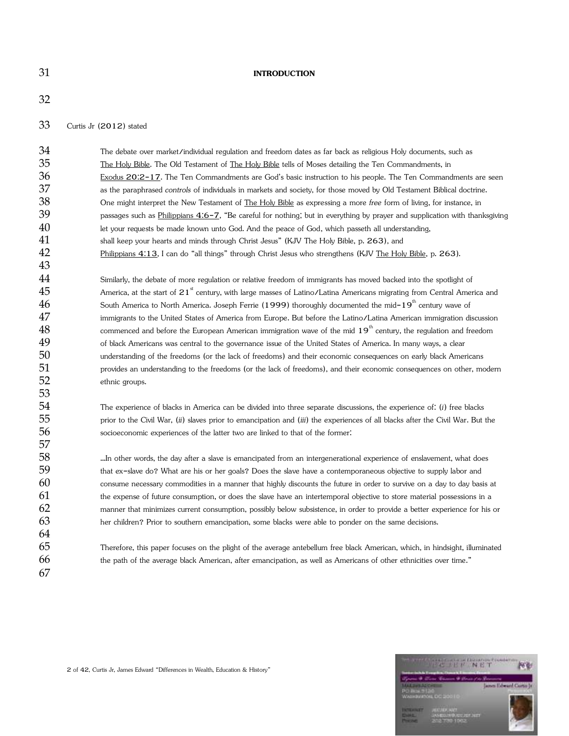# INTRODUCTION

Curtis Jr (2012) stated

> The debate over market/individual regulation and freedom dates as far back as religious Holy documents, such as The Holy Bible. The Old Testament of The Holy Bible tells of Moses detailing the Ten Commandments, in Exodus 20:2-17. The Ten Commandments are God's basic instruction to his people. The Ten Commandments are seen as the paraphrased *controls* of individuals in markets and society, for those moved by Old Testament Biblical doctrine. One might interpret the New Testament of The Holy Bible as expressing a more *free* form of living, for instance, in passages such as Philippians 4:6-7, "Be careful for nothing; but in everything by prayer and supplication with thanksgiving let your requests be made known unto God. And the peace of God, which passeth all understanding, shall keep your hearts and minds through Christ Jesus" (KJV The Holy Bible, p. 263), and Philippians 4:13, I can do "all things" through Christ Jesus who strengthens (KJV The Holy Bible, p. 263).
>
> Similarly, the debate of more regulation or relative freedom of immigrants has moved backed into the spotlight of America, at the start of 21st century, with large masses of Latino/Latina Americans migrating from Central America and South America to North America. Joseph Ferrie (1999) thoroughly documented the mid-19th century wave of immigrants to the United States of America from Europe. But before the Latino/Latina American immigration discussion commenced and before the European American immigration wave of the mid 19th century, the regulation and freedom of black Americans was central to the governance issue of the United States of America. In many ways, a clear understanding of the freedoms (or the lack of freedoms) and their economic consequences on early black Americans provides an understanding to the freedoms (or the lack of freedoms), and their economic consequences on other, modern ethnic groups.
>
> The experience of blacks in America can be divided into three separate discussions, the experience of: (*i*) free blacks prior to the Civil War, (*ii*) slaves prior to emancipation and (*iii*) the experiences of all blacks after the Civil War. But the socioeconomic experiences of the latter two are linked to that of the former:
>
> ...In other words, the day after a slave is emancipated from an intergenerational experience of enslavement, what does that ex-slave do? What are his or her goals? Does the slave have a contemporaneous objective to supply labor and consume necessary commodities in a manner that highly discounts the future in order to survive on a day to day basis at the expense of future consumption, or does the slave have an intertemporal objective to store material possessions in a manner that minimizes current consumption, possibly below subsistence, in order to provide a better experience for his or her children? Prior to southern emancipation, some blacks were able to ponder on the same decisions.
>
> Therefore, this paper focuses on the plight of the average antebellum free black American, which, in hindsight, illuminated the path of the average black American, after emancipation, as well as Americans of other ethnicities over time."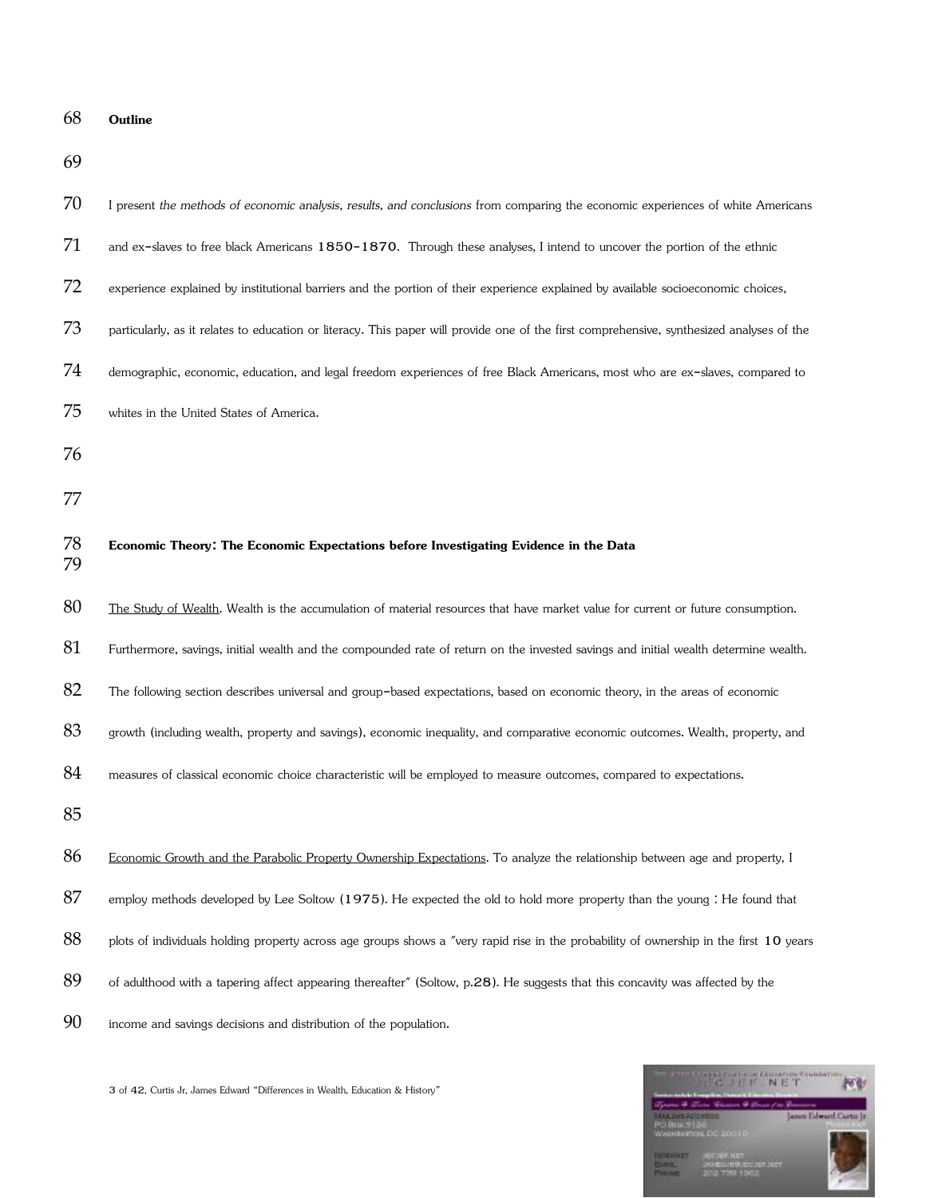**Outline**

I present *the methods of economic analysis, results, and conclusions* from comparing the economic experiences of white Americans and ex-slaves to free black Americans 1850-1870. Through these analyses, I intend to uncover the portion of the ethnic experience explained by institutional barriers and the portion of their experience explained by available socioeconomic choices, particularly, as it relates to education or literacy. This paper will provide one of the first comprehensive, synthesized analyses of the demographic, economic, education, and legal freedom experiences of free Black Americans, most who are ex-slaves, compared to whites in the United States of America.

**Economic Theory: The Economic Expectations before Investigating Evidence in the Data**

The Study of Wealth. Wealth is the accumulation of material resources that have market value for current or future consumption. Furthermore, savings, initial wealth and the compounded rate of return on the invested savings and initial wealth determine wealth. The following section describes universal and group-based expectations, based on economic theory, in the areas of economic growth (including wealth, property and savings), economic inequality, and comparative economic outcomes. Wealth, property, and measures of classical economic choice characteristic will be employed to measure outcomes, compared to expectations.

Economic Growth and the Parabolic Property Ownership Expectations. To analyze the relationship between age and property, I employ methods developed by Lee Soltow (1975). He expected the old to hold more property than the young : He found that plots of individuals holding property across age groups shows a "very rapid rise in the probability of ownership in the first 10 years of adulthood with a tapering affect appearing thereafter" (Soltow, p.28). He suggests that this concavity was affected by the income and savings decisions and distribution of the population.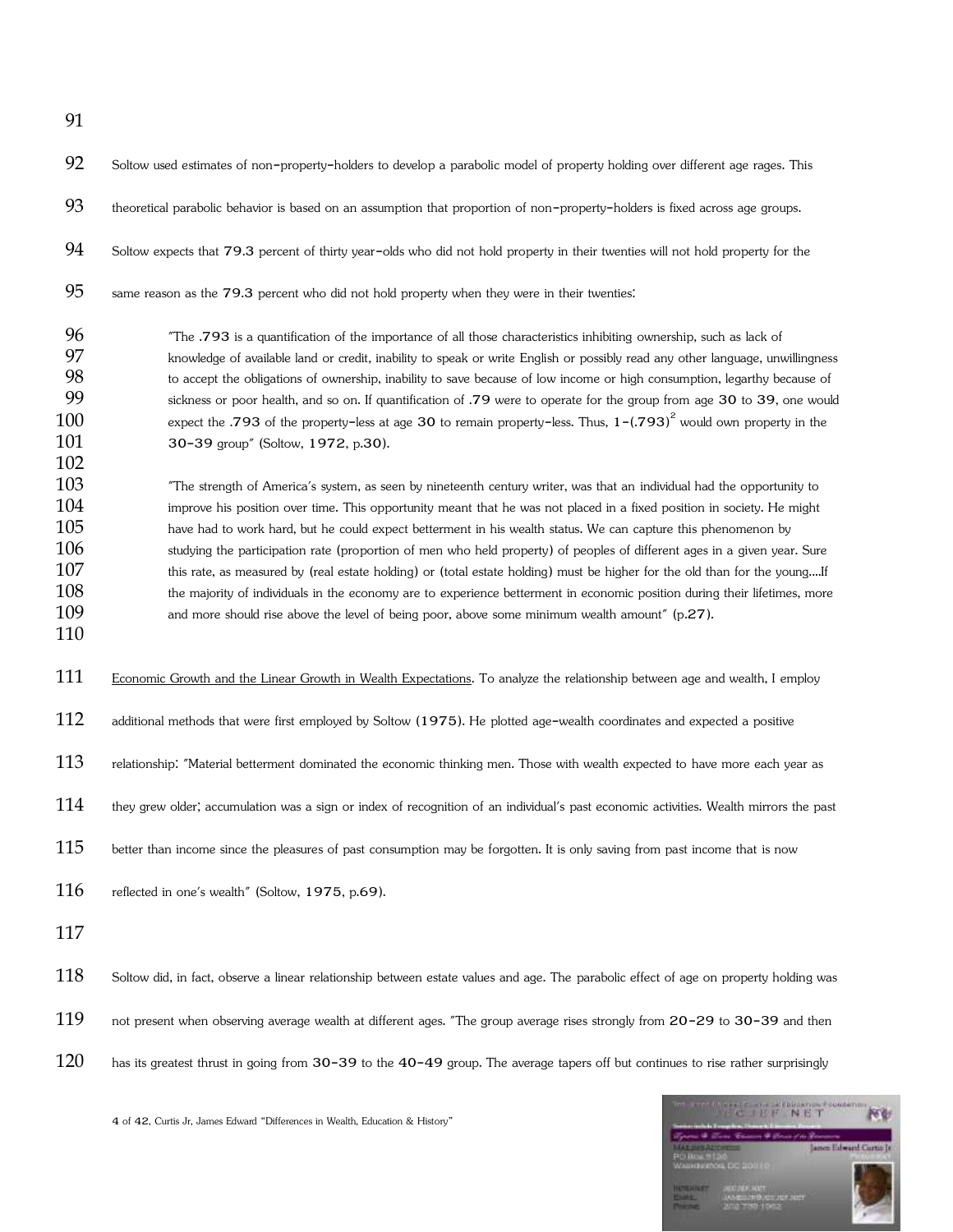Soltow used estimates of non-property-holders to develop a parabolic model of property holding over different age rages. This theoretical parabolic behavior is based on an assumption that proportion of non-property-holders is fixed across age groups. Soltow expects that 79.3 percent of thirty year-olds who did not hold property in their twenties will not hold property for the same reason as the 79.3 percent who did not hold property when they were in their twenties:

> "The .793 is a quantification of the importance of all those characteristics inhibiting ownership, such as lack of knowledge of available land or credit, inability to speak or write English or possibly read any other language, unwillingness to accept the obligations of ownership, inability to save because of low income or high consumption, legarthy because of sickness or poor health, and so on. If quantification of .79 were to operate for the group from age 30 to 39, one would expect the .793 of the property-less at age 30 to remain property-less. Thus, $1-(.793)^2$ would own property in the 30-39 group" (Soltow, 1972, p.30).

> "The strength of America's system, as seen by nineteenth century writer, was that an individual had the opportunity to improve his position over time. This opportunity meant that he was not placed in a fixed position in society. He might have had to work hard, but he could expect betterment in his wealth status. We can capture this phenomenon by studying the participation rate (proportion of men who held property) of peoples of different ages in a given year. Sure this rate, as measured by (real estate holding) or (total estate holding) must be higher for the old than for the young....If the majority of individuals in the economy are to experience betterment in economic position during their lifetimes, more and more should rise above the level of being poor, above some minimum wealth amount" (p.27).

Economic Growth and the Linear Growth in Wealth Expectations. To analyze the relationship between age and wealth, I employ additional methods that were first employed by Soltow (1975). He plotted age-wealth coordinates and expected a positive relationship: "Material betterment dominated the economic thinking men. Those with wealth expected to have more each year as they grew older; accumulation was a sign or index of recognition of an individual's past economic activities. Wealth mirrors the past better than income since the pleasures of past consumption may be forgotten. It is only saving from past income that is now reflected in one's wealth" (Soltow, 1975, p.69).

Soltow did, in fact, observe a linear relationship between estate values and age. The parabolic effect of age on property holding was not present when observing average wealth at different ages. "The group average rises strongly from 20-29 to 30-39 and then has its greatest thrust in going from 30-39 to the 40-49 group. The average tapers off but continues to rise rather surprisingly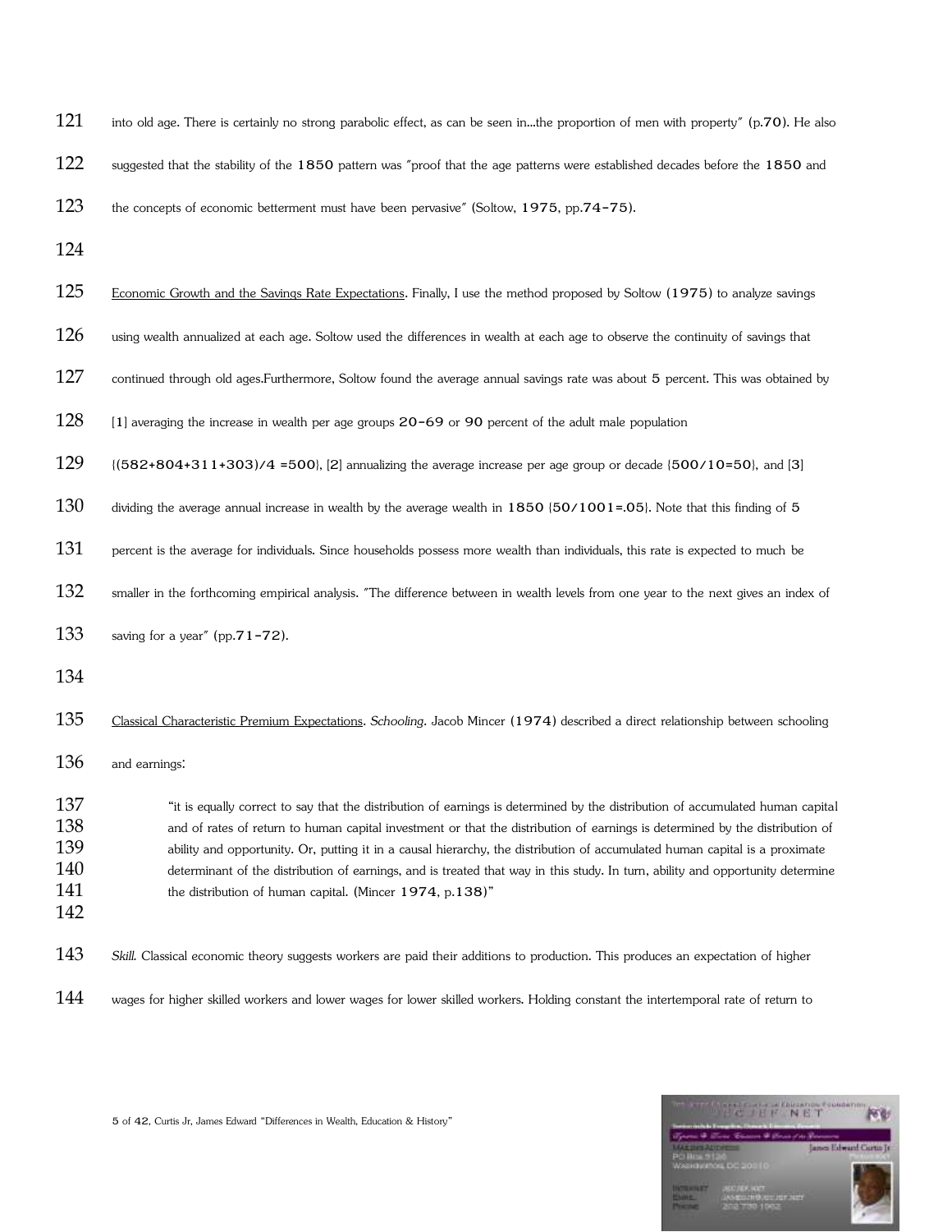into old age. There is certainly no strong parabolic effect, as can be seen in...the proportion of men with property" (p.70). He also suggested that the stability of the 1850 pattern was "proof that the age patterns were established decades before the 1850 and the concepts of economic betterment must have been pervasive" (Soltow, 1975, pp.74-75).

Economic Growth and the Savings Rate Expectations. Finally, I use the method proposed by Soltow (1975) to analyze savings using wealth annualized at each age. Soltow used the differences in wealth at each age to observe the continuity of savings that continued through old ages.Furthermore, Soltow found the average annual savings rate was about 5 percent. This was obtained by [1] averaging the increase in wealth per age groups 20-69 or 90 percent of the adult male population {(582+804+311+303)/4 =500}, [2] annualizing the average increase per age group or decade {500/10=50}, and [3] dividing the average annual increase in wealth by the average wealth in 1850 {50/1001=.05}. Note that this finding of 5 percent is the average for individuals. Since households possess more wealth than individuals, this rate is expected to much be smaller in the forthcoming empirical analysis. "The difference between in wealth levels from one year to the next gives an index of saving for a year" (pp.71-72).

Classical Characteristic Premium Expectations. *Schooling.* Jacob Mincer (1974) described a direct relationship between schooling and earnings:

> "it is equally correct to say that the distribution of earnings is determined by the distribution of accumulated human capital and of rates of return to human capital investment or that the distribution of earnings is determined by the distribution of ability and opportunity. Or, putting it in a causal hierarchy, the distribution of accumulated human capital is a proximate determinant of the distribution of earnings, and is treated that way in this study. In turn, ability and opportunity determine the distribution of human capital. (Mincer 1974, p.138)"

*Skill.* Classical economic theory suggests workers are paid their additions to production. This produces an expectation of higher wages for higher skilled workers and lower wages for lower skilled workers. Holding constant the intertemporal rate of return to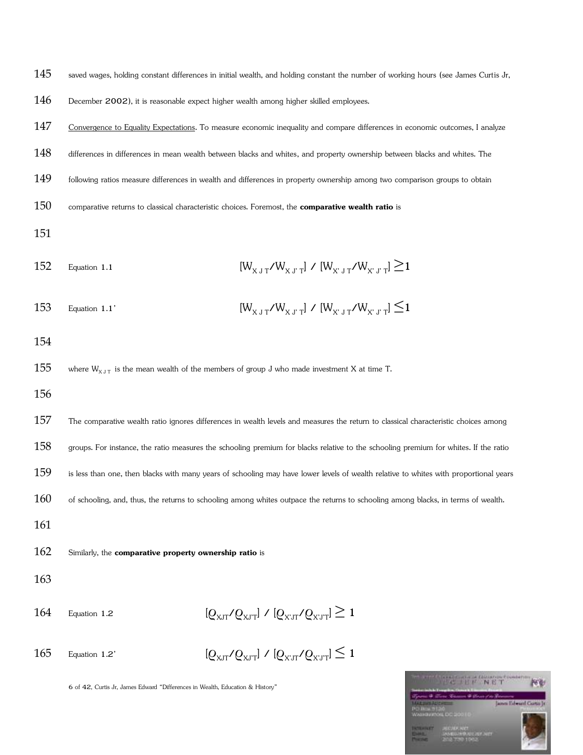saved wages, holding constant differences in initial wealth, and holding constant the number of working hours (see James Curtis Jr, December 2002), it is reasonable expect higher wealth among higher skilled employees.

Convergence to Equality Expectations. To measure economic inequality and compare differences in economic outcomes, I analyze differences in differences in mean wealth between blacks and whites, and property ownership between blacks and whites. The following ratios measure differences in wealth and differences in property ownership among two comparison groups to obtain comparative returns to classical characteristic choices. Foremost, the **comparative wealth ratio** is

Equation 1.1
$$[W_{X\,J\,T}/W_{X\,J'\,T}] \,/\, [W_{X'\,J\,T}/W_{X'\,J'\,T}] \geq 1$$

Equation 1.1'
$$[W_{X\,J\,T}/W_{X\,J'\,T}] \,/\, [W_{X'\,J\,T}/W_{X'\,J'\,T}] \leq 1$$

where $W_{X\,J\,T}$ is the mean wealth of the members of group J who made investment X at time T.

The comparative wealth ratio ignores differences in wealth levels and measures the return to classical characteristic choices among groups. For instance, the ratio measures the schooling premium for blacks relative to the schooling premium for whites. If the ratio is less than one, then blacks with many years of schooling may have lower levels of wealth relative to whites with proportional years of schooling, and, thus, the returns to schooling among whites outpace the returns to schooling among blacks, in terms of wealth.

Similarly, the **comparative property ownership ratio** is

Equation 1.2
$$[Q_{XJT}/Q_{XJ'T}] \,/\, [Q_{X'JT}/Q_{X'J'T}] \geq 1$$

Equation 1.2'
$$[Q_{XJT}/Q_{XJ'T}] \,/\, [Q_{X'JT}/Q_{X'J'T}] \leq 1$$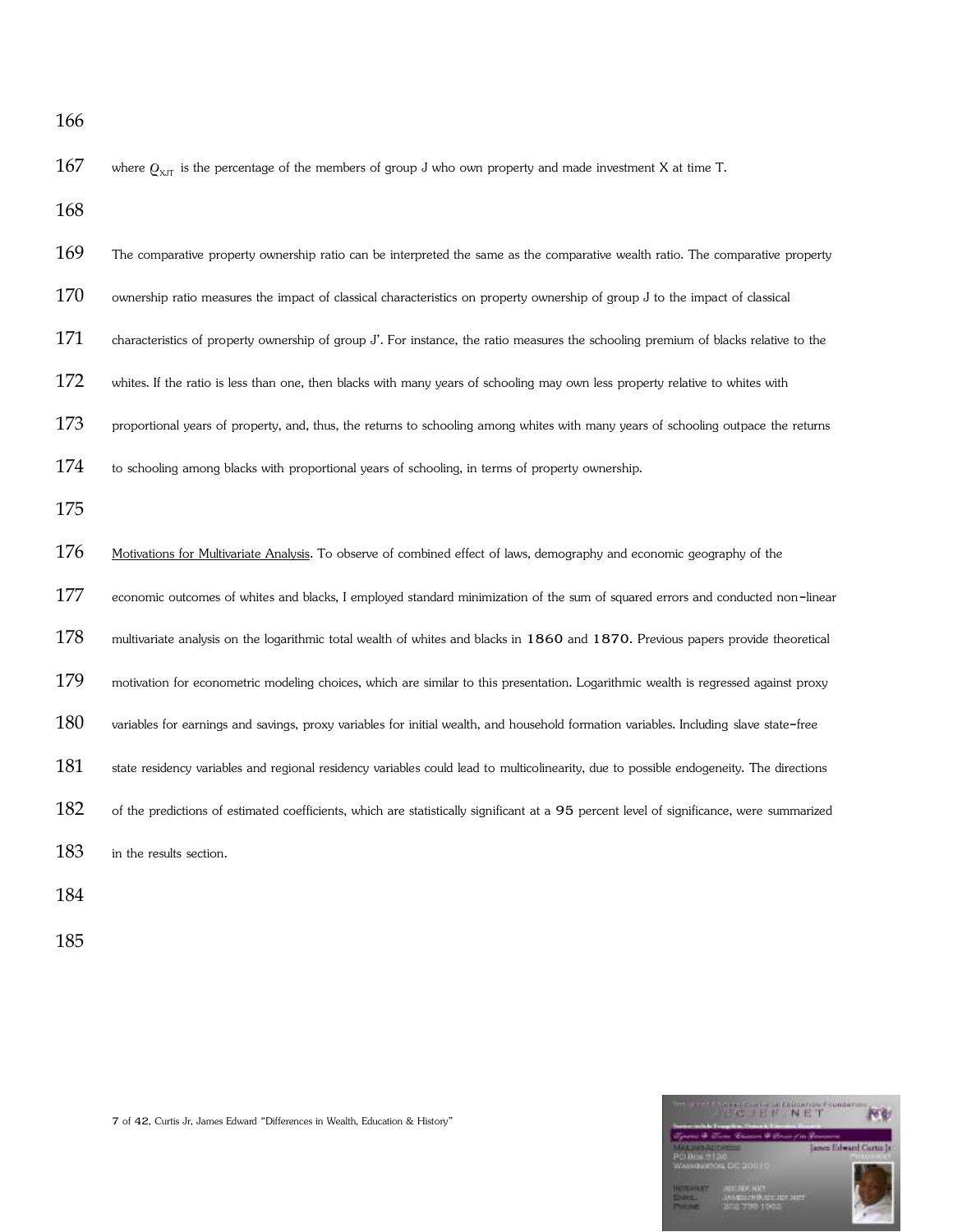where $Q_{XJT}$ is the percentage of the members of group J who own property and made investment X at time T.

The comparative property ownership ratio can be interpreted the same as the comparative wealth ratio. The comparative property ownership ratio measures the impact of classical characteristics on property ownership of group J to the impact of classical characteristics of property ownership of group J'. For instance, the ratio measures the schooling premium of blacks relative to the whites. If the ratio is less than one, then blacks with many years of schooling may own less property relative to whites with proportional years of property, and, thus, the returns to schooling among whites with many years of schooling outpace the returns to schooling among blacks with proportional years of schooling, in terms of property ownership.

<u>Motivations for Multivariate Analysis</u>. To observe of combined effect of laws, demography and economic geography of the economic outcomes of whites and blacks, I employed standard minimization of the sum of squared errors and conducted non-linear multivariate analysis on the logarithmic total wealth of whites and blacks in 1860 and 1870. Previous papers provide theoretical motivation for econometric modeling choices, which are similar to this presentation. Logarithmic wealth is regressed against proxy variables for earnings and savings, proxy variables for initial wealth, and household formation variables. Including slave state-free state residency variables and regional residency variables could lead to multicolinearity, due to possible endogeneity. The directions of the predictions of estimated coefficients, which are statistically significant at a 95 percent level of significance, were summarized in the results section.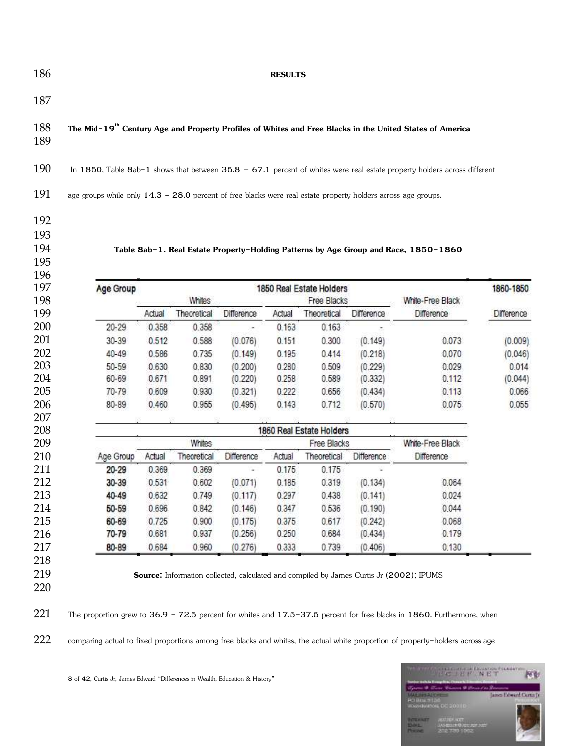# RESULTS

## The Mid-19th Century Age and Property Profiles of Whites and Free Blacks in the United States of America

In 1850, Table 8ab-1 shows that between 35.8 – 67.1 percent of whites were real estate property holders across different age groups while only 14.3 - 28.0 percent of free blacks were real estate property holders across age groups.

**Table 8ab-1. Real Estate Property-Holding Patterns by Age Group and Race, 1850-1860**

| Age Group | 1850 Real Estate Holders | | | | | | | 1860-1850 |
|---|---|---|---|---|---|---|---|---|
| | Whites | | | Free Blacks | | | White-Free Black | |
| | Actual | Theoretical | Difference | Actual | Theoretical | Difference | Difference | Difference |
| 20-29 | 0.358 | 0.358 | - | 0.163 | 0.163 | - | | |
| 30-39 | 0.512 | 0.588 | (0.076) | 0.151 | 0.300 | (0.149) | 0.073 | (0.009) |
| 40-49 | 0.586 | 0.735 | (0.149) | 0.195 | 0.414 | (0.218) | 0.070 | (0.046) |
| 50-59 | 0.630 | 0.830 | (0.200) | 0.280 | 0.509 | (0.229) | 0.029 | 0.014 |
| 60-69 | 0.671 | 0.891 | (0.220) | 0.258 | 0.589 | (0.332) | 0.112 | (0.044) |
| 70-79 | 0.609 | 0.930 | (0.321) | 0.222 | 0.656 | (0.434) | 0.113 | 0.066 |
| 80-89 | 0.460 | 0.955 | (0.495) | 0.143 | 0.712 | (0.570) | 0.075 | 0.055 |

| | 1860 Real Estate Holders | | | | | | |
|---|---|---|---|---|---|---|---|
| | Whites | | | Free Blacks | | | White-Free Black |
| Age Group | Actual | Theoretical | Difference | Actual | Theoretical | Difference | Difference |
| **20-29** | 0.369 | 0.369 | - | 0.175 | 0.175 | - | |
| **30-39** | 0.531 | 0.602 | (0.071) | 0.185 | 0.319 | (0.134) | 0.064 |
| **40-49** | 0.632 | 0.749 | (0.117) | 0.297 | 0.438 | (0.141) | 0.024 |
| **50-59** | 0.696 | 0.842 | (0.146) | 0.347 | 0.536 | (0.190) | 0.044 |
| **60-69** | 0.725 | 0.900 | (0.175) | 0.375 | 0.617 | (0.242) | 0.068 |
| **70-79** | 0.681 | 0.937 | (0.256) | 0.250 | 0.684 | (0.434) | 0.179 |
| **80-89** | 0.684 | 0.960 | (0.276) | 0.333 | 0.739 | (0.406) | 0.130 |

**Source:** Information collected, calculated and compiled by James Curtis Jr (2002); IPUMS

The proportion grew to 36.9 - 72.5 percent for whites and 17.5-37.5 percent for free blacks in 1860. Furthermore, when comparing actual to fixed proportions among free blacks and whites, the actual white proportion of property-holders across age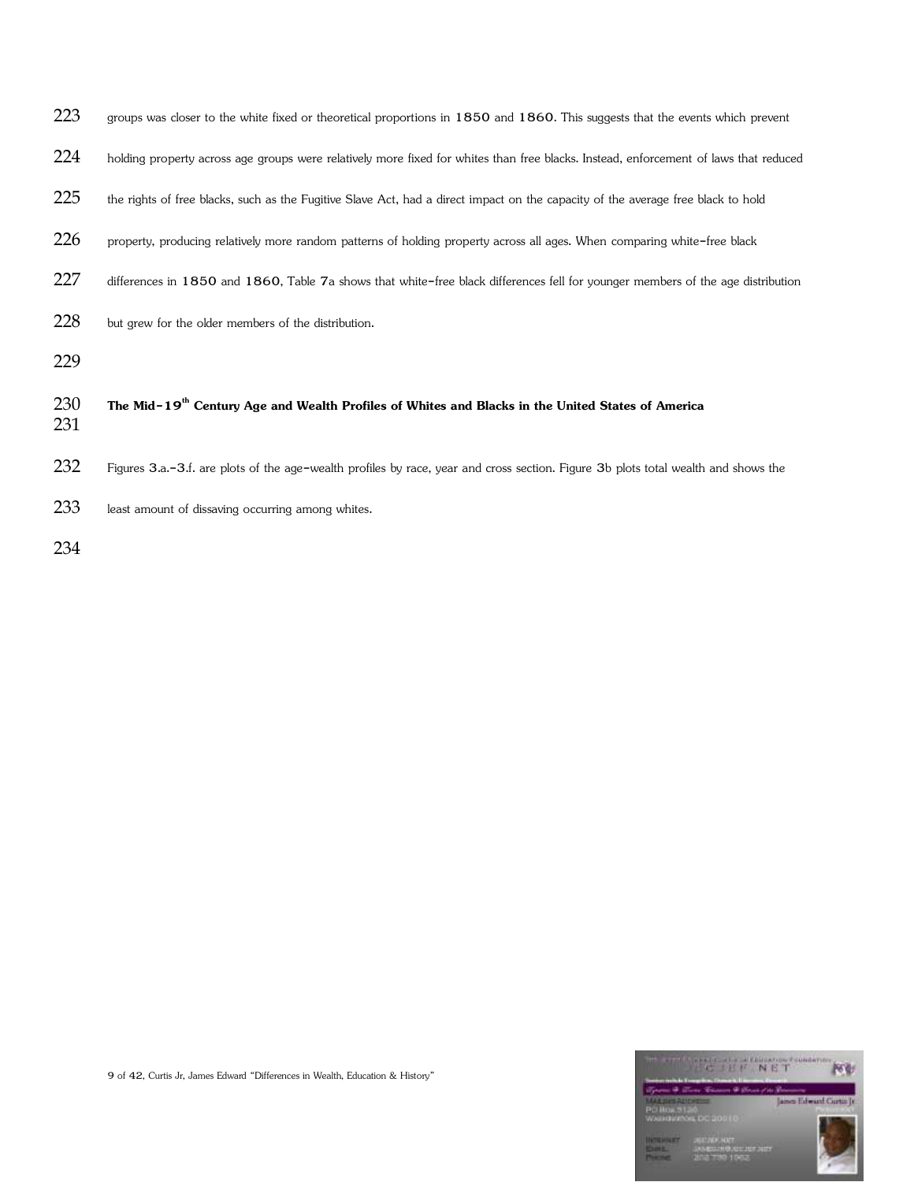groups was closer to the white fixed or theoretical proportions in 1850 and 1860. This suggests that the events which prevent holding property across age groups were relatively more fixed for whites than free blacks. Instead, enforcement of laws that reduced the rights of free blacks, such as the Fugitive Slave Act, had a direct impact on the capacity of the average free black to hold property, producing relatively more random patterns of holding property across all ages. When comparing white-free black differences in 1850 and 1860, Table 7a shows that white-free black differences fell for younger members of the age distribution but grew for the older members of the distribution.

### The Mid-19th Century Age and Wealth Profiles of Whites and Blacks in the United States of America

Figures 3.a.-3.f. are plots of the age-wealth profiles by race, year and cross section. Figure 3b plots total wealth and shows the least amount of dissaving occurring among whites.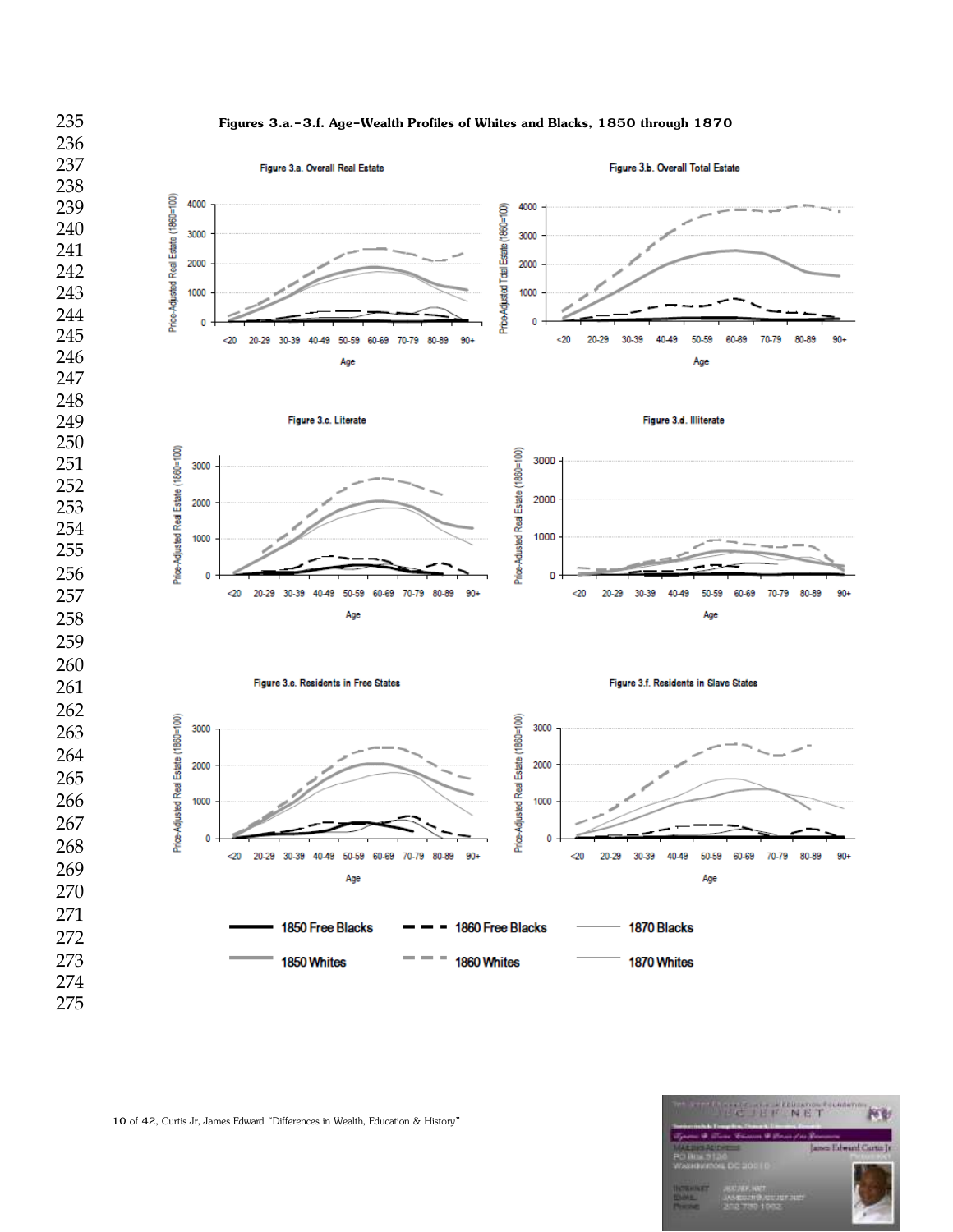**Figures 3.a.–3.f. Age–Wealth Profiles of Whites and Blacks, 1850 through 1870**

Figure 3.a. Overall Real Estate

Figure 3.b. Overall Total Estate

Figure 3.c. Literate

Figure 3.d. Illiterate

Figure 3.e. Residents in Free States

Figure 3.f. Residents in Slave States

1850 Free Blacks — 1860 Free Blacks — 1870 Blacks

1850 Whites — 1860 Whites — 1870 Whites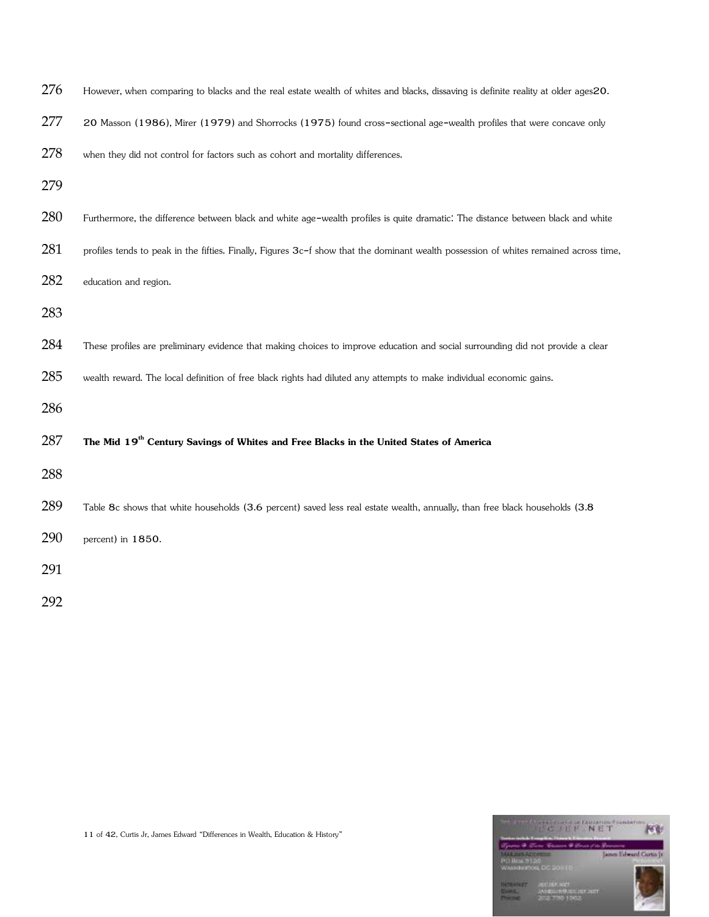However, when comparing to blacks and the real estate wealth of whites and blacks, dissaving is definite reality at older ages[20].

20 Masson (1986), Mirer (1979) and Shorrocks (1975) found cross-sectional age-wealth profiles that were concave only when they did not control for factors such as cohort and mortality differences.

Furthermore, the difference between black and white age-wealth profiles is quite dramatic: The distance between black and white profiles tends to peak in the fifties. Finally, Figures 3c-f show that the dominant wealth possession of whites remained across time, education and region.

These profiles are preliminary evidence that making choices to improve education and social surrounding did not provide a clear wealth reward. The local definition of free black rights had diluted any attempts to make individual economic gains.

**The Mid 19th Century Savings of Whites and Free Blacks in the United States of America**

Table 8c shows that white households (3.6 percent) saved less real estate wealth, annually, than free black households (3.8 percent) in 1850.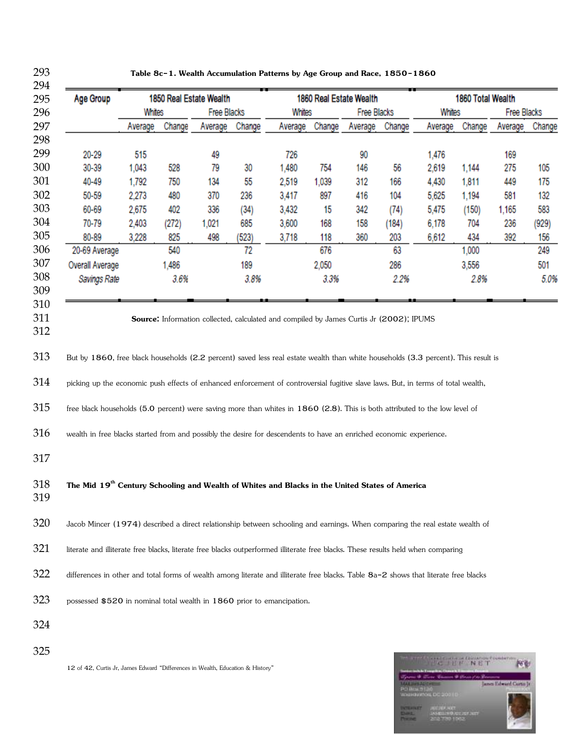**Table 8c-1. Wealth Accumulation Patterns by Age Group and Race, 1850-1860**

| Age Group | 1850 Real Estate Wealth | | | | 1860 Real Estate Wealth | | | | 1860 Total Wealth | | | |
|---|---|---|---|---|---|---|---|---|---|---|---|---|
| | Whites | | Free Blacks | | Whites | | Free Blacks | | Whites | | Free Blacks | |
| | Average | Change | Average | Change | Average | Change | Average | Change | Average | Change | Average | Change |
| 20-29 | 515 | | 49 | | 726 | | 90 | | 1,476 | | 169 | |
| 30-39 | 1,043 | 528 | 79 | 30 | 1,480 | 754 | 146 | 56 | 2,619 | 1,144 | 275 | 105 |
| 40-49 | 1,792 | 750 | 134 | 55 | 2,519 | 1,039 | 312 | 166 | 4,430 | 1,811 | 449 | 175 |
| 50-59 | 2,273 | 480 | 370 | 236 | 3,417 | 897 | 416 | 104 | 5,625 | 1,194 | 581 | 132 |
| 60-69 | 2,675 | 402 | 336 | (34) | 3,432 | 15 | 342 | (74) | 5,475 | (150) | 1,165 | 583 |
| 70-79 | 2,403 | (272) | 1,021 | 685 | 3,600 | 168 | 158 | (184) | 6,178 | 704 | 236 | (929) |
| 80-89 | 3,228 | 825 | 498 | (523) | 3,718 | 118 | 360 | 203 | 6,612 | 434 | 392 | 156 |
| 20-69 Average | | 540 | | 72 | | 676 | | 63 | | 1,000 | | 249 |
| Overall Average | | 1,486 | | 189 | | 2,050 | | 286 | | 3,556 | | 501 |
| *Savings Rate* | | *3.6%* | | *3.8%* | | *3.3%* | | *2.2%* | | *2.8%* | | *5.0%* |

**Source:** Information collected, calculated and compiled by James Curtis Jr (2002); IPUMS

But by 1860, free black households (2.2 percent) saved less real estate wealth than white households (3.3 percent). This result is picking up the economic push effects of enhanced enforcement of controversial fugitive slave laws. But, in terms of total wealth, free black households (5.0 percent) were saving more than whites in 1860 (2.8). This is both attributed to the low level of wealth in free blacks started from and possibly the desire for descendents to have an enriched economic experience.

### The Mid 19th Century Schooling and Wealth of Whites and Blacks in the United States of America

Jacob Mincer (1974) described a direct relationship between schooling and earnings. When comparing the real estate wealth of literate and illiterate free blacks, literate free blacks outperformed illiterate free blacks. These results held when comparing differences in other and total forms of wealth among literate and illiterate free blacks. Table 8a-2 shows that literate free blacks possessed $520 in nominal total wealth in 1860 prior to emancipation.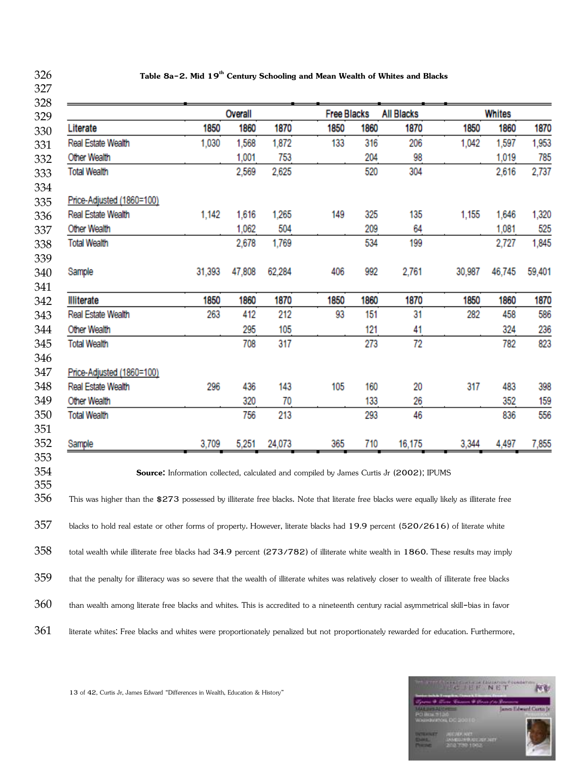**Table 8a-2. Mid 19th Century Schooling and Mean Wealth of Whites and Blacks**

| | Overall | | | Free Blacks | | All Blacks | Whites | | |
|---|---|---|---|---|---|---|---|---|---|
| **Literate** | **1850** | **1860** | **1870** | **1850** | **1860** | **1870** | **1850** | **1860** | **1870** |
| Real Estate Wealth | 1,030 | 1,568 | 1,872 | 133 | 316 | 206 | 1,042 | 1,597 | 1,953 |
| Other Wealth | | 1,001 | 753 | | 204 | 98 | | 1,019 | 785 |
| Total Wealth | | 2,569 | 2,625 | | 520 | 304 | | 2,616 | 2,737 |
| Price-Adjusted (1860=100) | | | | | | | | | |
| Real Estate Wealth | 1,142 | 1,616 | 1,265 | 149 | 325 | 135 | 1,155 | 1,646 | 1,320 |
| Other Wealth | | 1,062 | 504 | | 209 | 64 | | 1,081 | 525 |
| Total Wealth | | 2,678 | 1,769 | | 534 | 199 | | 2,727 | 1,845 |
| Sample | 31,393 | 47,808 | 62,284 | 406 | 992 | 2,761 | 30,987 | 46,745 | 59,401 |
| **Illiterate** | **1850** | **1860** | **1870** | **1850** | **1860** | **1870** | **1850** | **1860** | **1870** |
| Real Estate Wealth | 263 | 412 | 212 | 93 | 151 | 31 | 282 | 458 | 586 |
| Other Wealth | | 295 | 105 | | 121 | 41 | | 324 | 236 |
| Total Wealth | | 708 | 317 | | 273 | 72 | | 782 | 823 |
| Price-Adjusted (1860=100) | | | | | | | | | |
| Real Estate Wealth | 296 | 436 | 143 | 105 | 160 | 20 | 317 | 483 | 398 |
| Other Wealth | | 320 | 70 | | 133 | 26 | | 352 | 159 |
| Total Wealth | | 756 | 213 | | 293 | 46 | | 836 | 556 |
| Sample | 3,709 | 5,251 | 24,073 | 365 | 710 | 16,175 | 3,344 | 4,497 | 7,855 |

**Source:** Information collected, calculated and compiled by James Curtis Jr (2002); IPUMS

This was higher than the $273 possessed by illiterate free blacks. Note that literate free blacks were equally likely as illiterate free blacks to hold real estate or other forms of property. However, literate blacks had 19.9 percent (520/2616) of literate white total wealth while illiterate free blacks had 34.9 percent (273/782) of illiterate white wealth in 1860. These results may imply that the penalty for illiteracy was so severe that the wealth of illiterate whites was relatively closer to wealth of illiterate free blacks than wealth among literate free blacks and whites. This is accredited to a nineteenth century racial asymmetrical skill-bias in favor literate whites: Free blacks and whites were proportionately penalized but not proportionately rewarded for education. Furthermore,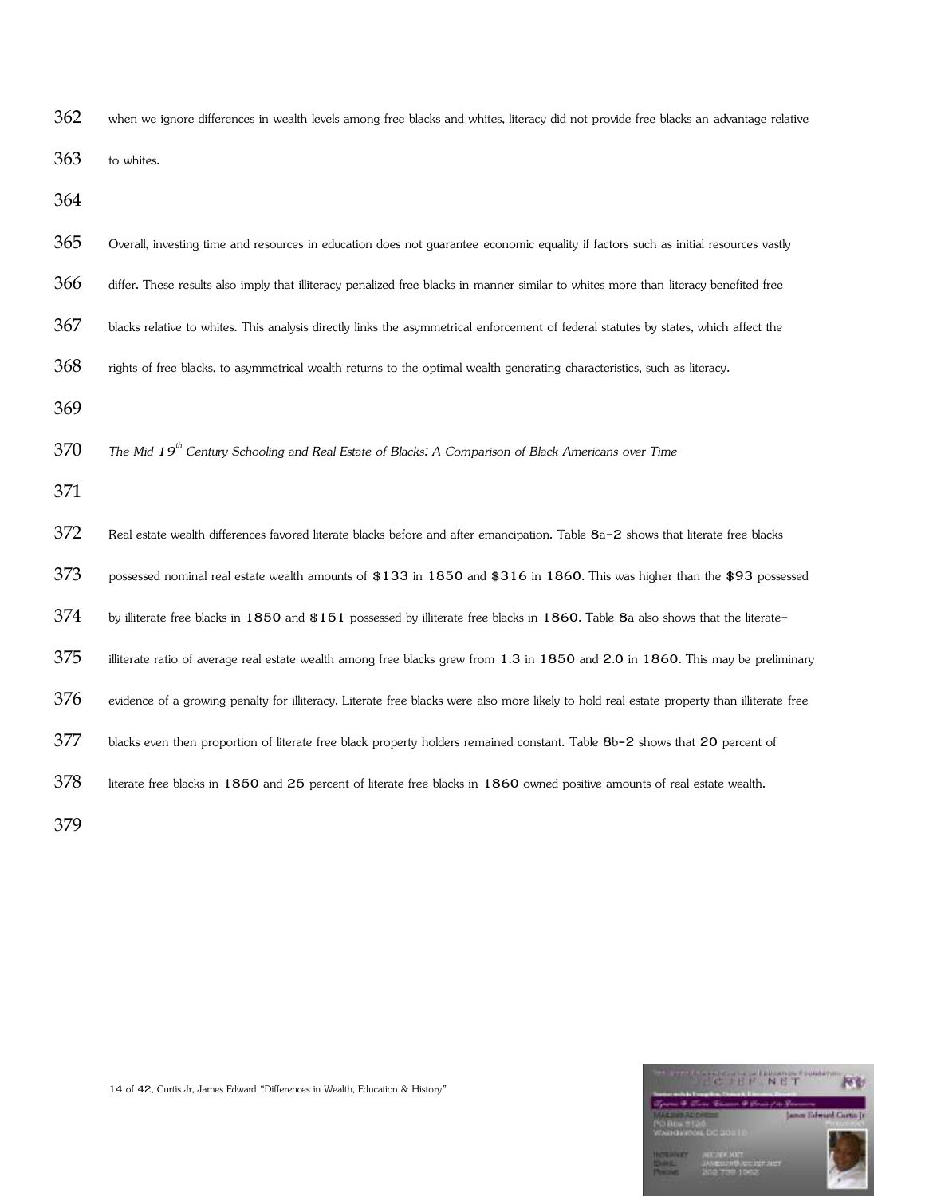when we ignore differences in wealth levels among free blacks and whites, literacy did not provide free blacks an advantage relative to whites.

Overall, investing time and resources in education does not guarantee economic equality if factors such as initial resources vastly differ. These results also imply that illiteracy penalized free blacks in manner similar to whites more than literacy benefited free blacks relative to whites. This analysis directly links the asymmetrical enforcement of federal statutes by states, which affect the rights of free blacks, to asymmetrical wealth returns to the optimal wealth generating characteristics, such as literacy.

*The Mid 19th Century Schooling and Real Estate of Blacks: A Comparison of Black Americans over Time*

Real estate wealth differences favored literate blacks before and after emancipation. Table 8a-2 shows that literate free blacks possessed nominal real estate wealth amounts of $133 in 1850 and $316 in 1860. This was higher than the $93 possessed by illiterate free blacks in 1850 and $151 possessed by illiterate free blacks in 1860. Table 8a also shows that the literate-illiterate ratio of average real estate wealth among free blacks grew from 1.3 in 1850 and 2.0 in 1860. This may be preliminary evidence of a growing penalty for illiteracy. Literate free blacks were also more likely to hold real estate property than illiterate free blacks even then proportion of literate free black property holders remained constant. Table 8b-2 shows that 20 percent of literate free blacks in 1850 and 25 percent of literate free blacks in 1860 owned positive amounts of real estate wealth.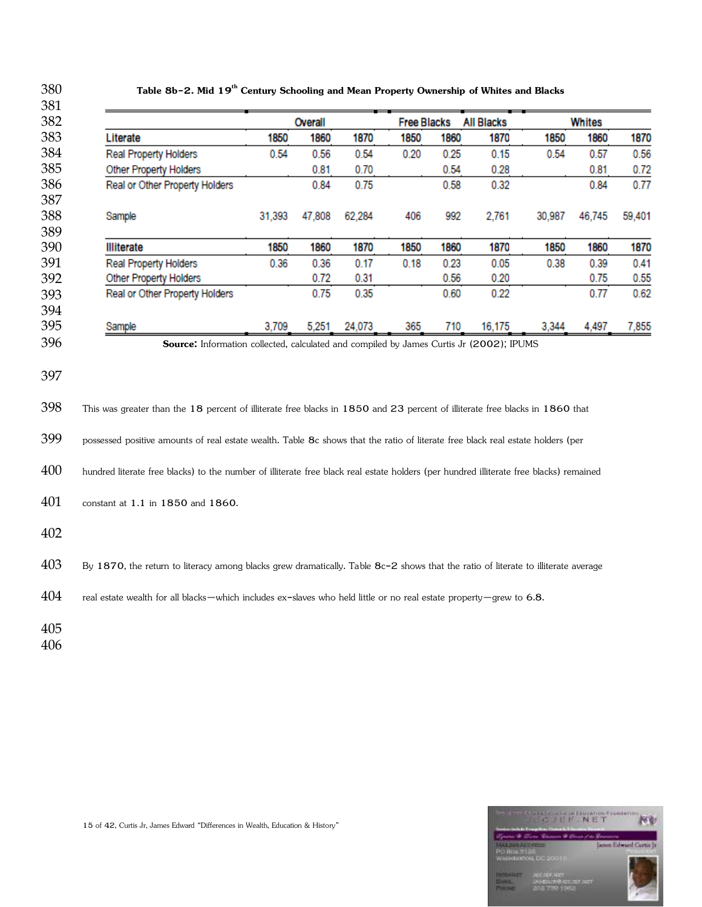**Table 8b-2. Mid 19th Century Schooling and Mean Property Ownership of Whites and Blacks**

| | Overall | | | Free Blacks | | All Blacks | Whites | | |
|---|---|---|---|---|---|---|---|---|---|
| **Literate** | **1850** | **1860** | **1870** | **1850** | **1860** | **1870** | **1850** | **1860** | **1870** |
| Real Property Holders | 0.54 | 0.56 | 0.54 | 0.20 | 0.25 | 0.15 | 0.54 | 0.57 | 0.56 |
| Other Property Holders | | 0.81 | 0.70 | | 0.54 | 0.28 | | 0.81 | 0.72 |
| Real or Other Property Holders | | 0.84 | 0.75 | | 0.58 | 0.32 | | 0.84 | 0.77 |
| Sample | 31,393 | 47,808 | 62,284 | 406 | 992 | 2,761 | 30,987 | 46,745 | 59,401 |
| **Illiterate** | **1850** | **1860** | **1870** | **1850** | **1860** | **1870** | **1850** | **1860** | **1870** |
| Real Property Holders | 0.36 | 0.36 | 0.17 | 0.18 | 0.23 | 0.05 | 0.38 | 0.39 | 0.41 |
| Other Property Holders | | 0.72 | 0.31 | | 0.56 | 0.20 | | 0.75 | 0.55 |
| Real or Other Property Holders | | 0.75 | 0.35 | | 0.60 | 0.22 | | 0.77 | 0.62 |
| Sample | 3,709 | 5,251 | 24,073 | 365 | 710 | 16,175 | 3,344 | 4,497 | 7,855 |

**Source:** Information collected, calculated and compiled by James Curtis Jr (2002); IPUMS

This was greater than the 18 percent of illiterate free blacks in 1850 and 23 percent of illiterate free blacks in 1860 that possessed positive amounts of real estate wealth. Table 8c shows that the ratio of literate free black real estate holders (per hundred literate free blacks) to the number of illiterate free black real estate holders (per hundred illiterate free blacks) remained constant at 1.1 in 1850 and 1860.

By 1870, the return to literacy among blacks grew dramatically. Table 8c-2 shows that the ratio of literate to illiterate average real estate wealth for all blacks—which includes ex-slaves who held little or no real estate property—grew to 6.8.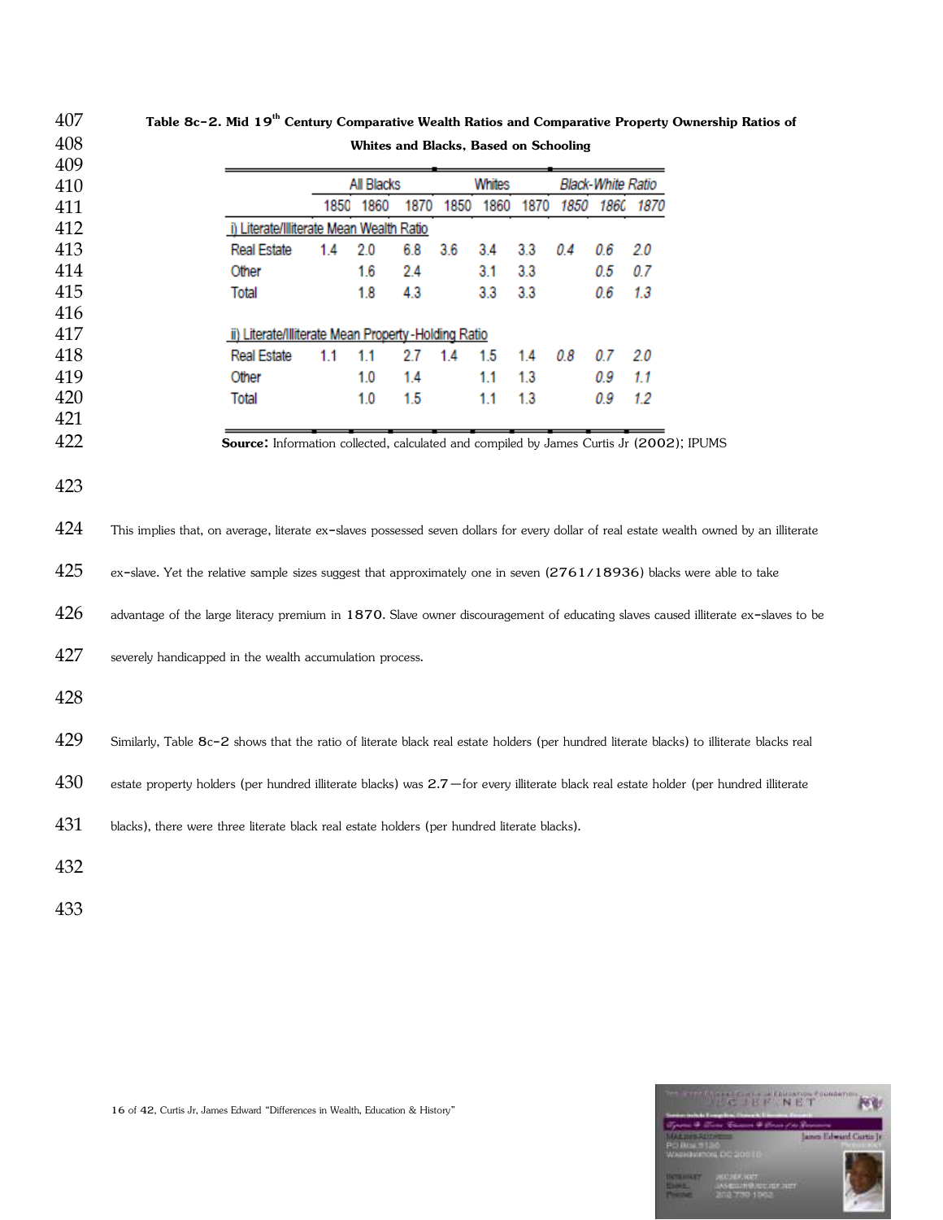**Table 8c-2. Mid 19th Century Comparative Wealth Ratios and Comparative Property Ownership Ratios of Whites and Blacks, Based on Schooling**

| | All Blacks | | | Whites | | | Black-White Ratio | | |
|---|---|---|---|---|---|---|---|---|---|
| | 1850 | 1860 | 1870 | 1850 | 1860 | 1870 | *1850* | *1860* | *1870* |
| i) Literate/Illiterate Mean Wealth Ratio | | | | | | | | | |
| Real Estate | 1.4 | 2.0 | 6.8 | 3.6 | 3.4 | 3.3 | *0.4* | *0.6* | *2.0* |
| Other | | 1.6 | 2.4 | | 3.1 | 3.3 | | *0.5* | *0.7* |
| Total | | 1.8 | 4.3 | | 3.3 | 3.3 | | *0.6* | *1.3* |
| ii) Literate/Illiterate Mean Property-Holding Ratio | | | | | | | | | |
| Real Estate | 1.1 | 1.1 | 2.7 | 1.4 | 1.5 | 1.4 | *0.8* | *0.7* | *2.0* |
| Other | | 1.0 | 1.4 | | 1.1 | 1.3 | | *0.9* | *1.1* |
| Total | | 1.0 | 1.5 | | 1.1 | 1.3 | | *0.9* | *1.2* |

**Source:** Information collected, calculated and compiled by James Curtis Jr (2002); IPUMS

This implies that, on average, literate ex-slaves possessed seven dollars for every dollar of real estate wealth owned by an illiterate ex-slave. Yet the relative sample sizes suggest that approximately one in seven (2761/18936) blacks were able to take advantage of the large literacy premium in 1870. Slave owner discouragement of educating slaves caused illiterate ex-slaves to be severely handicapped in the wealth accumulation process.

Similarly, Table 8c-2 shows that the ratio of literate black real estate holders (per hundred literate blacks) to illiterate blacks real estate property holders (per hundred illiterate blacks) was 2.7—for every illiterate black real estate holder (per hundred illiterate blacks), there were three literate black real estate holders (per hundred literate blacks).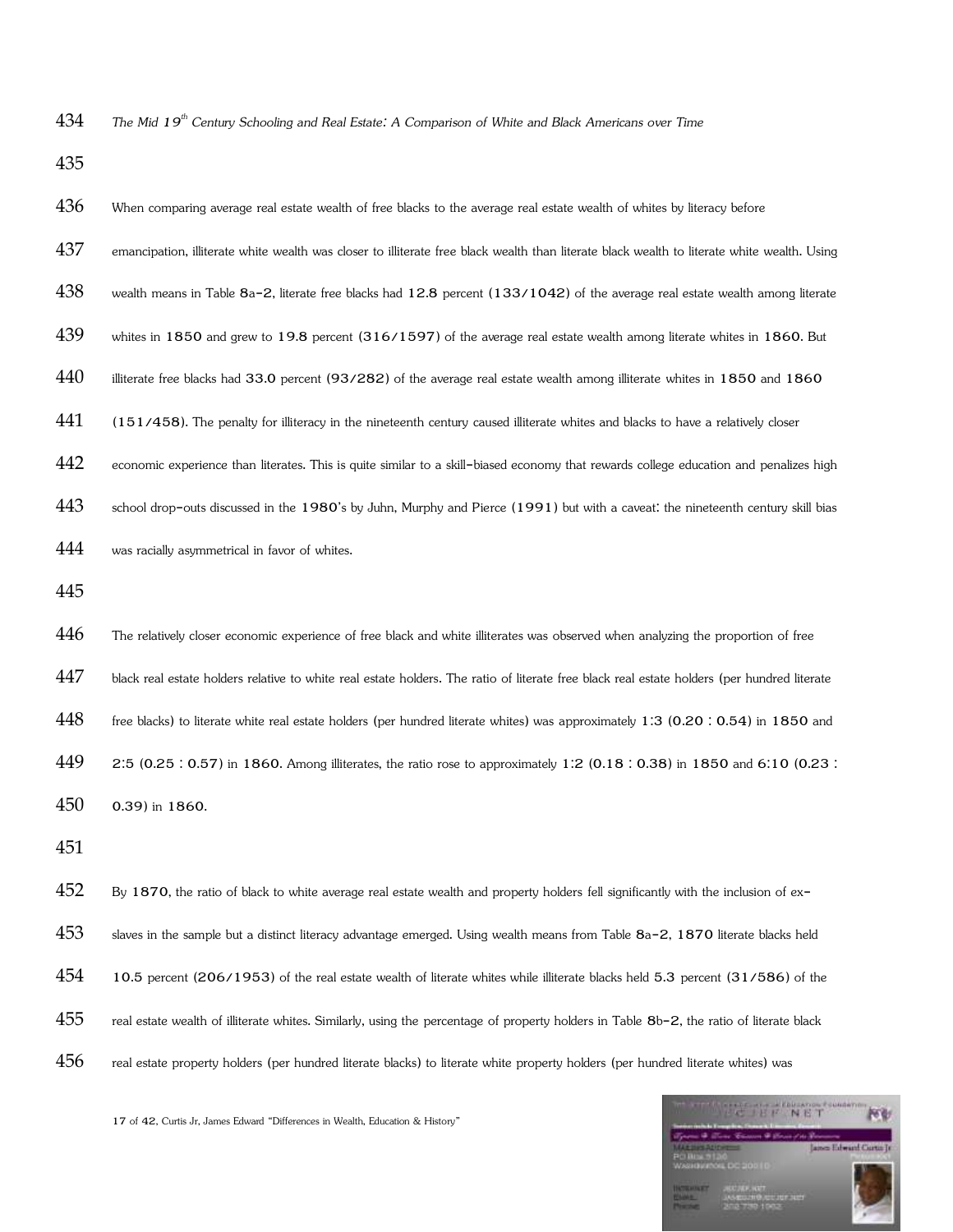*The Mid 19th Century Schooling and Real Estate: A Comparison of White and Black Americans over Time*

When comparing average real estate wealth of free blacks to the average real estate wealth of whites by literacy before emancipation, illiterate white wealth was closer to illiterate free black wealth than literate black wealth to literate white wealth. Using wealth means in Table 8a-2, literate free blacks had 12.8 percent (133/1042) of the average real estate wealth among literate whites in 1850 and grew to 19.8 percent (316/1597) of the average real estate wealth among literate whites in 1860. But illiterate free blacks had 33.0 percent (93/282) of the average real estate wealth among illiterate whites in 1850 and 1860 (151/458). The penalty for illiteracy in the nineteenth century caused illiterate whites and blacks to have a relatively closer economic experience than literates. This is quite similar to a skill-biased economy that rewards college education and penalizes high school drop-outs discussed in the 1980's by Juhn, Murphy and Pierce (1991) but with a caveat: the nineteenth century skill bias was racially asymmetrical in favor of whites.

The relatively closer economic experience of free black and white illiterates was observed when analyzing the proportion of free black real estate holders relative to white real estate holders. The ratio of literate free black real estate holders (per hundred literate free blacks) to literate white real estate holders (per hundred literate whites) was approximately 1:3 (0.20 : 0.54) in 1850 and 2:5 (0.25 : 0.57) in 1860. Among illiterates, the ratio rose to approximately 1:2 (0.18 : 0.38) in 1850 and 6:10 (0.23 : 0.39) in 1860.

By 1870, the ratio of black to white average real estate wealth and property holders fell significantly with the inclusion of ex-slaves in the sample but a distinct literacy advantage emerged. Using wealth means from Table 8a-2, 1870 literate blacks held 10.5 percent (206/1953) of the real estate wealth of literate whites while illiterate blacks held 5.3 percent (31/586) of the real estate wealth of illiterate whites. Similarly, using the percentage of property holders in Table 8b-2, the ratio of literate black real estate property holders (per hundred literate blacks) to literate white property holders (per hundred literate whites) was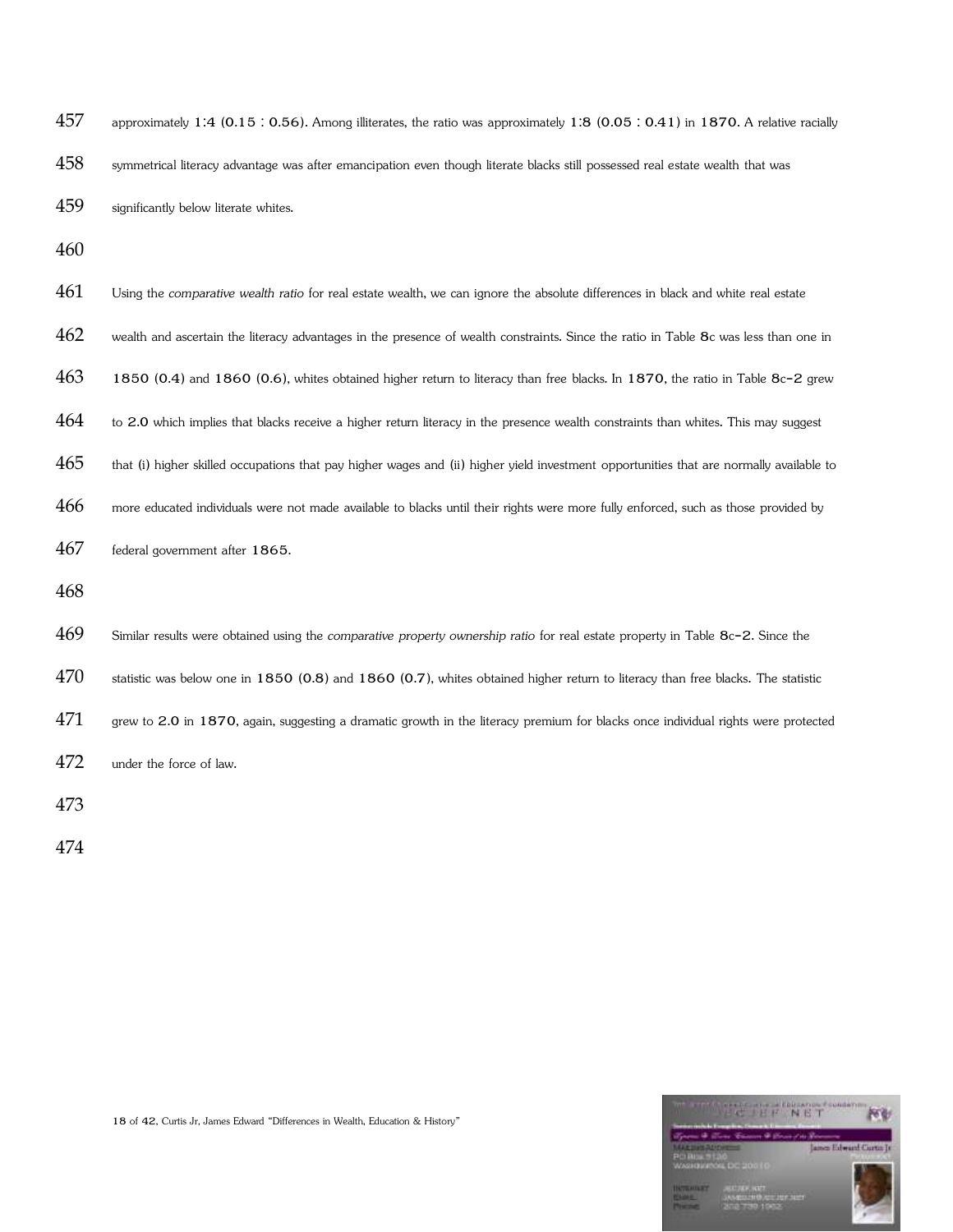approximately 1:4 (0.15 : 0.56). Among illiterates, the ratio was approximately 1:8 (0.05 : 0.41) in 1870. A relative racially symmetrical literacy advantage was after emancipation even though literate blacks still possessed real estate wealth that was significantly below literate whites.

Using the *comparative wealth ratio* for real estate wealth, we can ignore the absolute differences in black and white real estate wealth and ascertain the literacy advantages in the presence of wealth constraints. Since the ratio in Table 8c was less than one in 1850 (0.4) and 1860 (0.6), whites obtained higher return to literacy than free blacks. In 1870, the ratio in Table 8c-2 grew to 2.0 which implies that blacks receive a higher return literacy in the presence wealth constraints than whites. This may suggest that (i) higher skilled occupations that pay higher wages and (ii) higher yield investment opportunities that are normally available to more educated individuals were not made available to blacks until their rights were more fully enforced, such as those provided by federal government after 1865.

Similar results were obtained using the *comparative property ownership ratio* for real estate property in Table 8c-2. Since the statistic was below one in 1850 (0.8) and 1860 (0.7), whites obtained higher return to literacy than free blacks. The statistic grew to 2.0 in 1870, again, suggesting a dramatic growth in the literacy premium for blacks once individual rights were protected under the force of law.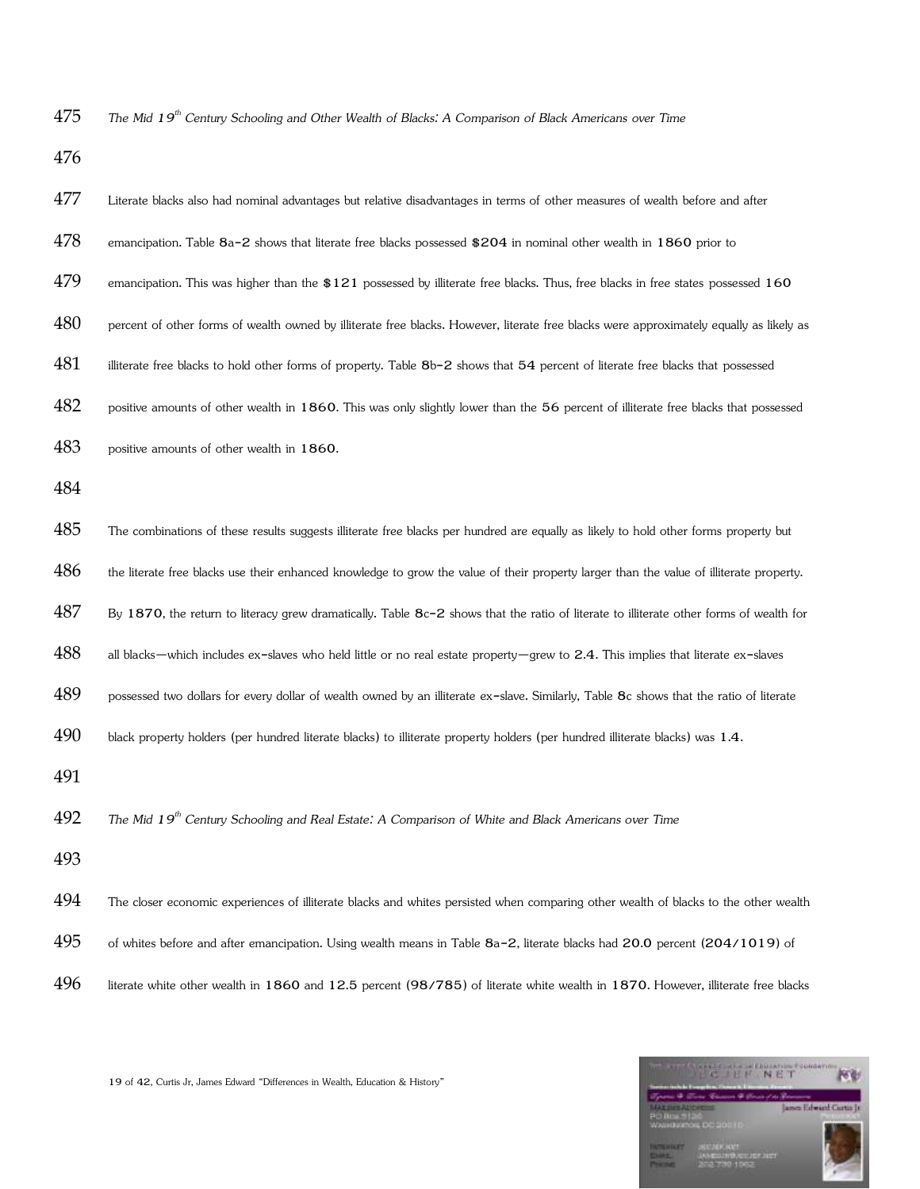*The Mid 19th Century Schooling and Other Wealth of Blacks: A Comparison of Black Americans over Time*

Literate blacks also had nominal advantages but relative disadvantages in terms of other measures of wealth before and after emancipation. Table 8a-2 shows that literate free blacks possessed $204 in nominal other wealth in 1860 prior to emancipation. This was higher than the $121 possessed by illiterate free blacks. Thus, free blacks in free states possessed 160 percent of other forms of wealth owned by illiterate free blacks. However, literate free blacks were approximately equally as likely as illiterate free blacks to hold other forms of property. Table 8b-2 shows that 54 percent of literate free blacks that possessed positive amounts of other wealth in 1860. This was only slightly lower than the 56 percent of illiterate free blacks that possessed positive amounts of other wealth in 1860.

The combinations of these results suggests illiterate free blacks per hundred are equally as likely to hold other forms property but the literate free blacks use their enhanced knowledge to grow the value of their property larger than the value of illiterate property. By 1870, the return to literacy grew dramatically. Table 8c-2 shows that the ratio of literate to illiterate other forms of wealth for all blacks—which includes ex-slaves who held little or no real estate property—grew to 2.4. This implies that literate ex-slaves possessed two dollars for every dollar of wealth owned by an illiterate ex-slave. Similarly, Table 8c shows that the ratio of literate black property holders (per hundred literate blacks) to illiterate property holders (per hundred illiterate blacks) was 1.4.

*The Mid 19th Century Schooling and Real Estate: A Comparison of White and Black Americans over Time*

The closer economic experiences of illiterate blacks and whites persisted when comparing other wealth of blacks to the other wealth of whites before and after emancipation. Using wealth means in Table 8a-2, literate blacks had 20.0 percent (204/1019) of literate white other wealth in 1860 and 12.5 percent (98/785) of literate white wealth in 1870. However, illiterate free blacks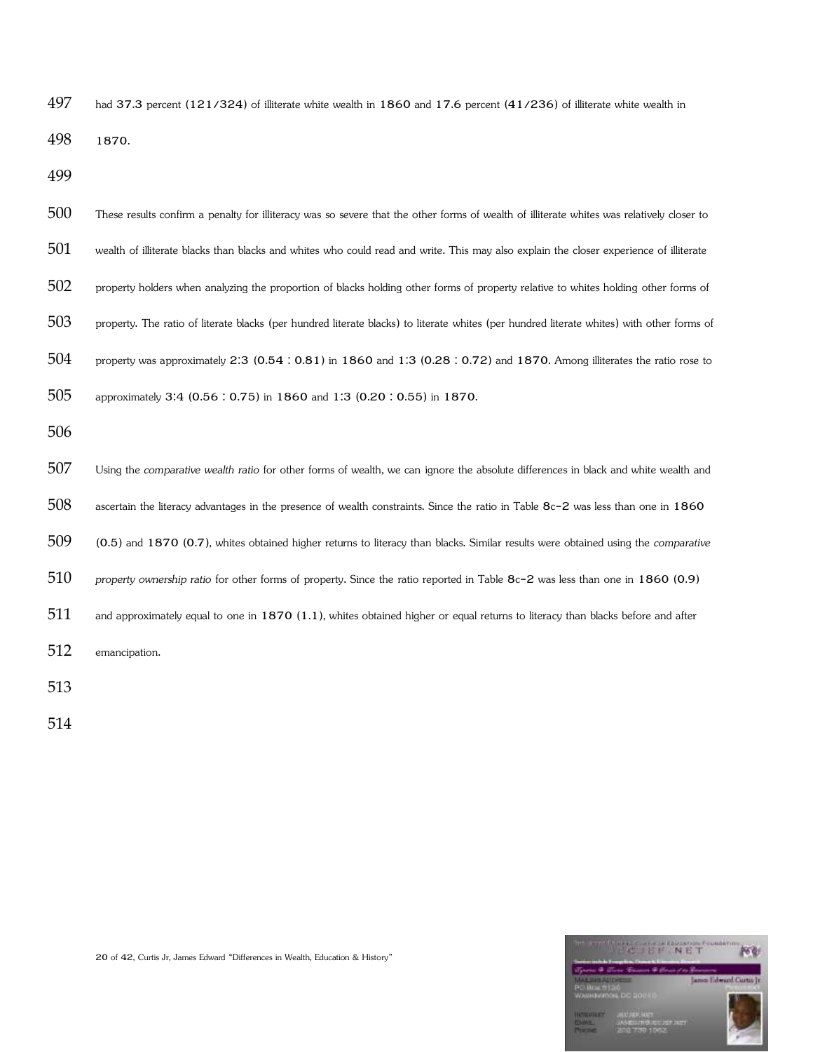had 37.3 percent (121/324) of illiterate white wealth in 1860 and 17.6 percent (41/236) of illiterate white wealth in 1870.

These results confirm a penalty for illiteracy was so severe that the other forms of wealth of illiterate whites was relatively closer to wealth of illiterate blacks than blacks and whites who could read and write. This may also explain the closer experience of illiterate property holders when analyzing the proportion of blacks holding other forms of property relative to whites holding other forms of property. The ratio of literate blacks (per hundred literate blacks) to literate whites (per hundred literate whites) with other forms of property was approximately 2:3 (0.54 : 0.81) in 1860 and 1:3 (0.28 : 0.72) and 1870. Among illiterates the ratio rose to approximately 3:4 (0.56 : 0.75) in 1860 and 1:3 (0.20 : 0.55) in 1870.

Using the *comparative wealth ratio* for other forms of wealth, we can ignore the absolute differences in black and white wealth and ascertain the literacy advantages in the presence of wealth constraints. Since the ratio in Table 8c-2 was less than one in 1860 (0.5) and 1870 (0.7), whites obtained higher returns to literacy than blacks. Similar results were obtained using the *comparative property ownership ratio* for other forms of property. Since the ratio reported in Table 8c-2 was less than one in 1860 (0.9) and approximately equal to one in 1870 (1.1), whites obtained higher or equal returns to literacy than blacks before and after emancipation.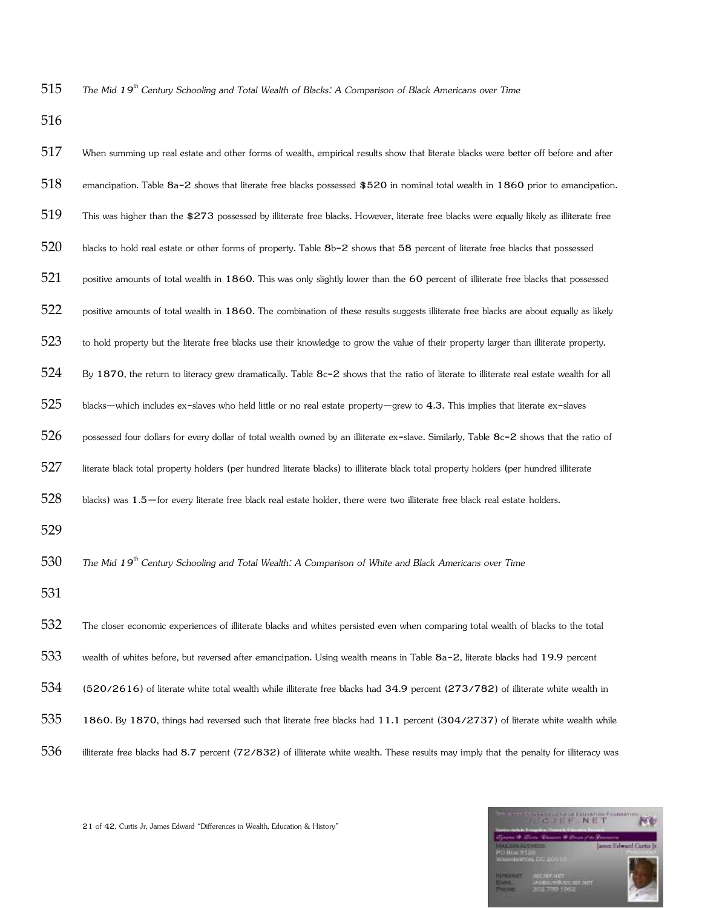*The Mid 19th Century Schooling and Total Wealth of Blacks: A Comparison of Black Americans over Time*

When summing up real estate and other forms of wealth, empirical results show that literate blacks were better off before and after emancipation. Table 8a-2 shows that literate free blacks possessed $520 in nominal total wealth in 1860 prior to emancipation. This was higher than the $273 possessed by illiterate free blacks. However, literate free blacks were equally likely as illiterate free blacks to hold real estate or other forms of property. Table 8b-2 shows that 58 percent of literate free blacks that possessed positive amounts of total wealth in 1860. This was only slightly lower than the 60 percent of illiterate free blacks that possessed positive amounts of total wealth in 1860. The combination of these results suggests illiterate free blacks are about equally as likely to hold property but the literate free blacks use their knowledge to grow the value of their property larger than illiterate property. By 1870, the return to literacy grew dramatically. Table 8c-2 shows that the ratio of literate to illiterate real estate wealth for all blacks—which includes ex-slaves who held little or no real estate property—grew to 4.3. This implies that literate ex-slaves possessed four dollars for every dollar of total wealth owned by an illiterate ex-slave. Similarly, Table 8c-2 shows that the ratio of literate black total property holders (per hundred literate blacks) to illiterate black total property holders (per hundred illiterate blacks) was 1.5—for every literate free black real estate holder, there were two illiterate free black real estate holders.

*The Mid 19th Century Schooling and Total Wealth: A Comparison of White and Black Americans over Time*

The closer economic experiences of illiterate blacks and whites persisted even when comparing total wealth of blacks to the total wealth of whites before, but reversed after emancipation. Using wealth means in Table 8a-2, literate blacks had 19.9 percent (520/2616) of literate white total wealth while illiterate free blacks had 34.9 percent (273/782) of illiterate white wealth in 1860. By 1870, things had reversed such that literate free blacks had 11.1 percent (304/2737) of literate white wealth while illiterate free blacks had 8.7 percent (72/832) of illiterate white wealth. These results may imply that the penalty for illiteracy was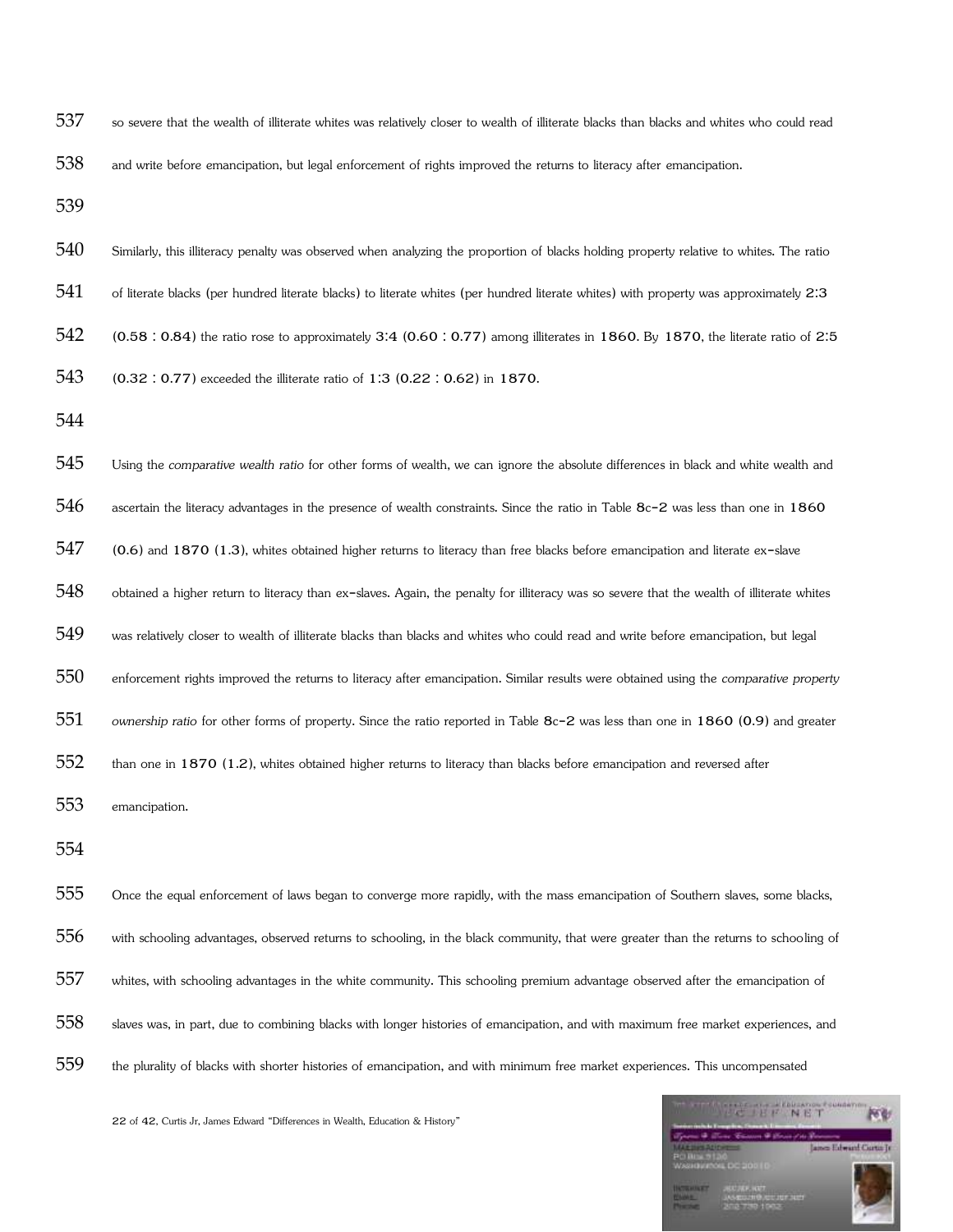so severe that the wealth of illiterate whites was relatively closer to wealth of illiterate blacks than blacks and whites who could read and write before emancipation, but legal enforcement of rights improved the returns to literacy after emancipation.

Similarly, this illiteracy penalty was observed when analyzing the proportion of blacks holding property relative to whites. The ratio of literate blacks (per hundred literate blacks) to literate whites (per hundred literate whites) with property was approximately 2:3 (0.58 : 0.84) the ratio rose to approximately 3:4 (0.60 : 0.77) among illiterates in 1860. By 1870, the literate ratio of 2:5 (0.32 : 0.77) exceeded the illiterate ratio of 1:3 (0.22 : 0.62) in 1870.

Using the *comparative wealth ratio* for other forms of wealth, we can ignore the absolute differences in black and white wealth and ascertain the literacy advantages in the presence of wealth constraints. Since the ratio in Table 8c-2 was less than one in 1860 (0.6) and 1870 (1.3), whites obtained higher returns to literacy than free blacks before emancipation and literate ex-slave obtained a higher return to literacy than ex-slaves. Again, the penalty for illiteracy was so severe that the wealth of illiterate whites was relatively closer to wealth of illiterate blacks than blacks and whites who could read and write before emancipation, but legal enforcement rights improved the returns to literacy after emancipation. Similar results were obtained using the *comparative property ownership ratio* for other forms of property. Since the ratio reported in Table 8c-2 was less than one in 1860 (0.9) and greater than one in 1870 (1.2), whites obtained higher returns to literacy than blacks before emancipation and reversed after emancipation.

Once the equal enforcement of laws began to converge more rapidly, with the mass emancipation of Southern slaves, some blacks, with schooling advantages, observed returns to schooling, in the black community, that were greater than the returns to schooling of whites, with schooling advantages in the white community. This schooling premium advantage observed after the emancipation of slaves was, in part, due to combining blacks with longer histories of emancipation, and with maximum free market experiences, and the plurality of blacks with shorter histories of emancipation, and with minimum free market experiences. This uncompensated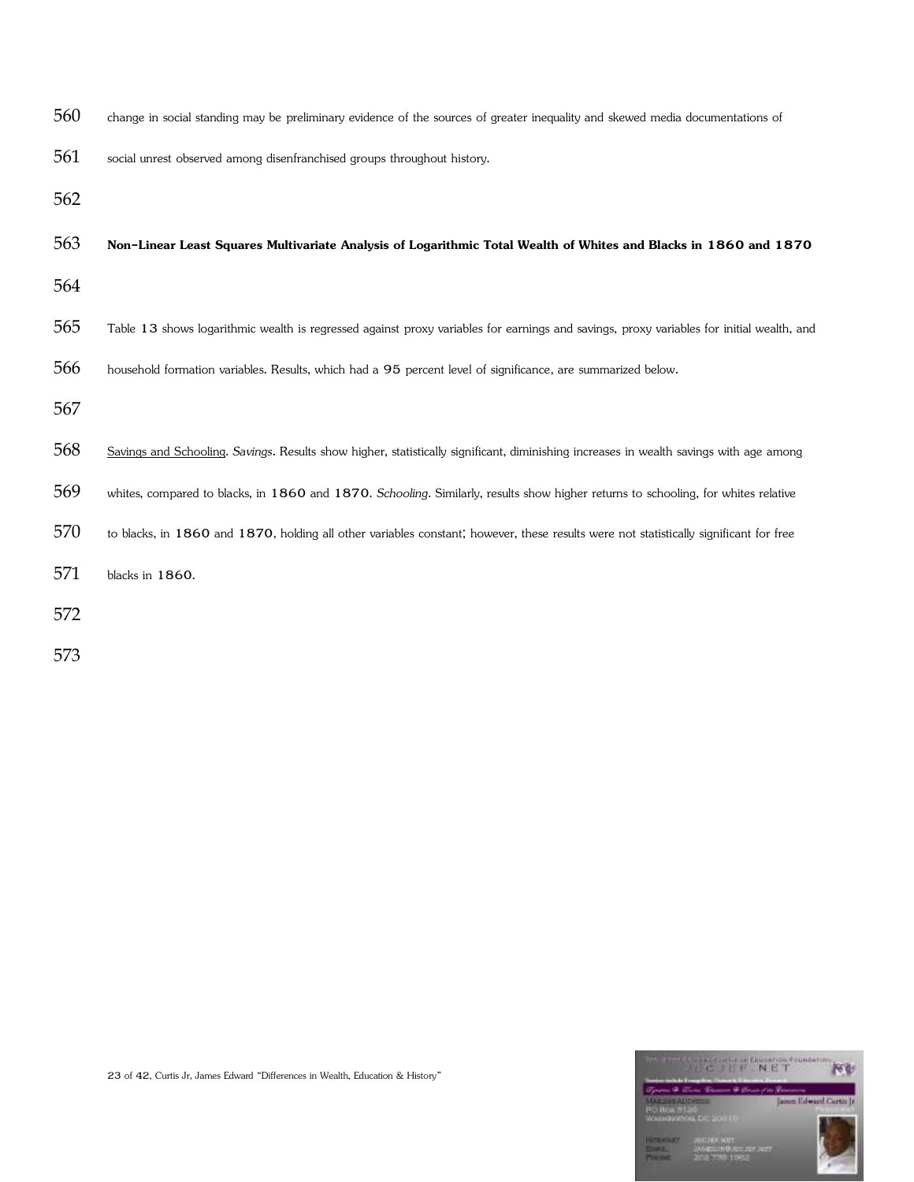change in social standing may be preliminary evidence of the sources of greater inequality and skewed media documentations of social unrest observed among disenfranchised groups throughout history.

**Non-Linear Least Squares Multivariate Analysis of Logarithmic Total Wealth of Whites and Blacks in 1860 and 1870**

Table 13 shows logarithmic wealth is regressed against proxy variables for earnings and savings, proxy variables for initial wealth, and household formation variables. Results, which had a 95 percent level of significance, are summarized below.

Savings and Schooling. *Savings*. Results show higher, statistically significant, diminishing increases in wealth savings with age among whites, compared to blacks, in 1860 and 1870. *Schooling*. Similarly, results show higher returns to schooling, for whites relative to blacks, in 1860 and 1870, holding all other variables constant; however, these results were not statistically significant for free blacks in 1860.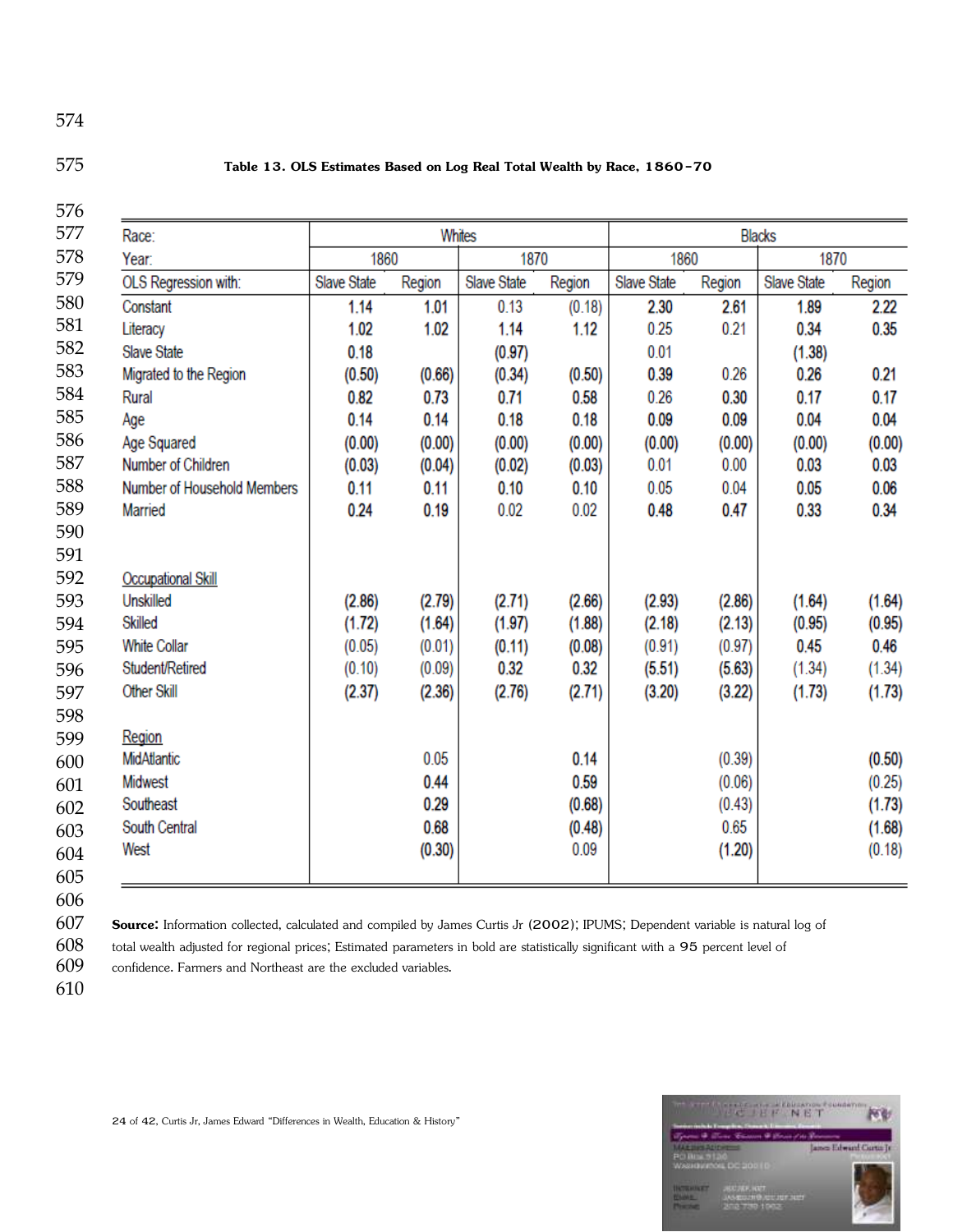**Table 13. OLS Estimates Based on Log Real Total Wealth by Race, 1860-70**

| Race: | Whites | | | | Blacks | | | |
|---|---|---|---|---|---|---|---|---|
| Year: | 1860 | | 1870 | | 1860 | | 1870 | |
| OLS Regression with: | Slave State | Region | Slave State | Region | Slave State | Region | Slave State | Region |
| Constant | **1.14** | **1.01** | 0.13 | (0.18) | **2.30** | **2.61** | **1.89** | **2.22** |
| Literacy | **1.02** | **1.02** | **1.14** | **1.12** | 0.25 | 0.21 | **0.34** | **0.35** |
| Slave State | **0.18** | | **(0.97)** | | 0.01 | | **(1.38)** | |
| Migrated to the Region | **(0.50)** | **(0.66)** | **(0.34)** | **(0.50)** | **0.39** | 0.26 | **0.26** | **0.21** |
| Rural | **0.82** | **0.73** | **0.71** | **0.58** | 0.26 | **0.30** | **0.17** | **0.17** |
| Age | **0.14** | **0.14** | **0.18** | **0.18** | **0.09** | **0.09** | **0.04** | **0.04** |
| Age Squared | **(0.00)** | **(0.00)** | **(0.00)** | **(0.00)** | **(0.00)** | **(0.00)** | **(0.00)** | **(0.00)** |
| Number of Children | **(0.03)** | **(0.04)** | **(0.02)** | **(0.03)** | 0.01 | 0.00 | **0.03** | **0.03** |
| Number of Household Members | **0.11** | **0.11** | **0.10** | **0.10** | 0.05 | 0.04 | **0.05** | **0.06** |
| Married | **0.24** | **0.19** | 0.02 | 0.02 | **0.48** | **0.47** | **0.33** | **0.34** |
| Occupational Skill | | | | | | | | |
| Unskilled | **(2.86)** | **(2.79)** | **(2.71)** | **(2.66)** | **(2.93)** | **(2.86)** | **(1.64)** | **(1.64)** |
| Skilled | **(1.72)** | **(1.64)** | **(1.97)** | **(1.88)** | **(2.18)** | **(2.13)** | **(0.95)** | **(0.95)** |
| White Collar | (0.05) | (0.01) | **(0.11)** | **(0.08)** | (0.91) | (0.97) | **0.45** | **0.46** |
| Student/Retired | (0.10) | (0.09) | **0.32** | **0.32** | **(5.51)** | **(5.63)** | (1.34) | (1.34) |
| Other Skill | **(2.37)** | **(2.36)** | **(2.76)** | **(2.71)** | **(3.20)** | **(3.22)** | **(1.73)** | **(1.73)** |
| Region | | | | | | | | |
| MidAtlantic | | 0.05 | | **0.14** | | (0.39) | | **(0.50)** |
| Midwest | | **0.44** | | **0.59** | | (0.06) | | (0.25) |
| Southeast | | **0.29** | | **(0.68)** | | (0.43) | | **(1.73)** |
| South Central | | **0.68** | | **(0.48)** | | 0.65 | | **(1.68)** |
| West | | **(0.30)** | | 0.09 | | **(1.20)** | | (0.18) |

**Source:** Information collected, calculated and compiled by James Curtis Jr (2002); IPUMS; Dependent variable is natural log of total wealth adjusted for regional prices; Estimated parameters in bold are statistically significant with a 95 percent level of confidence. Farmers and Northeast are the excluded variables.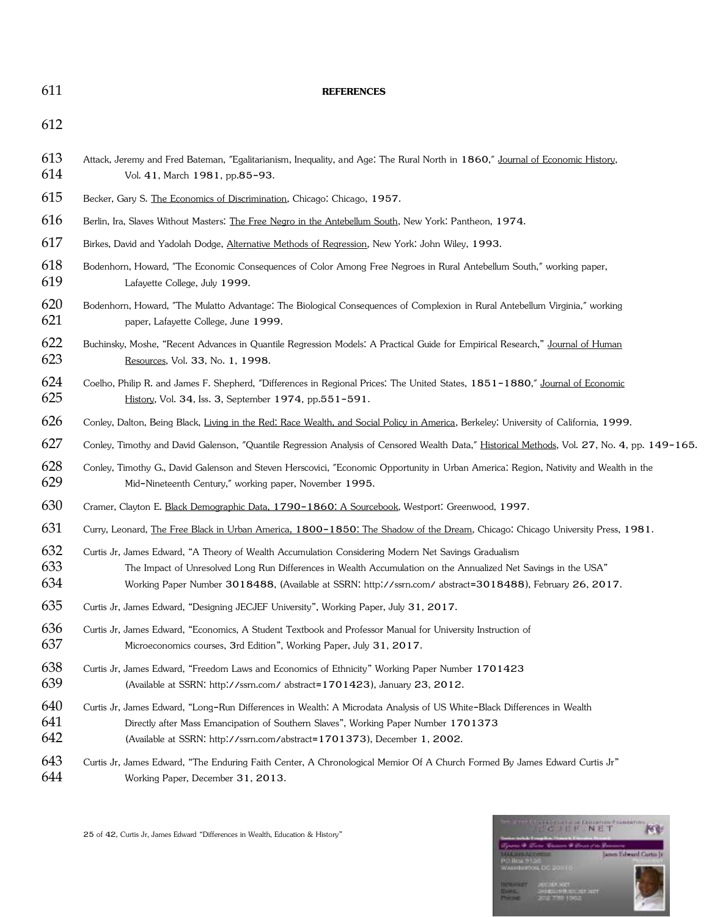**REFERENCES**

Attack, Jeremy and Fred Bateman, "Egalitarianism, Inequality, and Age: The Rural North in 1860," Journal of Economic History, Vol. 41, March 1981, pp.85-93.

Becker, Gary S. The Economics of Discrimination, Chicago: Chicago, 1957.

Berlin, Ira, Slaves Without Masters: The Free Negro in the Antebellum South, New York: Pantheon, 1974.

Birkes, David and Yadolah Dodge, Alternative Methods of Regression, New York: John Wiley, 1993.

Bodenhorn, Howard, "The Economic Consequences of Color Among Free Negroes in Rural Antebellum South," working paper, Lafayette College, July 1999.

Bodenhorn, Howard, "The Mulatto Advantage: The Biological Consequences of Complexion in Rural Antebellum Virginia," working paper, Lafayette College, June 1999.

Buchinsky, Moshe, "Recent Advances in Quantile Regression Models: A Practical Guide for Empirical Research," Journal of Human Resources, Vol. 33, No. 1, 1998.

Coelho, Philip R. and James F. Shepherd, "Differences in Regional Prices: The United States, 1851-1880," Journal of Economic History, Vol. 34, Iss. 3, September 1974, pp.551-591.

Conley, Dalton, Being Black, Living in the Red: Race Wealth, and Social Policy in America, Berkeley: University of California, 1999.

Conley, Timothy and David Galenson, "Quantile Regression Analysis of Censored Wealth Data," Historical Methods, Vol. 27, No. 4, pp. 149-165.

Conley, Timothy G., David Galenson and Steven Herscovici, "Economic Opportunity in Urban America: Region, Nativity and Wealth in the Mid-Nineteenth Century," working paper, November 1995.

Cramer, Clayton E. Black Demographic Data, 1790-1860: A Sourcebook, Westport: Greenwood, 1997.

Curry, Leonard, The Free Black in Urban America, 1800-1850: The Shadow of the Dream, Chicago: Chicago University Press, 1981.

Curtis Jr, James Edward, "A Theory of Wealth Accumulation Considering Modern Net Savings Gradualism The Impact of Unresolved Long Run Differences in Wealth Accumulation on the Annualized Net Savings in the USA" Working Paper Number 3018488, (Available at SSRN: http://ssrn.com/ abstract=3018488), February 26, 2017.

Curtis Jr, James Edward, "Designing JECJEF University", Working Paper, July 31, 2017.

Curtis Jr, James Edward, "Economics, A Student Textbook and Professor Manual for University Instruction of Microeconomics courses, 3rd Edition", Working Paper, July 31, 2017.

Curtis Jr, James Edward, "Freedom Laws and Economics of Ethnicity" Working Paper Number 1701423 (Available at SSRN: http://ssrn.com/ abstract=1701423), January 23, 2012.

Curtis Jr, James Edward, "Long-Run Differences in Wealth: A Microdata Analysis of US White-Black Differences in Wealth Directly after Mass Emancipation of Southern Slaves", Working Paper Number 1701373 (Available at SSRN: http://ssrn.com/abstract=1701373), December 1, 2002.

Curtis Jr, James Edward, "The Enduring Faith Center, A Chronological Memior Of A Church Formed By James Edward Curtis Jr" Working Paper, December 31, 2013.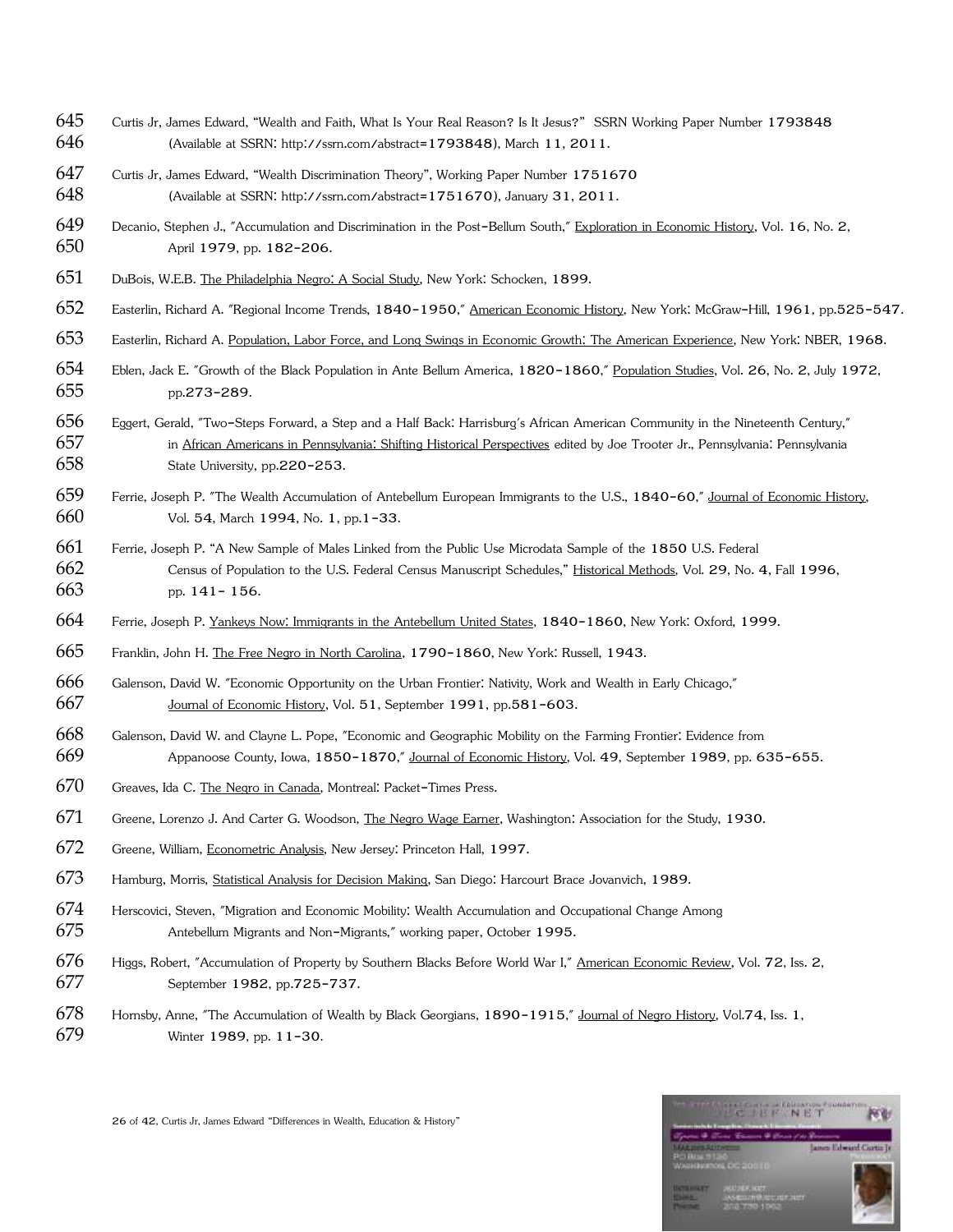Curtis Jr, James Edward, "Wealth and Faith, What Is Your Real Reason? Is It Jesus?" SSRN Working Paper Number 1793848 (Available at SSRN: http://ssrn.com/abstract=1793848), March 11, 2011.

Curtis Jr, James Edward, "Wealth Discrimination Theory", Working Paper Number 1751670 (Available at SSRN: http://ssrn.com/abstract=1751670), January 31, 2011.

Decanio, Stephen J., "Accumulation and Discrimination in the Post-Bellum South," Exploration in Economic History, Vol. 16, No. 2, April 1979, pp. 182-206.

DuBois, W.E.B. The Philadelphia Negro: A Social Study, New York: Schocken, 1899.

Easterlin, Richard A. "Regional Income Trends, 1840-1950," American Economic History, New York: McGraw-Hill, 1961, pp.525-547.

Easterlin, Richard A. Population, Labor Force, and Long Swings in Economic Growth: The American Experience, New York: NBER, 1968.

Eblen, Jack E. "Growth of the Black Population in Ante Bellum America, 1820-1860," Population Studies, Vol. 26, No. 2, July 1972, pp.273-289.

Eggert, Gerald, "Two-Steps Forward, a Step and a Half Back: Harrisburg's African American Community in the Nineteenth Century," in African Americans in Pennsylvania: Shifting Historical Perspectives edited by Joe Trooter Jr., Pennsylvania: Pennsylvania State University, pp.220-253.

Ferrie, Joseph P. "The Wealth Accumulation of Antebellum European Immigrants to the U.S., 1840-60," Journal of Economic History, Vol. 54, March 1994, No. 1, pp.1-33.

Ferrie, Joseph P. "A New Sample of Males Linked from the Public Use Microdata Sample of the 1850 U.S. Federal Census of Population to the U.S. Federal Census Manuscript Schedules," Historical Methods, Vol. 29, No. 4, Fall 1996, pp. 141- 156.

Ferrie, Joseph P. Yankeys Now: Immigrants in the Antebellum United States, 1840-1860, New York: Oxford, 1999.

Franklin, John H. The Free Negro in North Carolina, 1790-1860, New York: Russell, 1943.

Galenson, David W. "Economic Opportunity on the Urban Frontier: Nativity, Work and Wealth in Early Chicago," Journal of Economic History, Vol. 51, September 1991, pp.581-603.

Galenson, David W. and Clayne L. Pope, "Economic and Geographic Mobility on the Farming Frontier: Evidence from Appanoose County, Iowa, 1850-1870," Journal of Economic History, Vol. 49, September 1989, pp. 635-655.

Greaves, Ida C. The Negro in Canada, Montreal: Packet-Times Press.

Greene, Lorenzo J. And Carter G. Woodson, The Negro Wage Earner, Washington: Association for the Study, 1930.

Greene, William, Econometric Analysis, New Jersey: Princeton Hall, 1997.

Hamburg, Morris, Statistical Analysis for Decision Making, San Diego: Harcourt Brace Jovanvich, 1989.

Herscovici, Steven, "Migration and Economic Mobility: Wealth Accumulation and Occupational Change Among Antebellum Migrants and Non-Migrants," working paper, October 1995.

Higgs, Robert, "Accumulation of Property by Southern Blacks Before World War I," American Economic Review, Vol. 72, Iss. 2, September 1982, pp.725-737.

Hornsby, Anne, "The Accumulation of Wealth by Black Georgians, 1890-1915," Journal of Negro History, Vol.74, Iss. 1, Winter 1989, pp. 11-30.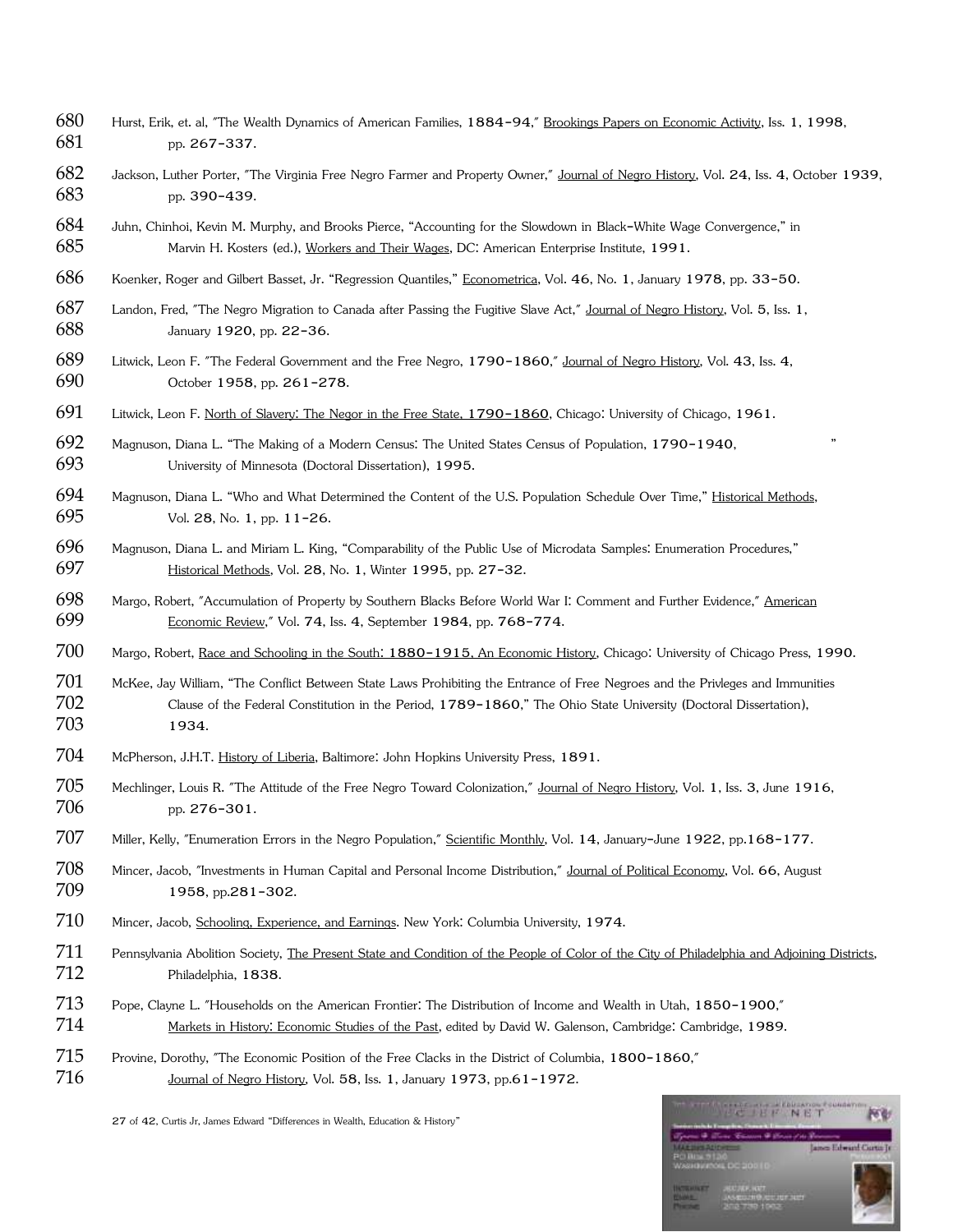680 Hurst, Erik, et. al, "The Wealth Dynamics of American Families, 1884-94," Brookings Papers on Economic Activity, Iss. 1, 1998,
681 pp. 267-337.

682 Jackson, Luther Porter, "The Virginia Free Negro Farmer and Property Owner," Journal of Negro History, Vol. 24, Iss. 4, October 1939,
683 pp. 390-439.

684 Juhn, Chinhoi, Kevin M. Murphy, and Brooks Pierce, "Accounting for the Slowdown in Black-White Wage Convergence," in
685 Marvin H. Kosters (ed.), Workers and Their Wages, DC: American Enterprise Institute, 1991.

686 Koenker, Roger and Gilbert Basset, Jr. "Regression Quantiles," Econometrica, Vol. 46, No. 1, January 1978, pp. 33-50.

687 Landon, Fred, "The Negro Migration to Canada after Passing the Fugitive Slave Act," Journal of Negro History, Vol. 5, Iss. 1,
688 January 1920, pp. 22-36.

689 Litwick, Leon F. "The Federal Government and the Free Negro, 1790-1860," Journal of Negro History, Vol. 43, Iss. 4,
690 October 1958, pp. 261-278.

691 Litwick, Leon F. North of Slavery: The Negor in the Free State, 1790-1860, Chicago: University of Chicago, 1961.

692 Magnuson, Diana L. "The Making of a Modern Census: The United States Census of Population, 1790-1940, "
693 University of Minnesota (Doctoral Dissertation), 1995.

694 Magnuson, Diana L. "Who and What Determined the Content of the U.S. Population Schedule Over Time," Historical Methods,
695 Vol. 28, No. 1, pp. 11-26.

696 Magnuson, Diana L. and Miriam L. King, "Comparability of the Public Use of Microdata Samples: Enumeration Procedures,"
697 Historical Methods, Vol. 28, No. 1, Winter 1995, pp. 27-32.

698 Margo, Robert, "Accumulation of Property by Southern Blacks Before World War I: Comment and Further Evidence," American
699 Economic Review," Vol. 74, Iss. 4, September 1984, pp. 768-774.

700 Margo, Robert, Race and Schooling in the South: 1880-1915, An Economic History, Chicago: University of Chicago Press, 1990.

701 McKee, Jay William, "The Conflict Between State Laws Prohibiting the Entrance of Free Negroes and the Privleges and Immunities
702 Clause of the Federal Constitution in the Period, 1789-1860," The Ohio State University (Doctoral Dissertation),
703 1934.

704 McPherson, J.H.T. History of Liberia, Baltimore: John Hopkins University Press, 1891.

705 Mechlinger, Louis R. "The Attitude of the Free Negro Toward Colonization," Journal of Negro History, Vol. 1, Iss. 3, June 1916,
706 pp. 276-301.

707 Miller, Kelly, "Enumeration Errors in the Negro Population," Scientific Monthly, Vol. 14, January-June 1922, pp.168-177.

708 Mincer, Jacob, "Investments in Human Capital and Personal Income Distribution," Journal of Political Economy, Vol. 66, August
709 1958, pp.281-302.

710 Mincer, Jacob, Schooling, Experience, and Earnings. New York: Columbia University, 1974.

711 Pennsylvania Abolition Society, The Present State and Condition of the People of Color of the City of Philadelphia and Adjoining Districts,
712 Philadelphia, 1838.

713 Pope, Clayne L. "Households on the American Frontier: The Distribution of Income and Wealth in Utah, 1850-1900,"
714 Markets in History: Economic Studies of the Past, edited by David W. Galenson, Cambridge: Cambridge, 1989.

715 Provine, Dorothy, "The Economic Position of the Free Clacks in the District of Columbia, 1800-1860,"
716 Journal of Negro History, Vol. 58, Iss. 1, January 1973, pp.61-1972.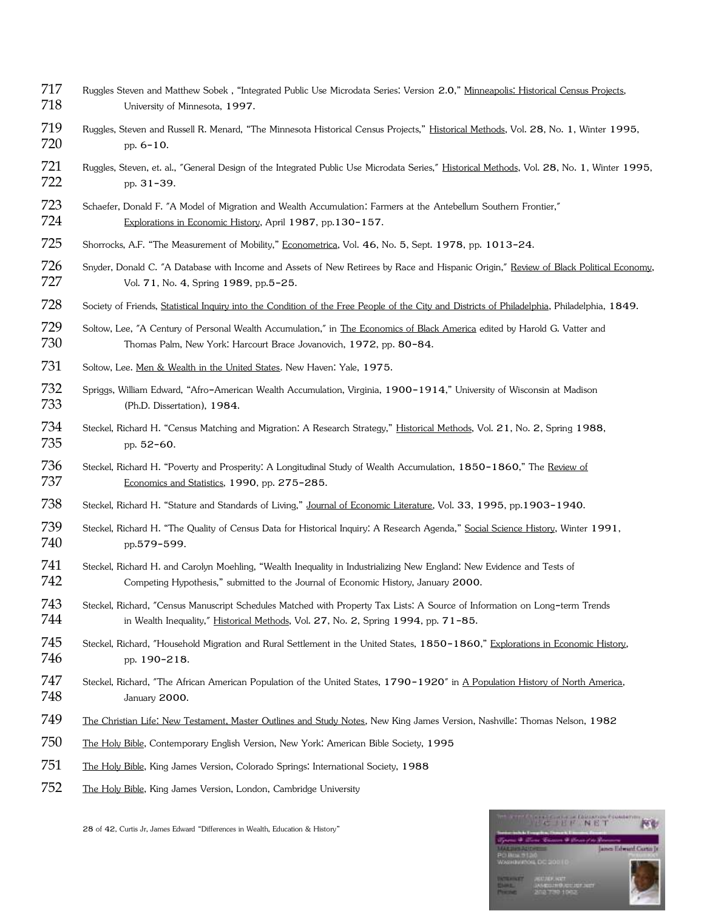717 Ruggles Steven and Matthew Sobek , "Integrated Public Use Microdata Series: Version 2.0," Minneapolis: Historical Census Projects,
718 University of Minnesota, 1997.

719 Ruggles, Steven and Russell R. Menard, "The Minnesota Historical Census Projects," Historical Methods, Vol. 28, No. 1, Winter 1995,
720 pp. 6-10.

721 Ruggles, Steven, et. al., "General Design of the Integrated Public Use Microdata Series," Historical Methods, Vol. 28, No. 1, Winter 1995,
722 pp. 31-39.

723 Schaefer, Donald F. "A Model of Migration and Wealth Accumulation: Farmers at the Antebellum Southern Frontier,"
724 Explorations in Economic History, April 1987, pp.130-157.

725 Shorrocks, A.F. "The Measurement of Mobility," Econometrica, Vol. 46, No. 5, Sept. 1978, pp. 1013-24.

726 Snyder, Donald C. "A Database with Income and Assets of New Retirees by Race and Hispanic Origin," Review of Black Political Economy,
727 Vol. 71, No. 4, Spring 1989, pp.5-25.

728 Society of Friends, Statistical Inquiry into the Condition of the Free People of the City and Districts of Philadelphia, Philadelphia, 1849.

729 Soltow, Lee, "A Century of Personal Wealth Accumulation," in The Economics of Black America edited by Harold G. Vatter and
730 Thomas Palm, New York: Harcourt Brace Jovanovich, 1972, pp. 80-84.

731 Soltow, Lee. Men & Wealth in the United States. New Haven: Yale, 1975.

732 Spriggs, William Edward, "Afro-American Wealth Accumulation, Virginia, 1900-1914," University of Wisconsin at Madison
733 (Ph.D. Dissertation), 1984.

734 Steckel, Richard H. "Census Matching and Migration: A Research Strategy," Historical Methods, Vol. 21, No. 2, Spring 1988,
735 pp. 52-60.

736 Steckel, Richard H. "Poverty and Prosperity: A Longitudinal Study of Wealth Accumulation, 1850-1860," The Review of
737 Economics and Statistics, 1990, pp. 275-285.

738 Steckel, Richard H. "Stature and Standards of Living," Journal of Economic Literature, Vol. 33, 1995, pp.1903-1940.

739 Steckel, Richard H. "The Quality of Census Data for Historical Inquiry: A Research Agenda," Social Science History, Winter 1991,
740 pp.579-599.

741 Steckel, Richard H. and Carolyn Moehling, "Wealth Inequality in Industrializing New England: New Evidence and Tests of
742 Competing Hypothesis," submitted to the Journal of Economic History, January 2000.

743 Steckel, Richard, "Census Manuscript Schedules Matched with Property Tax Lists: A Source of Information on Long-term Trends
744 in Wealth Inequality," Historical Methods, Vol. 27, No. 2, Spring 1994, pp. 71-85.

745 Steckel, Richard, "Household Migration and Rural Settlement in the United States, 1850-1860," Explorations in Economic History,
746 pp. 190-218.

747 Steckel, Richard, "The African American Population of the United States, 1790-1920" in A Population History of North America,
748 January 2000.

749 The Christian Life: New Testament, Master Outlines and Study Notes, New King James Version, Nashville: Thomas Nelson, 1982

750 The Holy Bible, Contemporary English Version, New York: American Bible Society, 1995

751 The Holy Bible, King James Version, Colorado Springs: International Society, 1988

752 The Holy Bible, King James Version, London, Cambridge University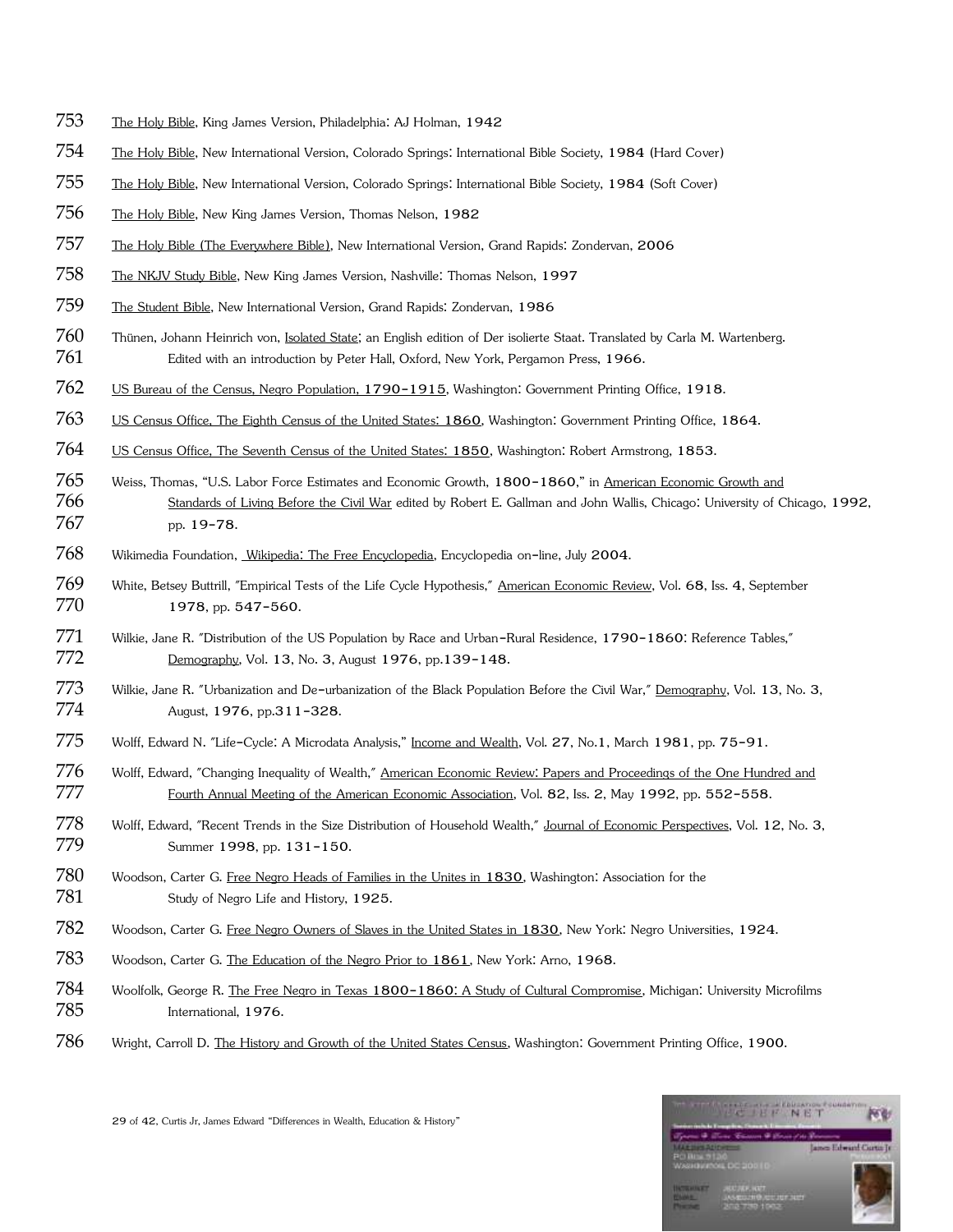753 The Holy Bible, King James Version, Philadelphia: AJ Holman, 1942

754 The Holy Bible, New International Version, Colorado Springs: International Bible Society, 1984 (Hard Cover)

755 The Holy Bible, New International Version, Colorado Springs: International Bible Society, 1984 (Soft Cover)

756 The Holy Bible, New King James Version, Thomas Nelson, 1982

757 The Holy Bible (The Everywhere Bible), New International Version, Grand Rapids: Zondervan, 2006

758 The NKJV Study Bible, New King James Version, Nashville: Thomas Nelson, 1997

759 The Student Bible, New International Version, Grand Rapids: Zondervan, 1986

760 Thünen, Johann Heinrich von, Isolated State; an English edition of Der isolierte Staat. Translated by Carla M. Wartenberg.
761 Edited with an introduction by Peter Hall, Oxford, New York, Pergamon Press, 1966.

762 US Bureau of the Census, Negro Population, 1790-1915, Washington: Government Printing Office, 1918.

763 US Census Office, The Eighth Census of the United States: 1860, Washington: Government Printing Office, 1864.

764 US Census Office, The Seventh Census of the United States: 1850, Washington: Robert Armstrong, 1853.

765 Weiss, Thomas, "U.S. Labor Force Estimates and Economic Growth, 1800-1860," in American Economic Growth and
766 Standards of Living Before the Civil War edited by Robert E. Gallman and John Wallis, Chicago: University of Chicago, 1992,
767 pp. 19-78.

768 Wikimedia Foundation, Wikipedia: The Free Encyclopedia, Encyclopedia on-line, July 2004.

769 White, Betsey Buttrill, "Empirical Tests of the Life Cycle Hypothesis," American Economic Review, Vol. 68, Iss. 4, September
770 1978, pp. 547-560.

771 Wilkie, Jane R. "Distribution of the US Population by Race and Urban-Rural Residence, 1790-1860: Reference Tables,"
772 Demography, Vol. 13, No. 3, August 1976, pp.139-148.

773 Wilkie, Jane R. "Urbanization and De-urbanization of the Black Population Before the Civil War," Demography, Vol. 13, No. 3,
774 August, 1976, pp.311-328.

775 Wolff, Edward N. "Life-Cycle: A Microdata Analysis," Income and Wealth, Vol. 27, No.1, March 1981, pp. 75-91.

776 Wolff, Edward, "Changing Inequality of Wealth," American Economic Review: Papers and Proceedings of the One Hundred and
777 Fourth Annual Meeting of the American Economic Association, Vol. 82, Iss. 2, May 1992, pp. 552-558.

778 Wolff, Edward, "Recent Trends in the Size Distribution of Household Wealth," Journal of Economic Perspectives, Vol. 12, No. 3,
779 Summer 1998, pp. 131-150.

780 Woodson, Carter G. Free Negro Heads of Families in the Unites in 1830, Washington: Association for the
781 Study of Negro Life and History, 1925.

782 Woodson, Carter G. Free Negro Owners of Slaves in the United States in 1830, New York: Negro Universities, 1924.

783 Woodson, Carter G. The Education of the Negro Prior to 1861, New York: Arno, 1968.

784 Woolfolk, George R. The Free Negro in Texas 1800-1860: A Study of Cultural Compromise, Michigan: University Microfilms
785 International, 1976.

786 Wright, Carroll D. The History and Growth of the United States Census, Washington: Government Printing Office, 1900.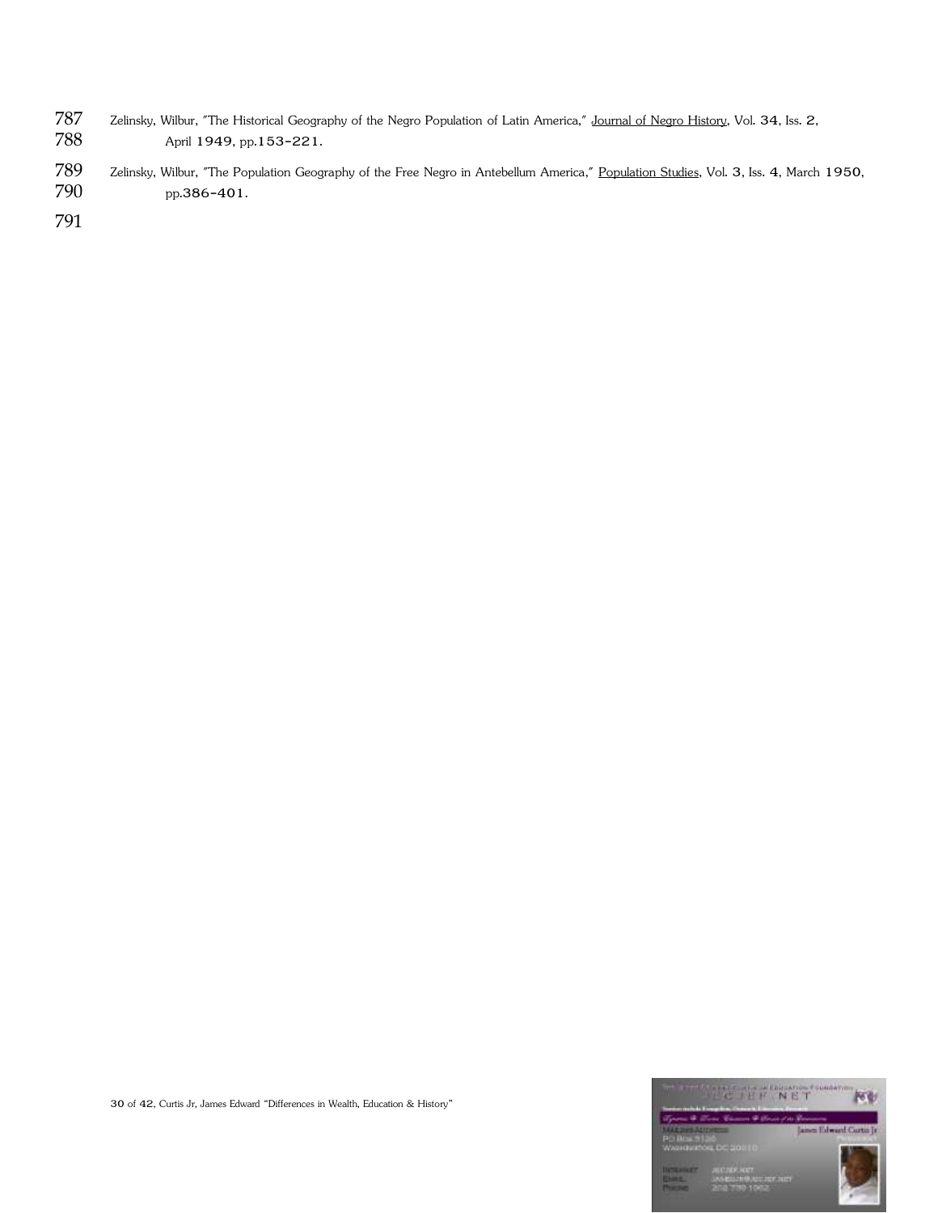Zelinsky, Wilbur, "The Historical Geography of the Negro Population of Latin America," Journal of Negro History, Vol. 34, Iss. 2, April 1949, pp.153-221.

Zelinsky, Wilbur, "The Population Geography of the Free Negro in Antebellum America," Population Studies, Vol. 3, Iss. 4, March 1950, pp.386-401.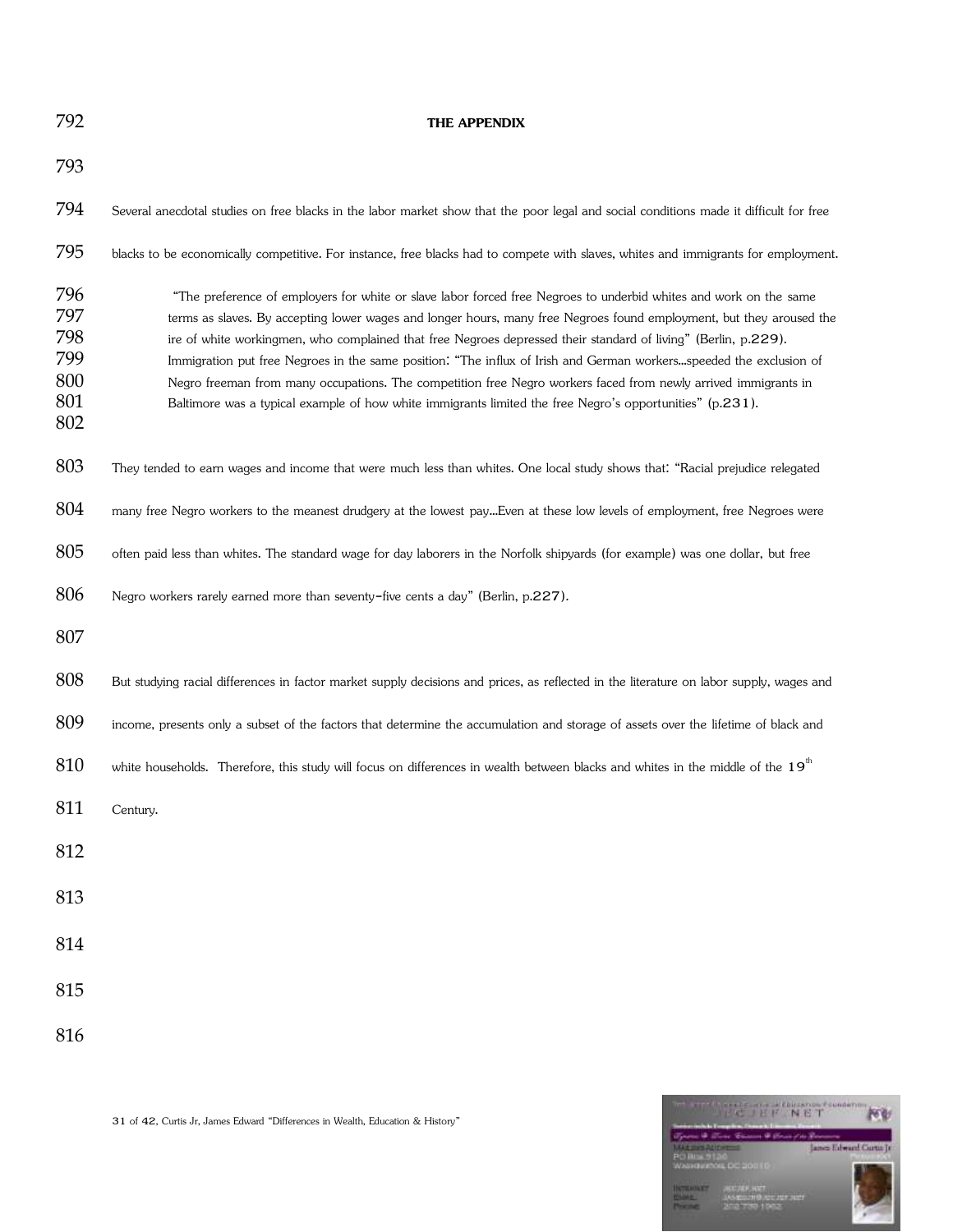# THE APPENDIX

Several anecdotal studies on free blacks in the labor market show that the poor legal and social conditions made it difficult for free blacks to be economically competitive. For instance, free blacks had to compete with slaves, whites and immigrants for employment.

> "The preference of employers for white or slave labor forced free Negroes to underbid whites and work on the same terms as slaves. By accepting lower wages and longer hours, many free Negroes found employment, but they aroused the ire of white workingmen, who complained that free Negroes depressed their standard of living" (Berlin, p.229). Immigration put free Negroes in the same position: "The influx of Irish and German workers…speeded the exclusion of Negro freeman from many occupations. The competition free Negro workers faced from newly arrived immigrants in Baltimore was a typical example of how white immigrants limited the free Negro's opportunities" (p.231).

They tended to earn wages and income that were much less than whites. One local study shows that: "Racial prejudice relegated many free Negro workers to the meanest drudgery at the lowest pay…Even at these low levels of employment, free Negroes were often paid less than whites. The standard wage for day laborers in the Norfolk shipyards (for example) was one dollar, but free Negro workers rarely earned more than seventy-five cents a day" (Berlin, p.227).

But studying racial differences in factor market supply decisions and prices, as reflected in the literature on labor supply, wages and income, presents only a subset of the factors that determine the accumulation and storage of assets over the lifetime of black and white households. Therefore, this study will focus on differences in wealth between blacks and whites in the middle of the 19th Century.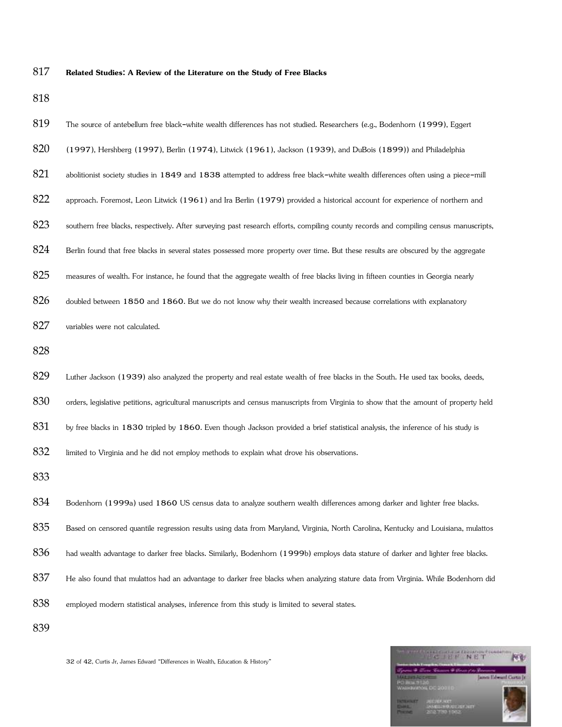**Related Studies: A Review of the Literature on the Study of Free Blacks**

The source of antebellum free black-white wealth differences has not studied. Researchers (e.g., Bodenhorn (1999), Eggert (1997), Hershberg (1997), Berlin (1974), Litwick (1961), Jackson (1939), and DuBois (1899)) and Philadelphia abolitionist society studies in 1849 and 1838 attempted to address free black-white wealth differences often using a piece-mill approach. Foremost, Leon Litwick (1961) and Ira Berlin (1979) provided a historical account for experience of northern and southern free blacks, respectively. After surveying past research efforts, compiling county records and compiling census manuscripts, Berlin found that free blacks in several states possessed more property over time. But these results are obscured by the aggregate measures of wealth. For instance, he found that the aggregate wealth of free blacks living in fifteen counties in Georgia nearly doubled between 1850 and 1860. But we do not know why their wealth increased because correlations with explanatory variables were not calculated.

Luther Jackson (1939) also analyzed the property and real estate wealth of free blacks in the South. He used tax books, deeds, orders, legislative petitions, agricultural manuscripts and census manuscripts from Virginia to show that the amount of property held by free blacks in 1830 tripled by 1860. Even though Jackson provided a brief statistical analysis, the inference of his study is limited to Virginia and he did not employ methods to explain what drove his observations.

Bodenhorn (1999a) used 1860 US census data to analyze southern wealth differences among darker and lighter free blacks. Based on censored quantile regression results using data from Maryland, Virginia, North Carolina, Kentucky and Louisiana, mulattos had wealth advantage to darker free blacks. Similarly, Bodenhorn (1999b) employs data stature of darker and lighter free blacks. He also found that mulattos had an advantage to darker free blacks when analyzing stature data from Virginia. While Bodenhorn did employed modern statistical analyses, inference from this study is limited to several states.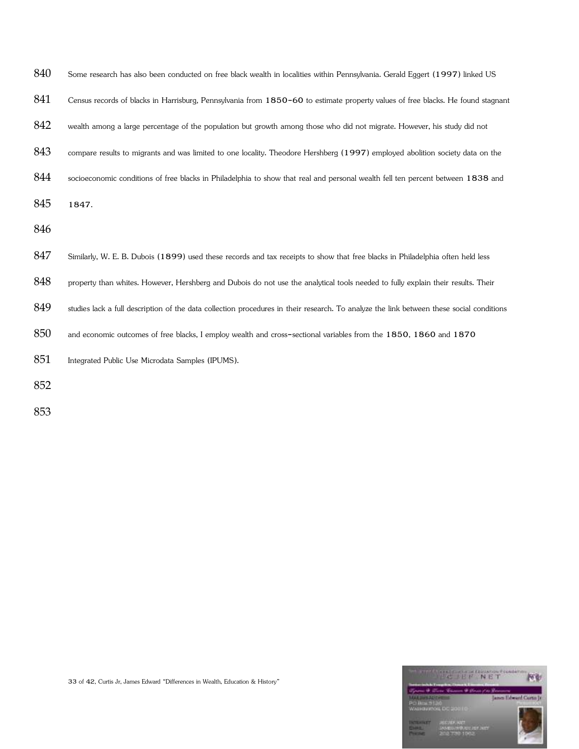Some research has also been conducted on free black wealth in localities within Pennsylvania. Gerald Eggert (1997) linked US Census records of blacks in Harrisburg, Pennsylvania from 1850-60 to estimate property values of free blacks. He found stagnant wealth among a large percentage of the population but growth among those who did not migrate. However, his study did not compare results to migrants and was limited to one locality. Theodore Hershberg (1997) employed abolition society data on the socioeconomic conditions of free blacks in Philadelphia to show that real and personal wealth fell ten percent between 1838 and 1847.

Similarly, W. E. B. Dubois (1899) used these records and tax receipts to show that free blacks in Philadelphia often held less property than whites. However, Hershberg and Dubois do not use the analytical tools needed to fully explain their results. Their studies lack a full description of the data collection procedures in their research. To analyze the link between these social conditions and economic outcomes of free blacks, I employ wealth and cross-sectional variables from the 1850, 1860 and 1870 Integrated Public Use Microdata Samples (IPUMS).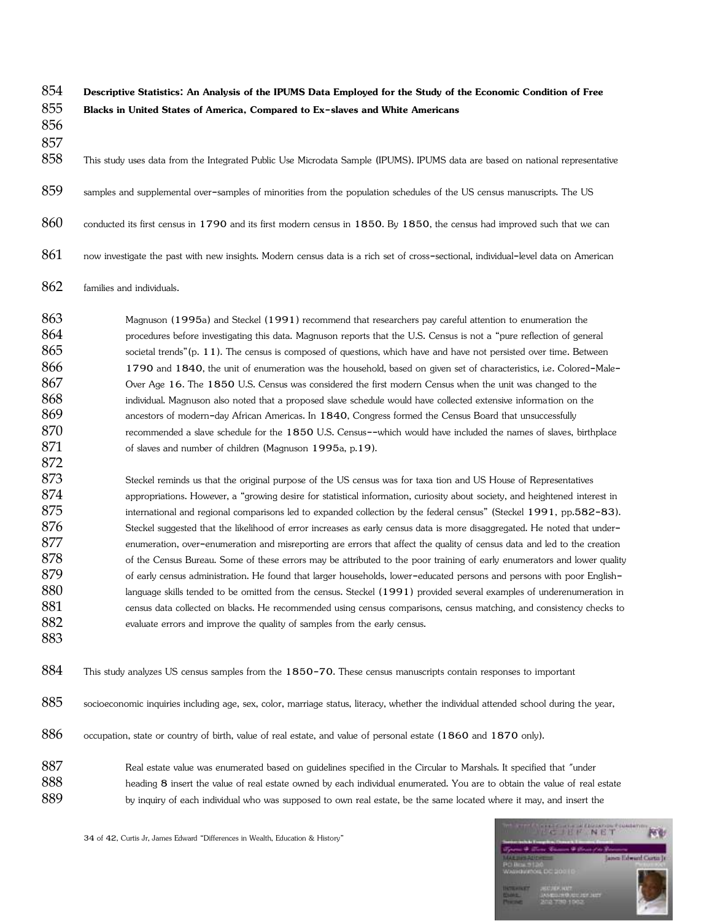**Descriptive Statistics: An Analysis of the IPUMS Data Employed for the Study of the Economic Condition of Free Blacks in United States of America, Compared to Ex-slaves and White Americans**

This study uses data from the Integrated Public Use Microdata Sample (IPUMS). IPUMS data are based on national representative samples and supplemental over-samples of minorities from the population schedules of the US census manuscripts. The US conducted its first census in 1790 and its first modern census in 1850. By 1850, the census had improved such that we can now investigate the past with new insights. Modern census data is a rich set of cross-sectional, individual-level data on American families and individuals.

> Magnuson (1995a) and Steckel (1991) recommend that researchers pay careful attention to enumeration the procedures before investigating this data. Magnuson reports that the U.S. Census is not a "pure reflection of general societal trends"(p. 11). The census is composed of questions, which have and have not persisted over time. Between 1790 and 1840, the unit of enumeration was the household, based on given set of characteristics, i.e. Colored-Male-Over Age 16. The 1850 U.S. Census was considered the first modern Census when the unit was changed to the individual. Magnuson also noted that a proposed slave schedule would have collected extensive information on the ancestors of modern-day African Americas. In 1840, Congress formed the Census Board that unsuccessfully recommended a slave schedule for the 1850 U.S. Census--which would have included the names of slaves, birthplace of slaves and number of children (Magnuson 1995a, p.19).
>
> Steckel reminds us that the original purpose of the US census was for taxa tion and US House of Representatives appropriations. However, a "growing desire for statistical information, curiosity about society, and heightened interest in international and regional comparisons led to expanded collection by the federal census" (Steckel 1991, pp.582-83). Steckel suggested that the likelihood of error increases as early census data is more disaggregated. He noted that under-enumeration, over-enumeration and misreporting are errors that affect the quality of census data and led to the creation of the Census Bureau. Some of these errors may be attributed to the poor training of early enumerators and lower quality of early census administration. He found that larger households, lower-educated persons and persons with poor English-language skills tended to be omitted from the census. Steckel (1991) provided several examples of underenumeration in census data collected on blacks. He recommended using census comparisons, census matching, and consistency checks to evaluate errors and improve the quality of samples from the early census.

This study analyzes US census samples from the 1850-70. These census manuscripts contain responses to important socioeconomic inquiries including age, sex, color, marriage status, literacy, whether the individual attended school during the year, occupation, state or country of birth, value of real estate, and value of personal estate (1860 and 1870 only).

> Real estate value was enumerated based on guidelines specified in the Circular to Marshals. It specified that "under heading 8 insert the value of real estate owned by each individual enumerated. You are to obtain the value of real estate by inquiry of each individual who was supposed to own real estate, be the same located where it may, and insert the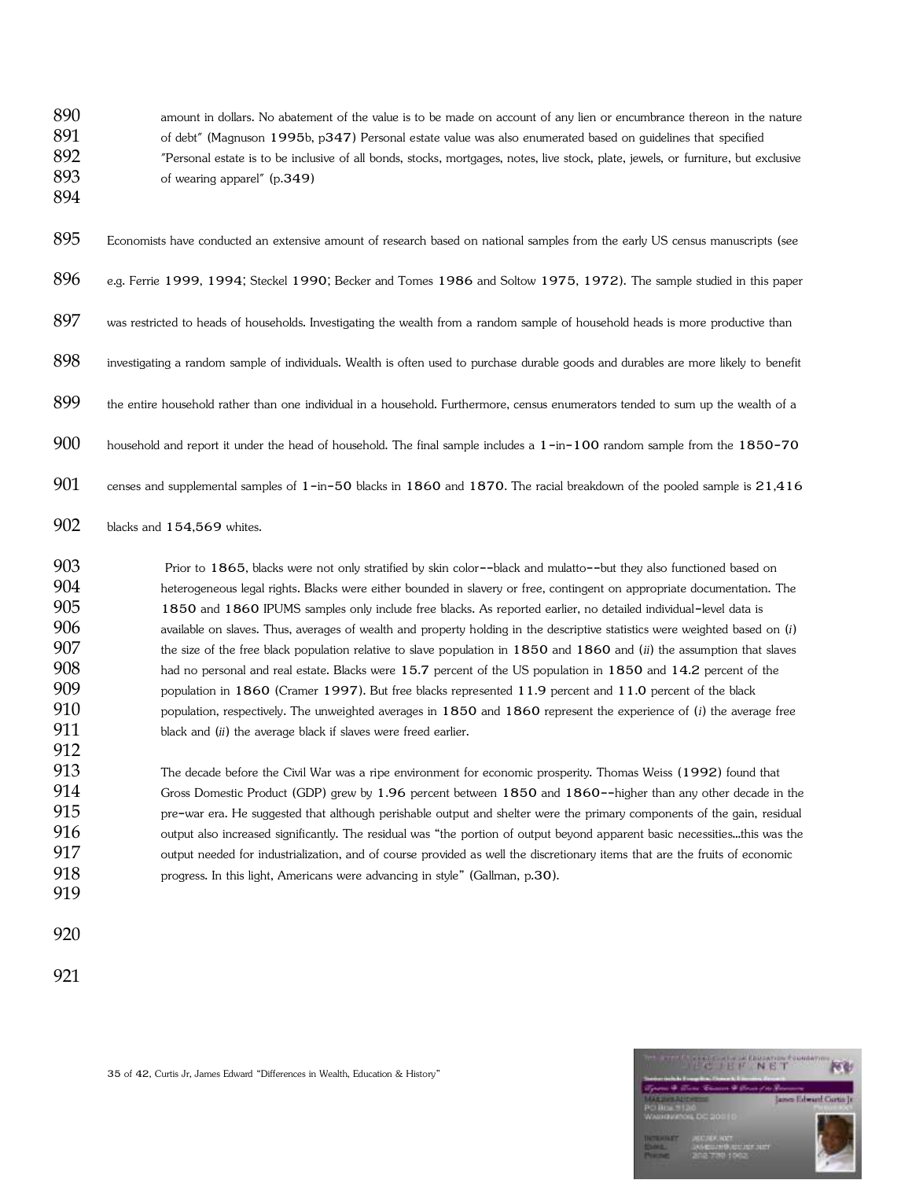amount in dollars. No abatement of the value is to be made on account of any lien or encumbrance thereon in the nature of debt" (Magnuson 1995b, p347) Personal estate value was also enumerated based on guidelines that specified "Personal estate is to be inclusive of all bonds, stocks, mortgages, notes, live stock, plate, jewels, or furniture, but exclusive of wearing apparel" (p.349)

Economists have conducted an extensive amount of research based on national samples from the early US census manuscripts (see e.g. Ferrie 1999, 1994; Steckel 1990; Becker and Tomes 1986 and Soltow 1975, 1972). The sample studied in this paper was restricted to heads of households. Investigating the wealth from a random sample of household heads is more productive than investigating a random sample of individuals. Wealth is often used to purchase durable goods and durables are more likely to benefit the entire household rather than one individual in a household. Furthermore, census enumerators tended to sum up the wealth of a household and report it under the head of household. The final sample includes a 1-in-100 random sample from the 1850-70 censes and supplemental samples of 1-in-50 blacks in 1860 and 1870. The racial breakdown of the pooled sample is 21,416 blacks and 154,569 whites.

Prior to 1865, blacks were not only stratified by skin color--black and mulatto--but they also functioned based on heterogeneous legal rights. Blacks were either bounded in slavery or free, contingent on appropriate documentation. The 1850 and 1860 IPUMS samples only include free blacks. As reported earlier, no detailed individual-level data is available on slaves. Thus, averages of wealth and property holding in the descriptive statistics were weighted based on (*i*) the size of the free black population relative to slave population in 1850 and 1860 and (*ii*) the assumption that slaves had no personal and real estate. Blacks were 15.7 percent of the US population in 1850 and 14.2 percent of the population in 1860 (Cramer 1997). But free blacks represented 11.9 percent and 11.0 percent of the black population, respectively. The unweighted averages in 1850 and 1860 represent the experience of (*i*) the average free black and (*ii*) the average black if slaves were freed earlier.

The decade before the Civil War was a ripe environment for economic prosperity. Thomas Weiss (1992) found that Gross Domestic Product (GDP) grew by 1.96 percent between 1850 and 1860--higher than any other decade in the pre-war era. He suggested that although perishable output and shelter were the primary components of the gain, residual output also increased significantly. The residual was "the portion of output beyond apparent basic necessities...this was the output needed for industrialization, and of course provided as well the discretionary items that are the fruits of economic progress. In this light, Americans were advancing in style" (Gallman, p.30).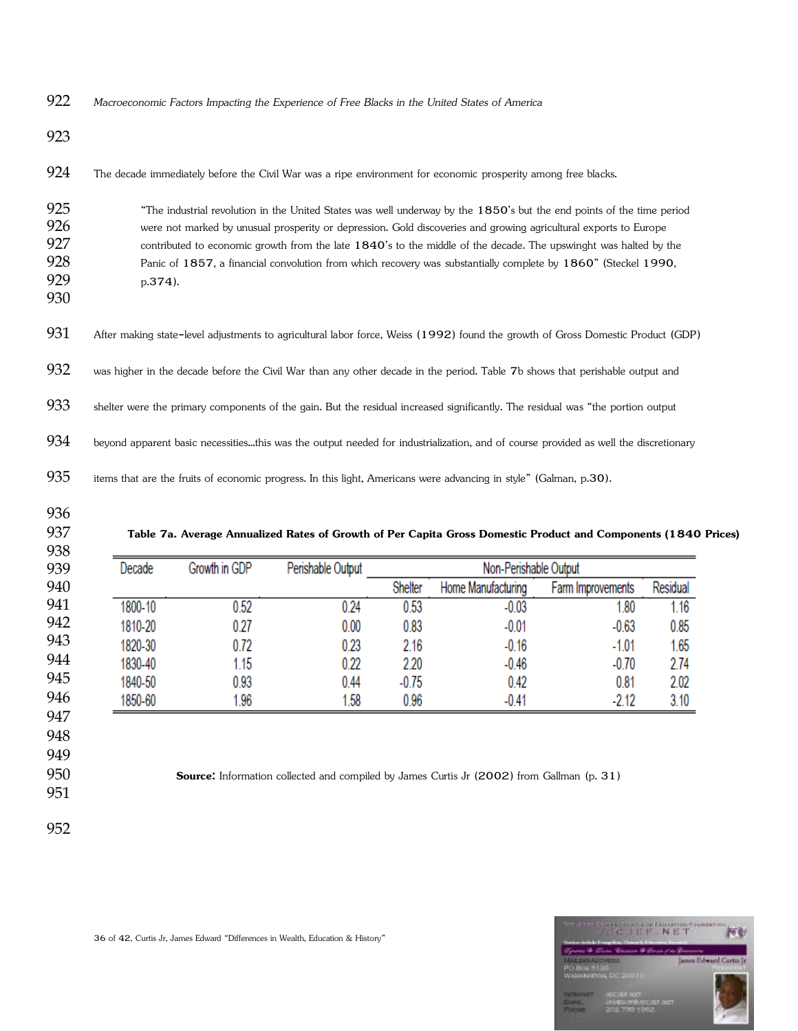The decade immediately before the Civil War was a ripe environment for economic prosperity among free blacks.

> "The industrial revolution in the United States was well underway by the 1850's but the end points of the time period were not marked by unusual prosperity or depression. Gold discoveries and growing agricultural exports to Europe contributed to economic growth from the late 1840's to the middle of the decade. The upswinght was halted by the Panic of 1857, a financial convolution from which recovery was substantially complete by 1860" (Steckel 1990, p.374).

After making state-level adjustments to agricultural labor force, Weiss (1992) found the growth of Gross Domestic Product (GDP) was higher in the decade before the Civil War than any other decade in the period. Table 7b shows that perishable output and shelter were the primary components of the gain. But the residual increased significantly. The residual was "the portion output beyond apparent basic necessities…this was the output needed for industrialization, and of course provided as well the discretionary items that are the fruits of economic progress. In this light, Americans were advancing in style" (Galman, p.30).

**Table 7a. Average Annualized Rates of Growth of Per Capita Gross Domestic Product and Components (1840 Prices)**

| Decade | Growth in GDP | Perishable Output | Non-Perishable Output | | | |
|---|---|---|---|---|---|---|
| | | | Shelter | Home Manufacturing | Farm Improvements | Residual |
| 1800-10 | 0.52 | 0.24 | 0.53 | -0.03 | 1.80 | 1.16 |
| 1810-20 | 0.27 | 0.00 | 0.83 | -0.01 | -0.63 | 0.85 |
| 1820-30 | 0.72 | 0.23 | 2.16 | -0.16 | -1.01 | 1.65 |
| 1830-40 | 1.15 | 0.22 | 2.20 | -0.46 | -0.70 | 2.74 |
| 1840-50 | 0.93 | 0.44 | -0.75 | 0.42 | 0.81 | 2.02 |
| 1850-60 | 1.96 | 1.58 | 0.96 | -0.41 | -2.12 | 3.10 |

**Source:** Information collected and compiled by James Curtis Jr (2002) from Gallman (p. 31)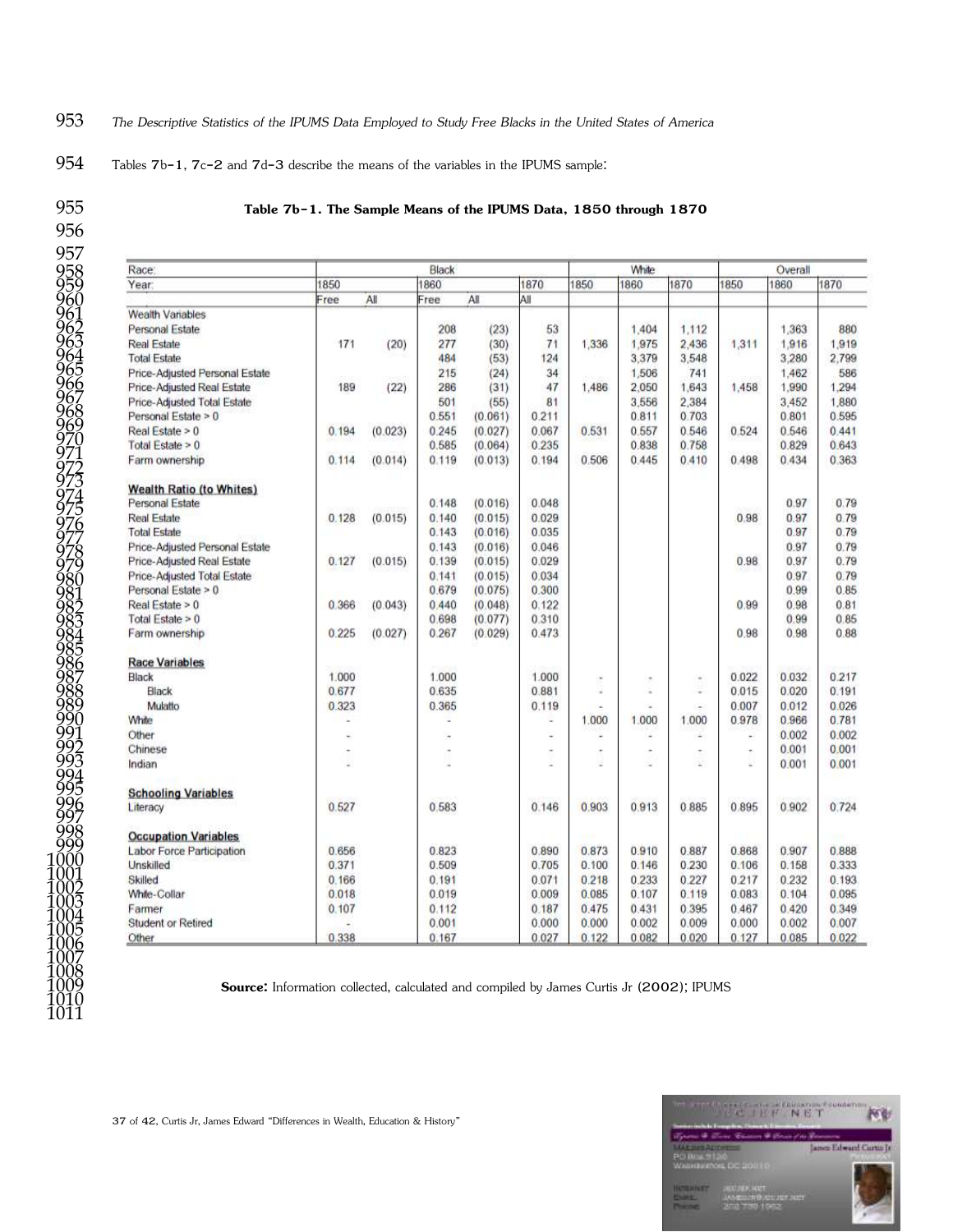*The Descriptive Statistics of the IPUMS Data Employed to Study Free Blacks in the United States of America*

Tables 7b-1, 7c-2 and 7d-3 describe the means of the variables in the IPUMS sample:

**Table 7b-1. The Sample Means of the IPUMS Data, 1850 through 1870**

| Race: | Black | | | | | White | | | Overall | | |
|---|---|---|---|---|---|---|---|---|---|---|---|
| Year: | 1850 | | 1860 | | 1870 | 1850 | 1860 | 1870 | 1850 | 1860 | 1870 |
| | Free | All | Free | All | All | | | | | | |
| Wealth Variables | | | | | | | | | | | |
| Personal Estate | | | 208 | (23) | 53 | | 1,404 | 1,112 | | 1,363 | 880 |
| Real Estate | 171 | (20) | 277 | (30) | 71 | 1,336 | 1,975 | 2,436 | 1,311 | 1,916 | 1,919 |
| Total Estate | | | 484 | (53) | 124 | | 3,379 | 3,548 | | 3,280 | 2,799 |
| Price-Adjusted Personal Estate | | | 215 | (24) | 34 | | 1,506 | 741 | | 1,462 | 586 |
| Price-Adjusted Real Estate | 189 | (22) | 286 | (31) | 47 | 1,486 | 2,050 | 1,643 | 1,458 | 1,990 | 1,294 |
| Price-Adjusted Total Estate | | | 501 | (55) | 81 | | 3,556 | 2,384 | | 3,452 | 1,880 |
| Personal Estate > 0 | | | 0.551 | (0.061) | 0.211 | | 0.811 | 0.703 | | 0.801 | 0.595 |
| Real Estate > 0 | 0.194 | (0.023) | 0.245 | (0.027) | 0.067 | 0.531 | 0.557 | 0.546 | 0.524 | 0.546 | 0.441 |
| Total Estate > 0 | | | 0.585 | (0.064) | 0.235 | | 0.838 | 0.758 | | 0.829 | 0.643 |
| Farm ownership | 0.114 | (0.014) | 0.119 | (0.013) | 0.194 | 0.506 | 0.445 | 0.410 | 0.498 | 0.434 | 0.363 |
| **Wealth Ratio (to Whites)** | | | | | | | | | | | |
| Personal Estate | | | 0.148 | (0.016) | 0.048 | | | | | 0.97 | 0.79 |
| Real Estate | 0.128 | (0.015) | 0.140 | (0.015) | 0.029 | | | | 0.98 | 0.97 | 0.79 |
| Total Estate | | | 0.143 | (0.016) | 0.035 | | | | | 0.97 | 0.79 |
| Price-Adjusted Personal Estate | | | 0.143 | (0.016) | 0.046 | | | | | 0.97 | 0.79 |
| Price-Adjusted Real Estate | 0.127 | (0.015) | 0.139 | (0.015) | 0.029 | | | | 0.98 | 0.97 | 0.79 |
| Price-Adjusted Total Estate | | | 0.141 | (0.015) | 0.034 | | | | | 0.97 | 0.79 |
| Personal Estate > 0 | | | 0.679 | (0.075) | 0.300 | | | | | 0.99 | 0.85 |
| Real Estate > 0 | 0.366 | (0.043) | 0.440 | (0.048) | 0.122 | | | | 0.99 | 0.98 | 0.81 |
| Total Estate > 0 | | | 0.698 | (0.077) | 0.310 | | | | | 0.99 | 0.85 |
| Farm ownership | 0.225 | (0.027) | 0.267 | (0.029) | 0.473 | | | | 0.98 | 0.98 | 0.88 |
| **Race Variables** | | | | | | | | | | | |
| Black | 1.000 | | 1.000 | | 1.000 | - | - | - | 0.022 | 0.032 | 0.217 |
| Black | 0.677 | | 0.635 | | 0.881 | - | - | - | 0.015 | 0.020 | 0.191 |
| Mulatto | 0.323 | | 0.365 | | 0.119 | - | - | - | 0.007 | 0.012 | 0.026 |
| White | - | | - | | - | 1.000 | 1.000 | 1.000 | 0.978 | 0.966 | 0.781 |
| Other | - | | - | | - | - | - | - | - | 0.002 | 0.002 |
| Chinese | - | | - | | - | - | - | - | - | 0.001 | 0.001 |
| Indian | - | | - | | - | - | - | - | - | 0.001 | 0.001 |
| **Schooling Variables** | | | | | | | | | | | |
| Literacy | 0.527 | | 0.583 | | 0.146 | 0.903 | 0.913 | 0.885 | 0.895 | 0.902 | 0.724 |
| **Occupation Variables** | | | | | | | | | | | |
| Labor Force Participation | 0.656 | | 0.823 | | 0.890 | 0.873 | 0.910 | 0.887 | 0.868 | 0.907 | 0.888 |
| Unskilled | 0.371 | | 0.509 | | 0.705 | 0.100 | 0.146 | 0.230 | 0.106 | 0.158 | 0.333 |
| Skilled | 0.166 | | 0.191 | | 0.071 | 0.218 | 0.233 | 0.227 | 0.217 | 0.232 | 0.193 |
| White-Collar | 0.018 | | 0.019 | | 0.009 | 0.085 | 0.107 | 0.119 | 0.083 | 0.104 | 0.095 |
| Farmer | 0.107 | | 0.112 | | 0.187 | 0.475 | 0.431 | 0.395 | 0.467 | 0.420 | 0.349 |
| Student or Retired | - | | 0.001 | | 0.000 | 0.000 | 0.002 | 0.009 | 0.000 | 0.002 | 0.007 |
| Other | 0.338 | | 0.167 | | 0.027 | 0.122 | 0.082 | 0.020 | 0.127 | 0.085 | 0.022 |

**Source:** Information collected, calculated and compiled by James Curtis Jr (2002); IPUMS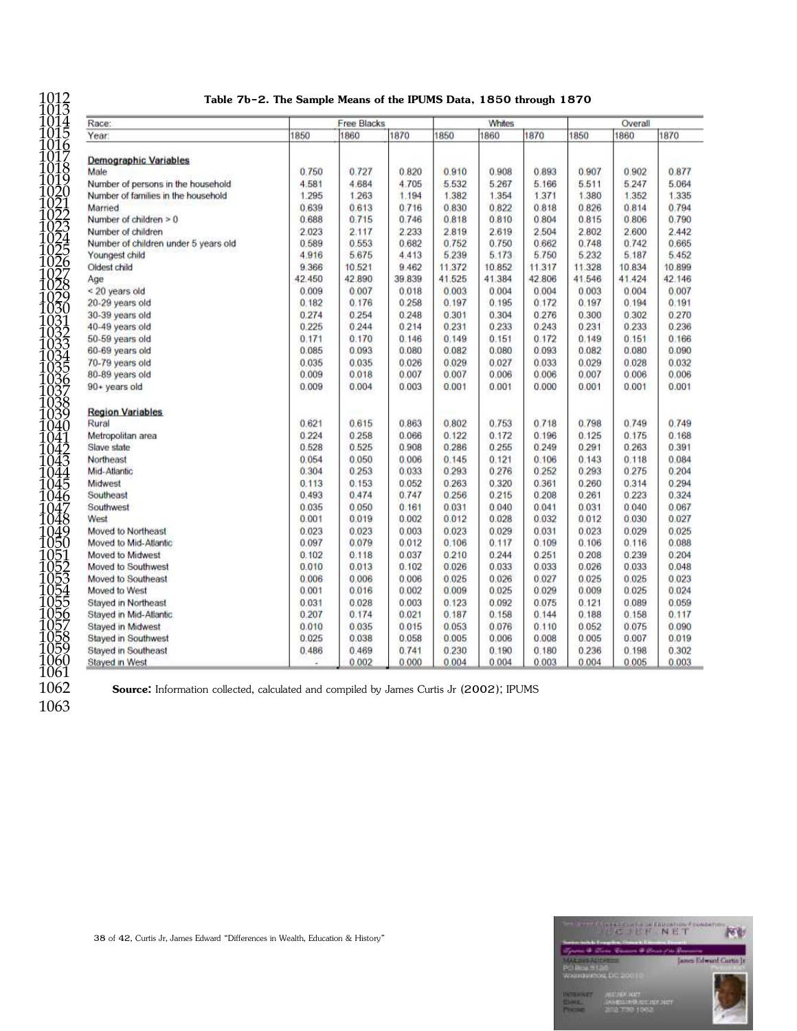**Table 7b-2. The Sample Means of the IPUMS Data, 1850 through 1870**

| Race: | Free Blacks | | | Whites | | | Overall | | |
|---|---|---|---|---|---|---|---|---|---|
| Year: | 1850 | 1860 | 1870 | 1850 | 1860 | 1870 | 1850 | 1860 | 1870 |
| **Demographic Variables** | | | | | | | | | |
| Male | 0.750 | 0.727 | 0.820 | 0.910 | 0.908 | 0.893 | 0.907 | 0.902 | 0.877 |
| Number of persons in the household | 4.581 | 4.684 | 4.705 | 5.532 | 5.267 | 5.166 | 5.511 | 5.247 | 5.064 |
| Number of families in the household | 1.295 | 1.263 | 1.194 | 1.382 | 1.354 | 1.371 | 1.380 | 1.352 | 1.335 |
| Married | 0.639 | 0.613 | 0.716 | 0.830 | 0.822 | 0.818 | 0.826 | 0.814 | 0.794 |
| Number of children > 0 | 0.688 | 0.715 | 0.746 | 0.818 | 0.810 | 0.804 | 0.815 | 0.806 | 0.790 |
| Number of children | 2.023 | 2.117 | 2.233 | 2.819 | 2.619 | 2.504 | 2.802 | 2.600 | 2.442 |
| Number of children under 5 years old | 0.589 | 0.553 | 0.682 | 0.752 | 0.750 | 0.662 | 0.748 | 0.742 | 0.665 |
| Youngest child | 4.916 | 5.675 | 4.413 | 5.239 | 5.173 | 5.750 | 5.232 | 5.187 | 5.452 |
| Oldest child | 9.366 | 10.521 | 9.462 | 11.372 | 10.852 | 11.317 | 11.328 | 10.834 | 10.899 |
| Age | 42.450 | 42.890 | 39.839 | 41.525 | 41.384 | 42.806 | 41.546 | 41.424 | 42.146 |
| < 20 years old | 0.009 | 0.007 | 0.018 | 0.003 | 0.004 | 0.004 | 0.003 | 0.004 | 0.007 |
| 20-29 years old | 0.182 | 0.176 | 0.258 | 0.197 | 0.195 | 0.172 | 0.197 | 0.194 | 0.191 |
| 30-39 years old | 0.274 | 0.254 | 0.248 | 0.301 | 0.304 | 0.276 | 0.300 | 0.302 | 0.270 |
| 40-49 years old | 0.225 | 0.244 | 0.214 | 0.231 | 0.233 | 0.243 | 0.231 | 0.233 | 0.236 |
| 50-59 years old | 0.171 | 0.170 | 0.146 | 0.149 | 0.151 | 0.172 | 0.149 | 0.151 | 0.166 |
| 60-69 years old | 0.085 | 0.093 | 0.080 | 0.082 | 0.080 | 0.093 | 0.082 | 0.080 | 0.090 |
| 70-79 years old | 0.035 | 0.035 | 0.026 | 0.029 | 0.027 | 0.033 | 0.029 | 0.028 | 0.032 |
| 80-89 years old | 0.009 | 0.018 | 0.007 | 0.007 | 0.006 | 0.006 | 0.007 | 0.006 | 0.006 |
| 90+ years old | 0.009 | 0.004 | 0.003 | 0.001 | 0.001 | 0.000 | 0.001 | 0.001 | 0.001 |
| **Region Variables** | | | | | | | | | |
| Rural | 0.621 | 0.615 | 0.863 | 0.802 | 0.753 | 0.718 | 0.798 | 0.749 | 0.749 |
| Metropolitan area | 0.224 | 0.258 | 0.066 | 0.122 | 0.172 | 0.196 | 0.125 | 0.175 | 0.168 |
| Slave state | 0.528 | 0.525 | 0.908 | 0.286 | 0.255 | 0.249 | 0.291 | 0.263 | 0.391 |
| Northeast | 0.054 | 0.050 | 0.006 | 0.145 | 0.121 | 0.106 | 0.143 | 0.118 | 0.084 |
| Mid-Atlantic | 0.304 | 0.253 | 0.033 | 0.293 | 0.276 | 0.252 | 0.293 | 0.275 | 0.204 |
| Midwest | 0.113 | 0.153 | 0.052 | 0.263 | 0.320 | 0.361 | 0.260 | 0.314 | 0.294 |
| Southeast | 0.493 | 0.474 | 0.747 | 0.256 | 0.215 | 0.208 | 0.261 | 0.223 | 0.324 |
| Southwest | 0.035 | 0.050 | 0.161 | 0.031 | 0.040 | 0.041 | 0.031 | 0.040 | 0.067 |
| West | 0.001 | 0.019 | 0.002 | 0.012 | 0.028 | 0.032 | 0.012 | 0.030 | 0.027 |
| Moved to Northeast | 0.023 | 0.023 | 0.003 | 0.023 | 0.029 | 0.031 | 0.023 | 0.029 | 0.025 |
| Moved to Mid-Atlantic | 0.097 | 0.079 | 0.012 | 0.106 | 0.117 | 0.109 | 0.106 | 0.116 | 0.088 |
| Moved to Midwest | 0.102 | 0.118 | 0.037 | 0.210 | 0.244 | 0.251 | 0.208 | 0.239 | 0.204 |
| Moved to Southwest | 0.010 | 0.013 | 0.102 | 0.026 | 0.033 | 0.033 | 0.026 | 0.033 | 0.048 |
| Moved to Southeast | 0.006 | 0.006 | 0.006 | 0.025 | 0.026 | 0.027 | 0.025 | 0.025 | 0.023 |
| Moved to West | 0.001 | 0.016 | 0.002 | 0.009 | 0.025 | 0.029 | 0.009 | 0.025 | 0.024 |
| Stayed in Northeast | 0.031 | 0.028 | 0.003 | 0.123 | 0.092 | 0.075 | 0.121 | 0.089 | 0.059 |
| Stayed in Mid-Atlantic | 0.207 | 0.174 | 0.021 | 0.187 | 0.158 | 0.144 | 0.188 | 0.158 | 0.117 |
| Stayed in Midwest | 0.010 | 0.035 | 0.015 | 0.053 | 0.076 | 0.110 | 0.052 | 0.075 | 0.090 |
| Stayed in Southwest | 0.025 | 0.038 | 0.058 | 0.005 | 0.006 | 0.008 | 0.005 | 0.007 | 0.019 |
| Stayed in Southeast | 0.486 | 0.469 | 0.741 | 0.230 | 0.190 | 0.180 | 0.236 | 0.198 | 0.302 |
| Stayed in West | - | 0.002 | 0.000 | 0.004 | 0.004 | 0.003 | 0.004 | 0.005 | 0.003 |

**Source:** Information collected, calculated and compiled by James Curtis Jr (2002); IPUMS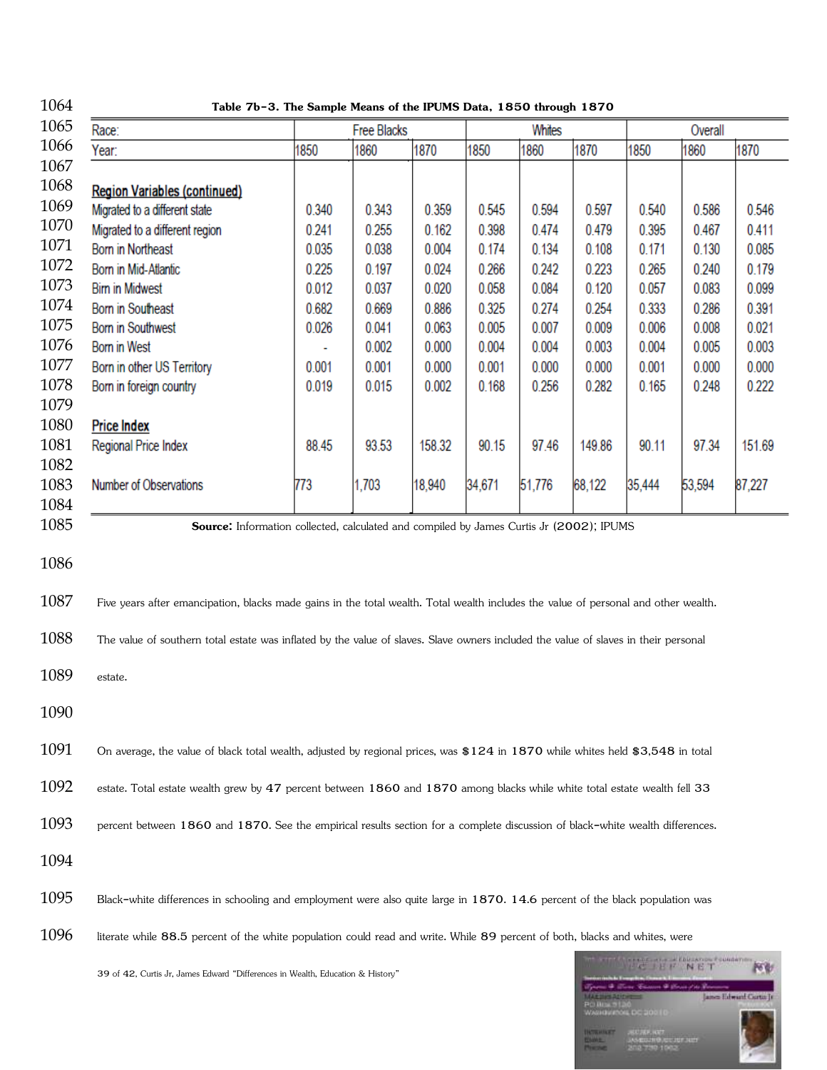**Table 7b-3. The Sample Means of the IPUMS Data, 1850 through 1870**

| Race: | Free Blacks | | | Whites | | | Overall | | |
|---|---|---|---|---|---|---|---|---|---|
| Year: | 1850 | 1860 | 1870 | 1850 | 1860 | 1870 | 1850 | 1860 | 1870 |
| **Region Variables (continued)** | | | | | | | | | |
| Migrated to a different state | 0.340 | 0.343 | 0.359 | 0.545 | 0.594 | 0.597 | 0.540 | 0.586 | 0.546 |
| Migrated to a different region | 0.241 | 0.255 | 0.162 | 0.398 | 0.474 | 0.479 | 0.395 | 0.467 | 0.411 |
| Born in Northeast | 0.035 | 0.038 | 0.004 | 0.174 | 0.134 | 0.108 | 0.171 | 0.130 | 0.085 |
| Born in Mid-Atlantic | 0.225 | 0.197 | 0.024 | 0.266 | 0.242 | 0.223 | 0.265 | 0.240 | 0.179 |
| Birn in Midwest | 0.012 | 0.037 | 0.020 | 0.058 | 0.084 | 0.120 | 0.057 | 0.083 | 0.099 |
| Born in Southeast | 0.682 | 0.669 | 0.886 | 0.325 | 0.274 | 0.254 | 0.333 | 0.286 | 0.391 |
| Born in Southwest | 0.026 | 0.041 | 0.063 | 0.005 | 0.007 | 0.009 | 0.006 | 0.008 | 0.021 |
| Born in West | - | 0.002 | 0.000 | 0.004 | 0.004 | 0.003 | 0.004 | 0.005 | 0.003 |
| Born in other US Territory | 0.001 | 0.001 | 0.000 | 0.001 | 0.000 | 0.000 | 0.001 | 0.000 | 0.000 |
| Born in foreign country | 0.019 | 0.015 | 0.002 | 0.168 | 0.256 | 0.282 | 0.165 | 0.248 | 0.222 |
| **Price Index** | | | | | | | | | |
| Regional Price Index | 88.45 | 93.53 | 158.32 | 90.15 | 97.46 | 149.86 | 90.11 | 97.34 | 151.69 |
| Number of Observations | 773 | 1,703 | 18,940 | 34,671 | 51,776 | 68,122 | 35,444 | 53,594 | 87,227 |

**Source:** Information collected, calculated and compiled by James Curtis Jr (2002); IPUMS

Five years after emancipation, blacks made gains in the total wealth. Total wealth includes the value of personal and other wealth. The value of southern total estate was inflated by the value of slaves. Slave owners included the value of slaves in their personal estate.

On average, the value of black total wealth, adjusted by regional prices, was $124 in 1870 while whites held $3,548 in total estate. Total estate wealth grew by 47 percent between 1860 and 1870 among blacks while white total estate wealth fell 33 percent between 1860 and 1870. See the empirical results section for a complete discussion of black-white wealth differences.

Black-white differences in schooling and employment were also quite large in 1870. 14.6 percent of the black population was literate while 88.5 percent of the white population could read and write. While 89 percent of both, blacks and whites, were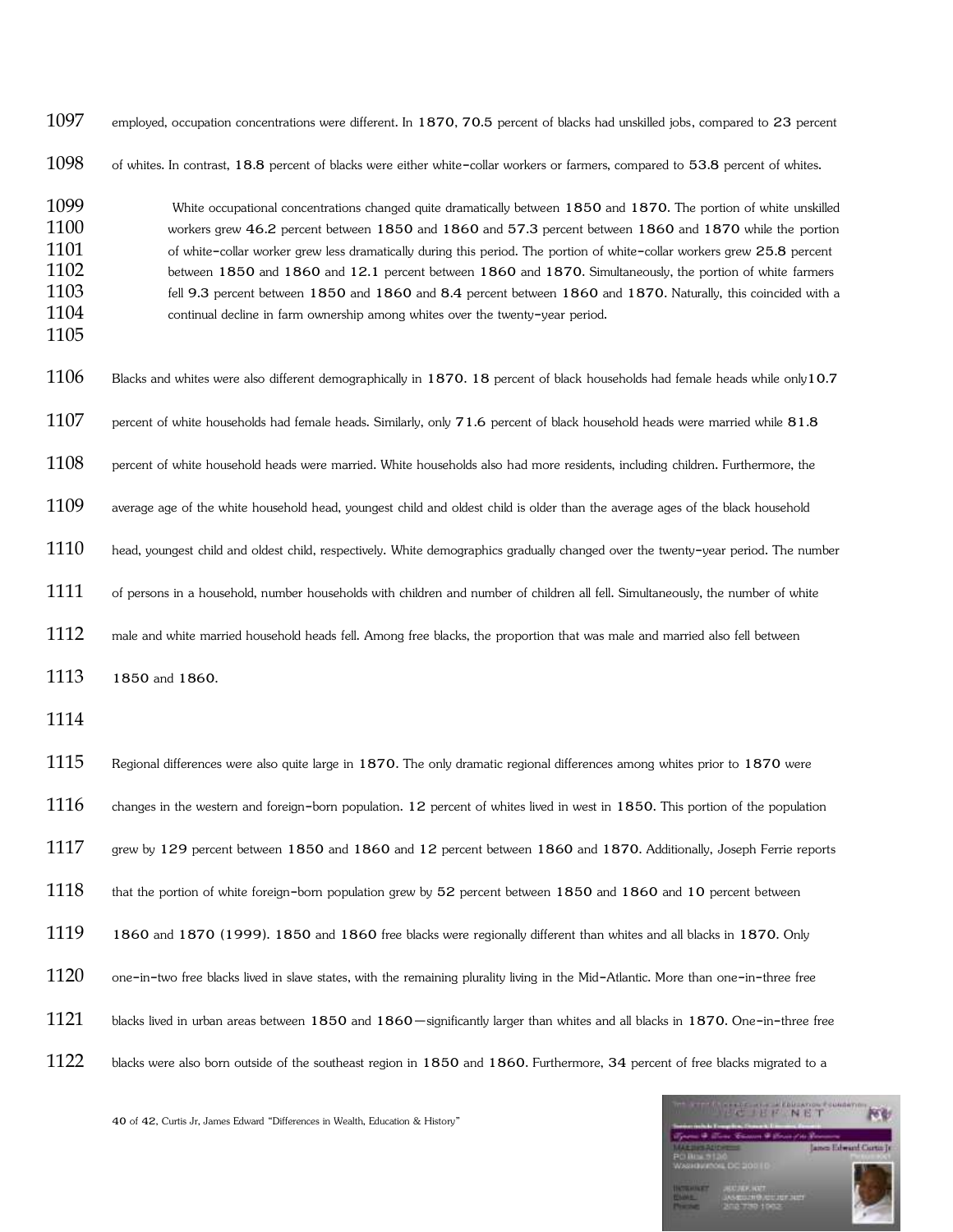employed, occupation concentrations were different. In 1870, 70.5 percent of blacks had unskilled jobs, compared to 23 percent of whites. In contrast, 18.8 percent of blacks were either white-collar workers or farmers, compared to 53.8 percent of whites.

White occupational concentrations changed quite dramatically between 1850 and 1870. The portion of white unskilled workers grew 46.2 percent between 1850 and 1860 and 57.3 percent between 1860 and 1870 while the portion of white-collar worker grew less dramatically during this period. The portion of white-collar workers grew 25.8 percent between 1850 and 1860 and 12.1 percent between 1860 and 1870. Simultaneously, the portion of white farmers fell 9.3 percent between 1850 and 1860 and 8.4 percent between 1860 and 1870. Naturally, this coincided with a continual decline in farm ownership among whites over the twenty-year period.

Blacks and whites were also different demographically in 1870. 18 percent of black households had female heads while only10.7 percent of white households had female heads. Similarly, only 71.6 percent of black household heads were married while 81.8 percent of white household heads were married. White households also had more residents, including children. Furthermore, the average age of the white household head, youngest child and oldest child is older than the average ages of the black household head, youngest child and oldest child, respectively. White demographics gradually changed over the twenty-year period. The number of persons in a household, number households with children and number of children all fell. Simultaneously, the number of white male and white married household heads fell. Among free blacks, the proportion that was male and married also fell between 1850 and 1860.

Regional differences were also quite large in 1870. The only dramatic regional differences among whites prior to 1870 were changes in the western and foreign-born population. 12 percent of whites lived in west in 1850. This portion of the population grew by 129 percent between 1850 and 1860 and 12 percent between 1860 and 1870. Additionally, Joseph Ferrie reports that the portion of white foreign-born population grew by 52 percent between 1850 and 1860 and 10 percent between 1860 and 1870 (1999). 1850 and 1860 free blacks were regionally different than whites and all blacks in 1870. Only one-in-two free blacks lived in slave states, with the remaining plurality living in the Mid-Atlantic. More than one-in-three free blacks lived in urban areas between 1850 and 1860—significantly larger than whites and all blacks in 1870. One-in-three free blacks were also born outside of the southeast region in 1850 and 1860. Furthermore, 34 percent of free blacks migrated to a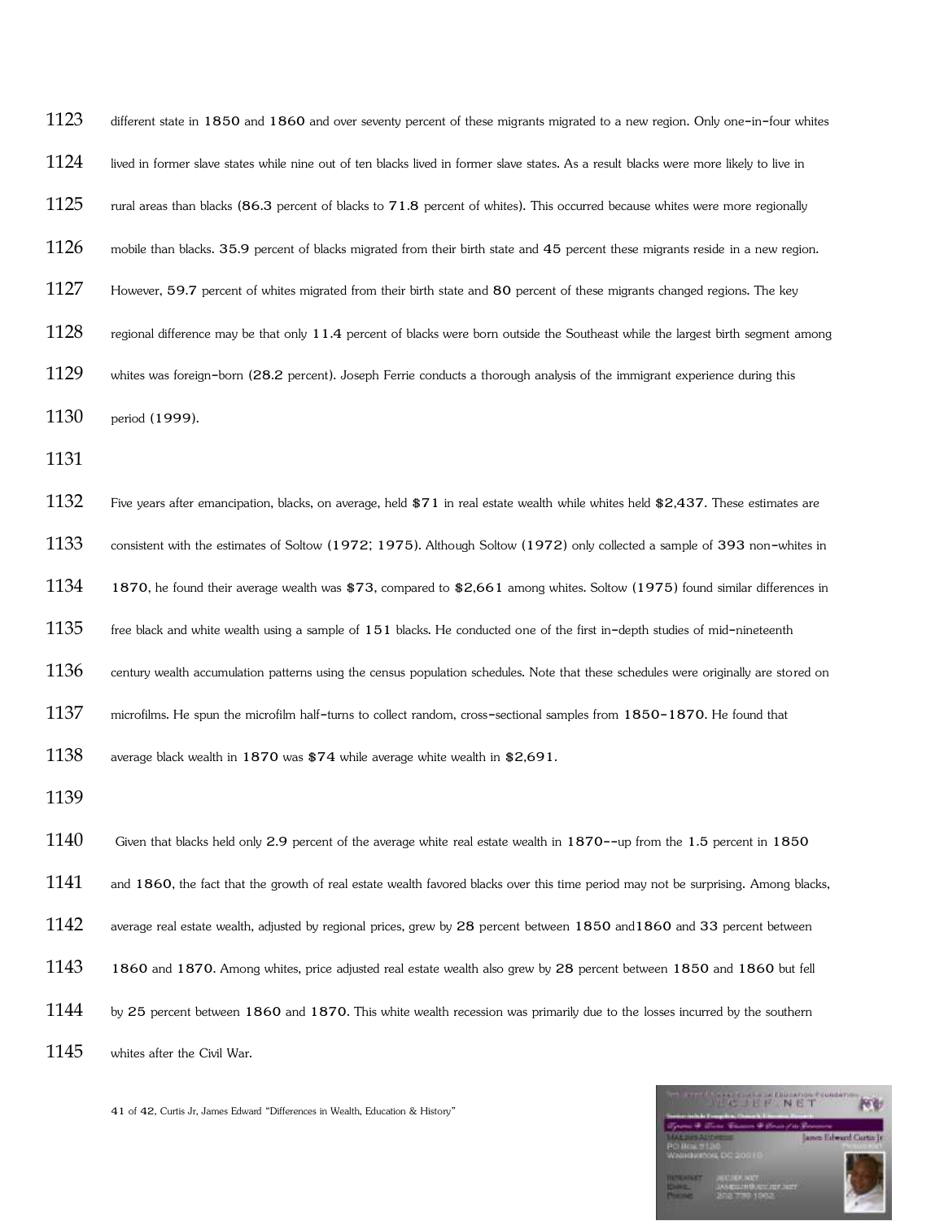different state in 1850 and 1860 and over seventy percent of these migrants migrated to a new region. Only one-in-four whites lived in former slave states while nine out of ten blacks lived in former slave states. As a result blacks were more likely to live in rural areas than blacks (86.3 percent of blacks to 71.8 percent of whites). This occurred because whites were more regionally mobile than blacks. 35.9 percent of blacks migrated from their birth state and 45 percent these migrants reside in a new region. However, 59.7 percent of whites migrated from their birth state and 80 percent of these migrants changed regions. The key regional difference may be that only 11.4 percent of blacks were born outside the Southeast while the largest birth segment among whites was foreign-born (28.2 percent). Joseph Ferrie conducts a thorough analysis of the immigrant experience during this period (1999).

Five years after emancipation, blacks, on average, held $71 in real estate wealth while whites held $2,437. These estimates are consistent with the estimates of Soltow (1972; 1975). Although Soltow (1972) only collected a sample of 393 non-whites in 1870, he found their average wealth was $73, compared to $2,661 among whites. Soltow (1975) found similar differences in free black and white wealth using a sample of 151 blacks. He conducted one of the first in-depth studies of mid-nineteenth century wealth accumulation patterns using the census population schedules. Note that these schedules were originally are stored on microfilms. He spun the microfilm half-turns to collect random, cross-sectional samples from 1850-1870. He found that average black wealth in 1870 was $74 while average white wealth in $2,691.

Given that blacks held only 2.9 percent of the average white real estate wealth in 1870--up from the 1.5 percent in 1850 and 1860, the fact that the growth of real estate wealth favored blacks over this time period may not be surprising. Among blacks, average real estate wealth, adjusted by regional prices, grew by 28 percent between 1850 and1860 and 33 percent between 1860 and 1870. Among whites, price adjusted real estate wealth also grew by 28 percent between 1850 and 1860 but fell by 25 percent between 1860 and 1870. This white wealth recession was primarily due to the losses incurred by the southern whites after the Civil War.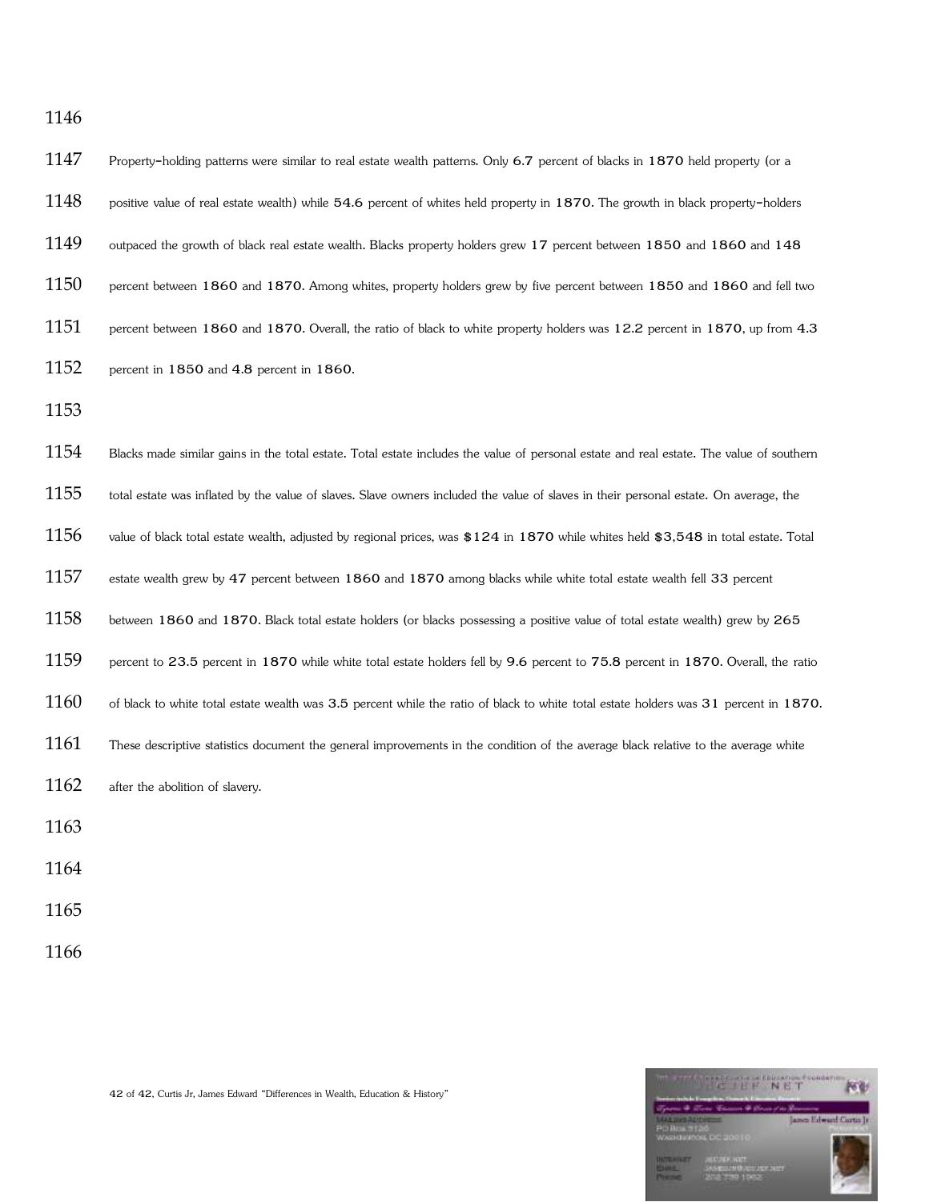Property-holding patterns were similar to real estate wealth patterns. Only 6.7 percent of blacks in 1870 held property (or a positive value of real estate wealth) while 54.6 percent of whites held property in 1870. The growth in black property-holders outpaced the growth of black real estate wealth. Blacks property holders grew 17 percent between 1850 and 1860 and 148 percent between 1860 and 1870. Among whites, property holders grew by five percent between 1850 and 1860 and fell two percent between 1860 and 1870. Overall, the ratio of black to white property holders was 12.2 percent in 1870, up from 4.3 percent in 1850 and 4.8 percent in 1860.

Blacks made similar gains in the total estate. Total estate includes the value of personal estate and real estate. The value of southern total estate was inflated by the value of slaves. Slave owners included the value of slaves in their personal estate. On average, the value of black total estate wealth, adjusted by regional prices, was $124 in 1870 while whites held $3,548 in total estate. Total estate wealth grew by 47 percent between 1860 and 1870 among blacks while white total estate wealth fell 33 percent between 1860 and 1870. Black total estate holders (or blacks possessing a positive value of total estate wealth) grew by 265 percent to 23.5 percent in 1870 while white total estate holders fell by 9.6 percent to 75.8 percent in 1870. Overall, the ratio of black to white total estate wealth was 3.5 percent while the ratio of black to white total estate holders was 31 percent in 1870. These descriptive statistics document the general improvements in the condition of the average black relative to the average white after the abolition of slavery.